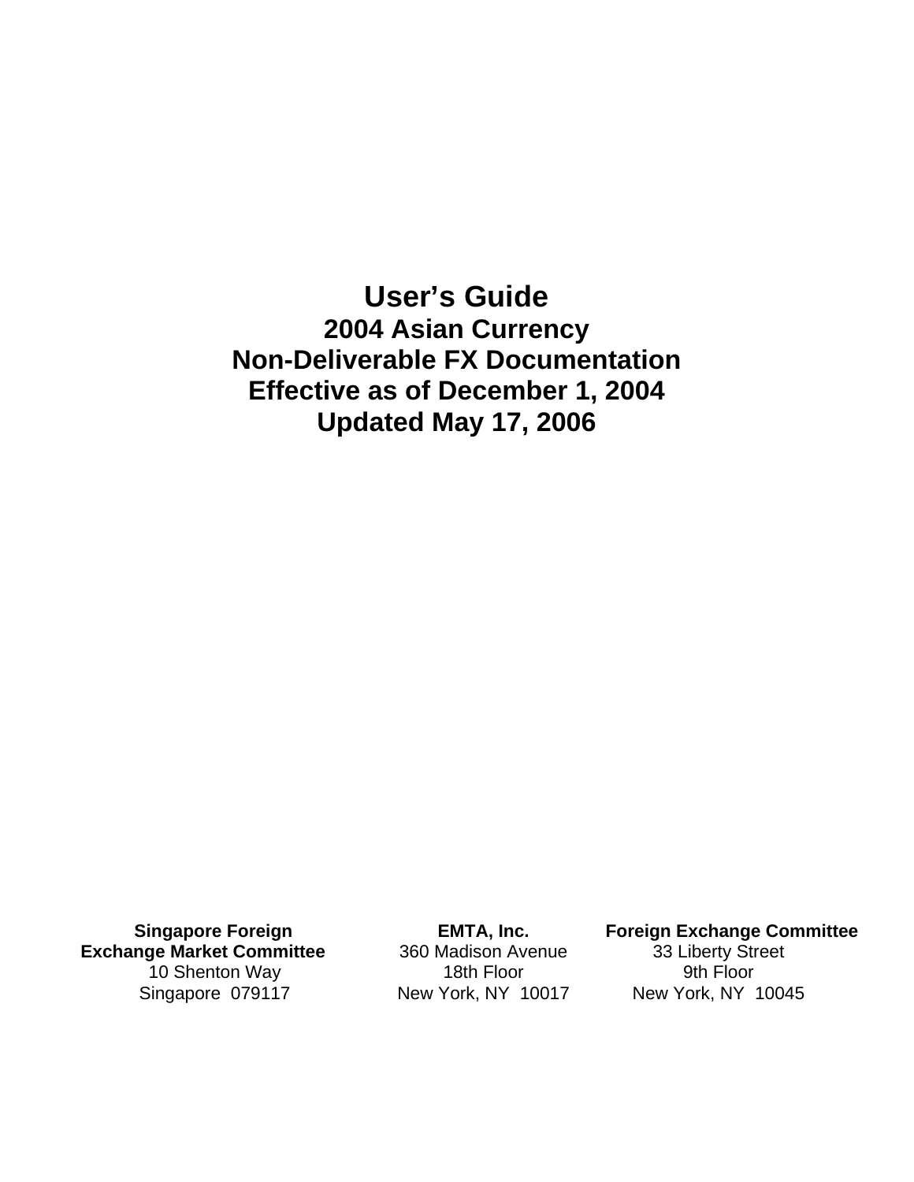# User's Guide

## 2004 Asian Currency
## Non-Deliverable FX Documentation
## Effective as of December 1, 2004
## Updated May 17, 2006

**Singapore Foreign Exchange Market Committee**
10 Shenton Way
Singapore 079117

**EMTA, Inc.**
360 Madison Avenue
18th Floor
New York, NY 10017

**Foreign Exchange Committee**
33 Liberty Street
9th Floor
New York, NY 10045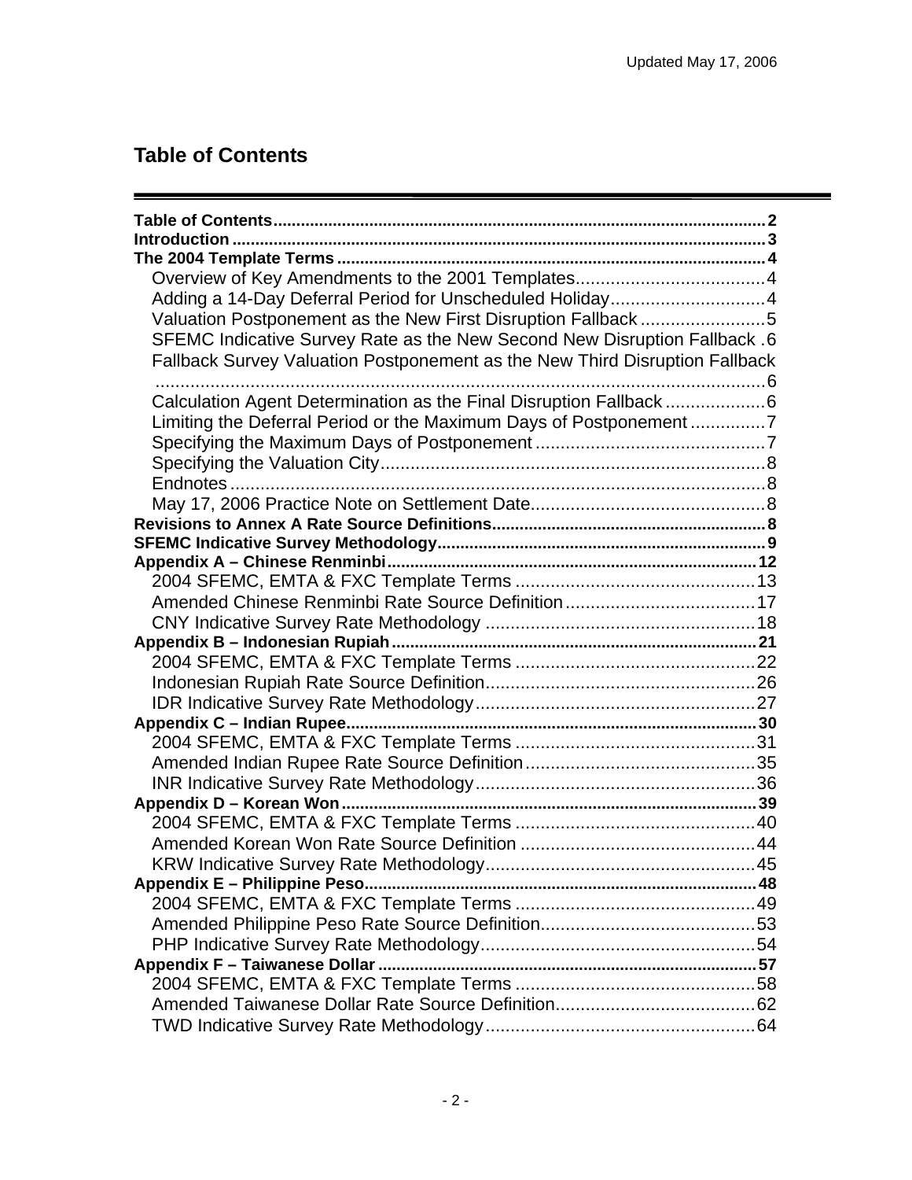## Table of Contents

- **Table of Contents** .......... 2
- **Introduction** .......... 3
- **The 2004 Template Terms** .......... 4
  - Overview of Key Amendments to the 2001 Templates .......... 4
  - Adding a 14-Day Deferral Period for Unscheduled Holiday .......... 4
  - Valuation Postponement as the New First Disruption Fallback .......... 5
  - SFEMC Indicative Survey Rate as the New Second New Disruption Fallback .......... 6
  - Fallback Survey Valuation Postponement as the New Third Disruption Fallback .......... 6
  - Calculation Agent Determination as the Final Disruption Fallback .......... 6
  - Limiting the Deferral Period or the Maximum Days of Postponement .......... 7
  - Specifying the Maximum Days of Postponement .......... 7
  - Specifying the Valuation City .......... 8
  - Endnotes .......... 8
  - May 17, 2006 Practice Note on Settlement Date .......... 8
- **Revisions to Annex A Rate Source Definitions** .......... 8
- **SFEMC Indicative Survey Methodology** .......... 9
- **Appendix A – Chinese Renminbi** .......... 12
  - 2004 SFEMC, EMTA & FXC Template Terms .......... 13
  - Amended Chinese Renminbi Rate Source Definition .......... 17
  - CNY Indicative Survey Rate Methodology .......... 18
- **Appendix B – Indonesian Rupiah** .......... 21
  - 2004 SFEMC, EMTA & FXC Template Terms .......... 22
  - Indonesian Rupiah Rate Source Definition .......... 26
  - IDR Indicative Survey Rate Methodology .......... 27
- **Appendix C – Indian Rupee** .......... 30
  - 2004 SFEMC, EMTA & FXC Template Terms .......... 31
  - Amended Indian Rupee Rate Source Definition .......... 35
  - INR Indicative Survey Rate Methodology .......... 36
- **Appendix D – Korean Won** .......... 39
  - 2004 SFEMC, EMTA & FXC Template Terms .......... 40
  - Amended Korean Won Rate Source Definition .......... 44
  - KRW Indicative Survey Rate Methodology .......... 45
- **Appendix E – Philippine Peso** .......... 48
  - 2004 SFEMC, EMTA & FXC Template Terms .......... 49
  - Amended Philippine Peso Rate Source Definition .......... 53
  - PHP Indicative Survey Rate Methodology .......... 54
- **Appendix F – Taiwanese Dollar** .......... 57
  - 2004 SFEMC, EMTA & FXC Template Terms .......... 58
  - Amended Taiwanese Dollar Rate Source Definition .......... 62
  - TWD Indicative Survey Rate Methodology .......... 64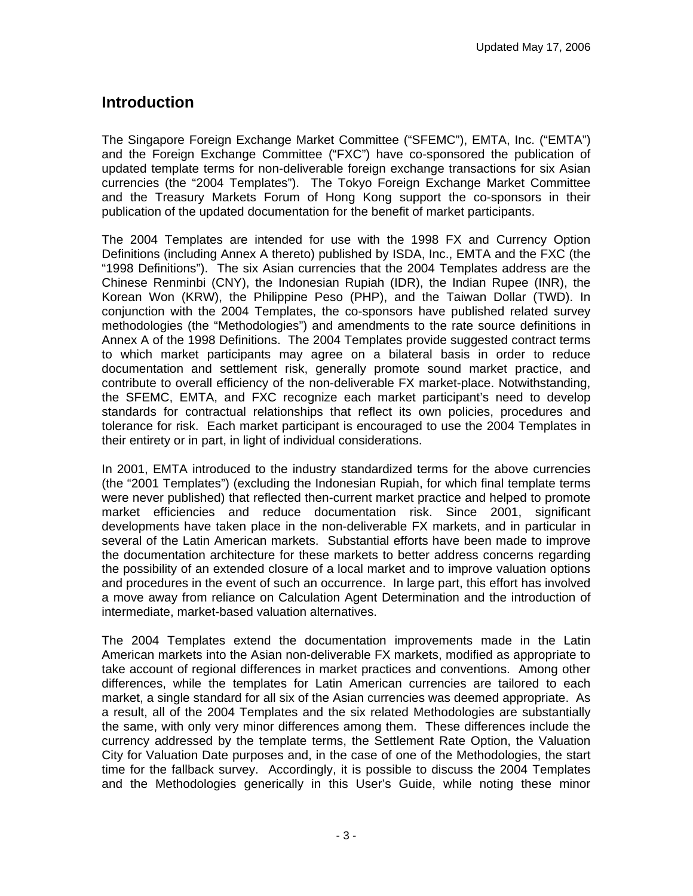## Introduction

The Singapore Foreign Exchange Market Committee ("SFEMC"), EMTA, Inc. ("EMTA") and the Foreign Exchange Committee ("FXC") have co-sponsored the publication of updated template terms for non-deliverable foreign exchange transactions for six Asian currencies (the "2004 Templates"). The Tokyo Foreign Exchange Market Committee and the Treasury Markets Forum of Hong Kong support the co-sponsors in their publication of the updated documentation for the benefit of market participants.

The 2004 Templates are intended for use with the 1998 FX and Currency Option Definitions (including Annex A thereto) published by ISDA, Inc., EMTA and the FXC (the "1998 Definitions"). The six Asian currencies that the 2004 Templates address are the Chinese Renminbi (CNY), the Indonesian Rupiah (IDR), the Indian Rupee (INR), the Korean Won (KRW), the Philippine Peso (PHP), and the Taiwan Dollar (TWD). In conjunction with the 2004 Templates, the co-sponsors have published related survey methodologies (the "Methodologies") and amendments to the rate source definitions in Annex A of the 1998 Definitions. The 2004 Templates provide suggested contract terms to which market participants may agree on a bilateral basis in order to reduce documentation and settlement risk, generally promote sound market practice, and contribute to overall efficiency of the non-deliverable FX market-place. Notwithstanding, the SFEMC, EMTA, and FXC recognize each market participant's need to develop standards for contractual relationships that reflect its own policies, procedures and tolerance for risk. Each market participant is encouraged to use the 2004 Templates in their entirety or in part, in light of individual considerations.

In 2001, EMTA introduced to the industry standardized terms for the above currencies (the "2001 Templates") (excluding the Indonesian Rupiah, for which final template terms were never published) that reflected then-current market practice and helped to promote market efficiencies and reduce documentation risk. Since 2001, significant developments have taken place in the non-deliverable FX markets, and in particular in several of the Latin American markets. Substantial efforts have been made to improve the documentation architecture for these markets to better address concerns regarding the possibility of an extended closure of a local market and to improve valuation options and procedures in the event of such an occurrence. In large part, this effort has involved a move away from reliance on Calculation Agent Determination and the introduction of intermediate, market-based valuation alternatives.

The 2004 Templates extend the documentation improvements made in the Latin American markets into the Asian non-deliverable FX markets, modified as appropriate to take account of regional differences in market practices and conventions. Among other differences, while the templates for Latin American currencies are tailored to each market, a single standard for all six of the Asian currencies was deemed appropriate. As a result, all of the 2004 Templates and the six related Methodologies are substantially the same, with only very minor differences among them. These differences include the currency addressed by the template terms, the Settlement Rate Option, the Valuation City for Valuation Date purposes and, in the case of one of the Methodologies, the start time for the fallback survey. Accordingly, it is possible to discuss the 2004 Templates and the Methodologies generically in this User's Guide, while noting these minor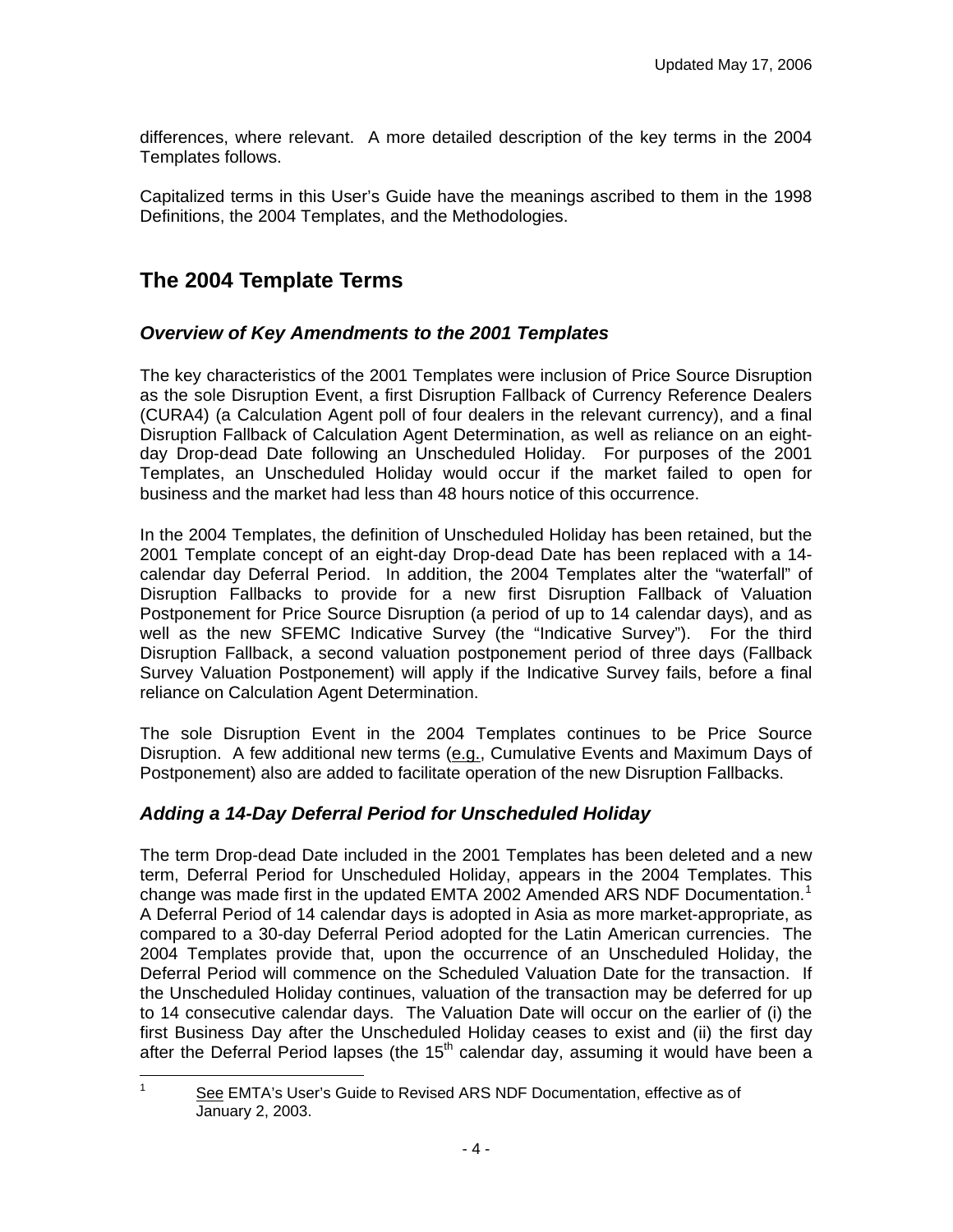differences, where relevant. A more detailed description of the key terms in the 2004 Templates follows.

Capitalized terms in this User's Guide have the meanings ascribed to them in the 1998 Definitions, the 2004 Templates, and the Methodologies.

## The 2004 Template Terms

### *Overview of Key Amendments to the 2001 Templates*

The key characteristics of the 2001 Templates were inclusion of Price Source Disruption as the sole Disruption Event, a first Disruption Fallback of Currency Reference Dealers (CURA4) (a Calculation Agent poll of four dealers in the relevant currency), and a final Disruption Fallback of Calculation Agent Determination, as well as reliance on an eight-day Drop-dead Date following an Unscheduled Holiday. For purposes of the 2001 Templates, an Unscheduled Holiday would occur if the market failed to open for business and the market had less than 48 hours notice of this occurrence.

In the 2004 Templates, the definition of Unscheduled Holiday has been retained, but the 2001 Template concept of an eight-day Drop-dead Date has been replaced with a 14-calendar day Deferral Period. In addition, the 2004 Templates alter the "waterfall" of Disruption Fallbacks to provide for a new first Disruption Fallback of Valuation Postponement for Price Source Disruption (a period of up to 14 calendar days), and as well as the new SFEMC Indicative Survey (the "Indicative Survey"). For the third Disruption Fallback, a second valuation postponement period of three days (Fallback Survey Valuation Postponement) will apply if the Indicative Survey fails, before a final reliance on Calculation Agent Determination.

The sole Disruption Event in the 2004 Templates continues to be Price Source Disruption. A few additional new terms (e.g., Cumulative Events and Maximum Days of Postponement) also are added to facilitate operation of the new Disruption Fallbacks.

### *Adding a 14-Day Deferral Period for Unscheduled Holiday*

The term Drop-dead Date included in the 2001 Templates has been deleted and a new term, Deferral Period for Unscheduled Holiday, appears in the 2004 Templates. This change was made first in the updated EMTA 2002 Amended ARS NDF Documentation.[1] A Deferral Period of 14 calendar days is adopted in Asia as more market-appropriate, as compared to a 30-day Deferral Period adopted for the Latin American currencies. The 2004 Templates provide that, upon the occurrence of an Unscheduled Holiday, the Deferral Period will commence on the Scheduled Valuation Date for the transaction. If the Unscheduled Holiday continues, valuation of the transaction may be deferred for up to 14 consecutive calendar days. The Valuation Date will occur on the earlier of (i) the first Business Day after the Unscheduled Holiday ceases to exist and (ii) the first day after the Deferral Period lapses (the 15th calendar day, assuming it would have been a

[1] See EMTA's User's Guide to Revised ARS NDF Documentation, effective as of January 2, 2003.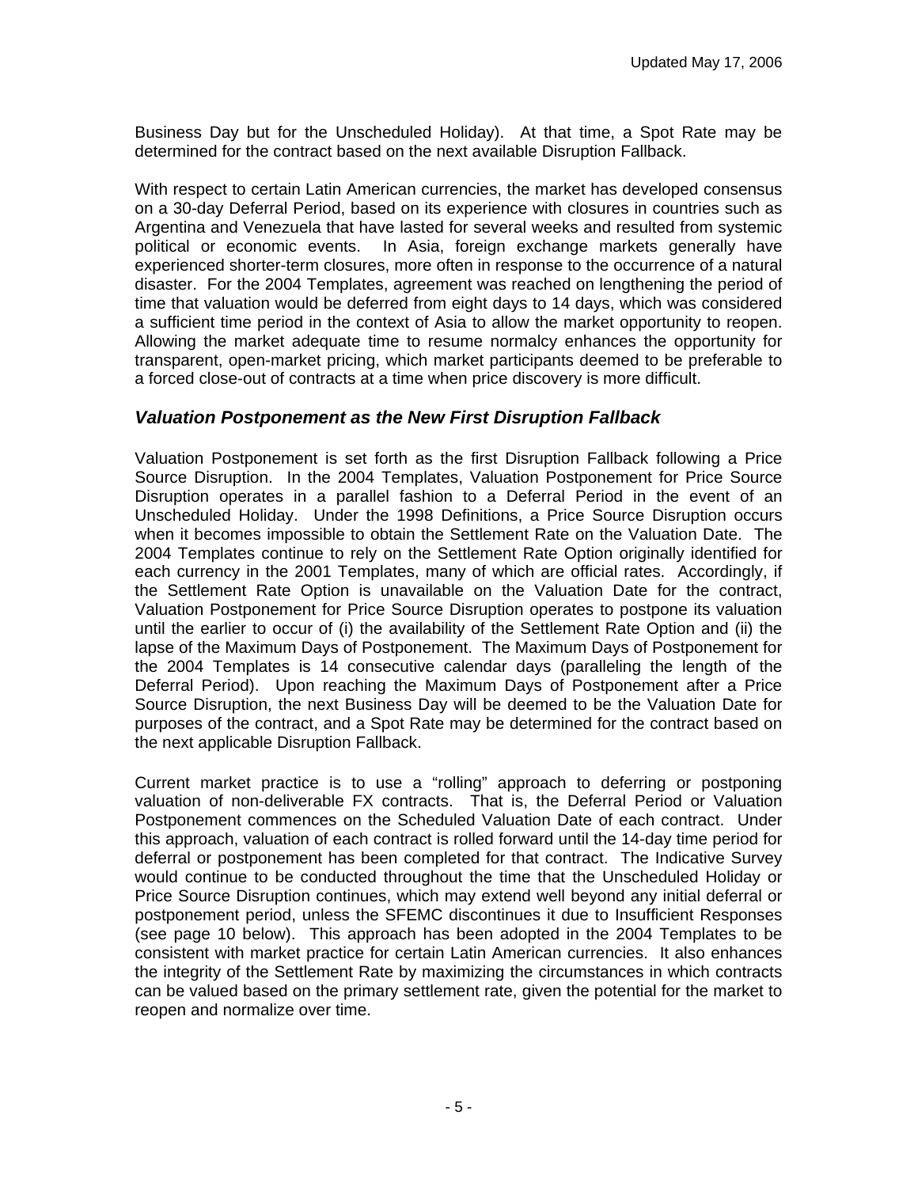Business Day but for the Unscheduled Holiday). At that time, a Spot Rate may be determined for the contract based on the next available Disruption Fallback.

With respect to certain Latin American currencies, the market has developed consensus on a 30-day Deferral Period, based on its experience with closures in countries such as Argentina and Venezuela that have lasted for several weeks and resulted from systemic political or economic events. In Asia, foreign exchange markets generally have experienced shorter-term closures, more often in response to the occurrence of a natural disaster. For the 2004 Templates, agreement was reached on lengthening the period of time that valuation would be deferred from eight days to 14 days, which was considered a sufficient time period in the context of Asia to allow the market opportunity to reopen. Allowing the market adequate time to resume normalcy enhances the opportunity for transparent, open-market pricing, which market participants deemed to be preferable to a forced close-out of contracts at a time when price discovery is more difficult.

### *Valuation Postponement as the New First Disruption Fallback*

Valuation Postponement is set forth as the first Disruption Fallback following a Price Source Disruption. In the 2004 Templates, Valuation Postponement for Price Source Disruption operates in a parallel fashion to a Deferral Period in the event of an Unscheduled Holiday. Under the 1998 Definitions, a Price Source Disruption occurs when it becomes impossible to obtain the Settlement Rate on the Valuation Date. The 2004 Templates continue to rely on the Settlement Rate Option originally identified for each currency in the 2001 Templates, many of which are official rates. Accordingly, if the Settlement Rate Option is unavailable on the Valuation Date for the contract, Valuation Postponement for Price Source Disruption operates to postpone its valuation until the earlier to occur of (i) the availability of the Settlement Rate Option and (ii) the lapse of the Maximum Days of Postponement. The Maximum Days of Postponement for the 2004 Templates is 14 consecutive calendar days (paralleling the length of the Deferral Period). Upon reaching the Maximum Days of Postponement after a Price Source Disruption, the next Business Day will be deemed to be the Valuation Date for purposes of the contract, and a Spot Rate may be determined for the contract based on the next applicable Disruption Fallback.

Current market practice is to use a "rolling" approach to deferring or postponing valuation of non-deliverable FX contracts. That is, the Deferral Period or Valuation Postponement commences on the Scheduled Valuation Date of each contract. Under this approach, valuation of each contract is rolled forward until the 14-day time period for deferral or postponement has been completed for that contract. The Indicative Survey would continue to be conducted throughout the time that the Unscheduled Holiday or Price Source Disruption continues, which may extend well beyond any initial deferral or postponement period, unless the SFEMC discontinues it due to Insufficient Responses (see page 10 below). This approach has been adopted in the 2004 Templates to be consistent with market practice for certain Latin American currencies. It also enhances the integrity of the Settlement Rate by maximizing the circumstances in which contracts can be valued based on the primary settlement rate, given the potential for the market to reopen and normalize over time.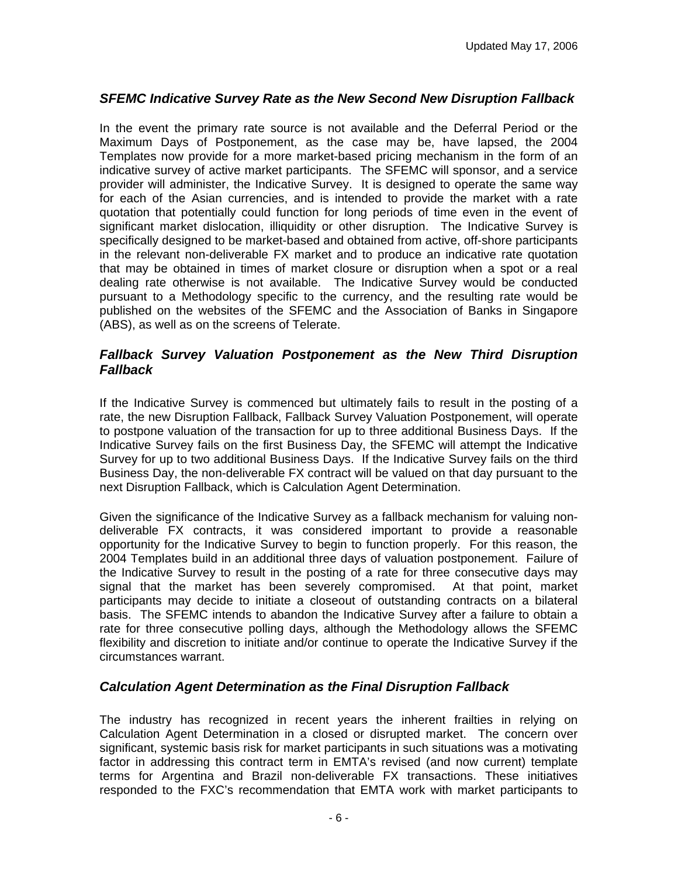### *SFEMC Indicative Survey Rate as the New Second New Disruption Fallback*

In the event the primary rate source is not available and the Deferral Period or the Maximum Days of Postponement, as the case may be, have lapsed, the 2004 Templates now provide for a more market-based pricing mechanism in the form of an indicative survey of active market participants. The SFEMC will sponsor, and a service provider will administer, the Indicative Survey. It is designed to operate the same way for each of the Asian currencies, and is intended to provide the market with a rate quotation that potentially could function for long periods of time even in the event of significant market dislocation, illiquidity or other disruption. The Indicative Survey is specifically designed to be market-based and obtained from active, off-shore participants in the relevant non-deliverable FX market and to produce an indicative rate quotation that may be obtained in times of market closure or disruption when a spot or a real dealing rate otherwise is not available. The Indicative Survey would be conducted pursuant to a Methodology specific to the currency, and the resulting rate would be published on the websites of the SFEMC and the Association of Banks in Singapore (ABS), as well as on the screens of Telerate.

### *Fallback Survey Valuation Postponement as the New Third Disruption Fallback*

If the Indicative Survey is commenced but ultimately fails to result in the posting of a rate, the new Disruption Fallback, Fallback Survey Valuation Postponement, will operate to postpone valuation of the transaction for up to three additional Business Days. If the Indicative Survey fails on the first Business Day, the SFEMC will attempt the Indicative Survey for up to two additional Business Days. If the Indicative Survey fails on the third Business Day, the non-deliverable FX contract will be valued on that day pursuant to the next Disruption Fallback, which is Calculation Agent Determination.

Given the significance of the Indicative Survey as a fallback mechanism for valuing non-deliverable FX contracts, it was considered important to provide a reasonable opportunity for the Indicative Survey to begin to function properly. For this reason, the 2004 Templates build in an additional three days of valuation postponement. Failure of the Indicative Survey to result in the posting of a rate for three consecutive days may signal that the market has been severely compromised. At that point, market participants may decide to initiate a closeout of outstanding contracts on a bilateral basis. The SFEMC intends to abandon the Indicative Survey after a failure to obtain a rate for three consecutive polling days, although the Methodology allows the SFEMC flexibility and discretion to initiate and/or continue to operate the Indicative Survey if the circumstances warrant.

### *Calculation Agent Determination as the Final Disruption Fallback*

The industry has recognized in recent years the inherent frailties in relying on Calculation Agent Determination in a closed or disrupted market. The concern over significant, systemic basis risk for market participants in such situations was a motivating factor in addressing this contract term in EMTA's revised (and now current) template terms for Argentina and Brazil non-deliverable FX transactions. These initiatives responded to the FXC's recommendation that EMTA work with market participants to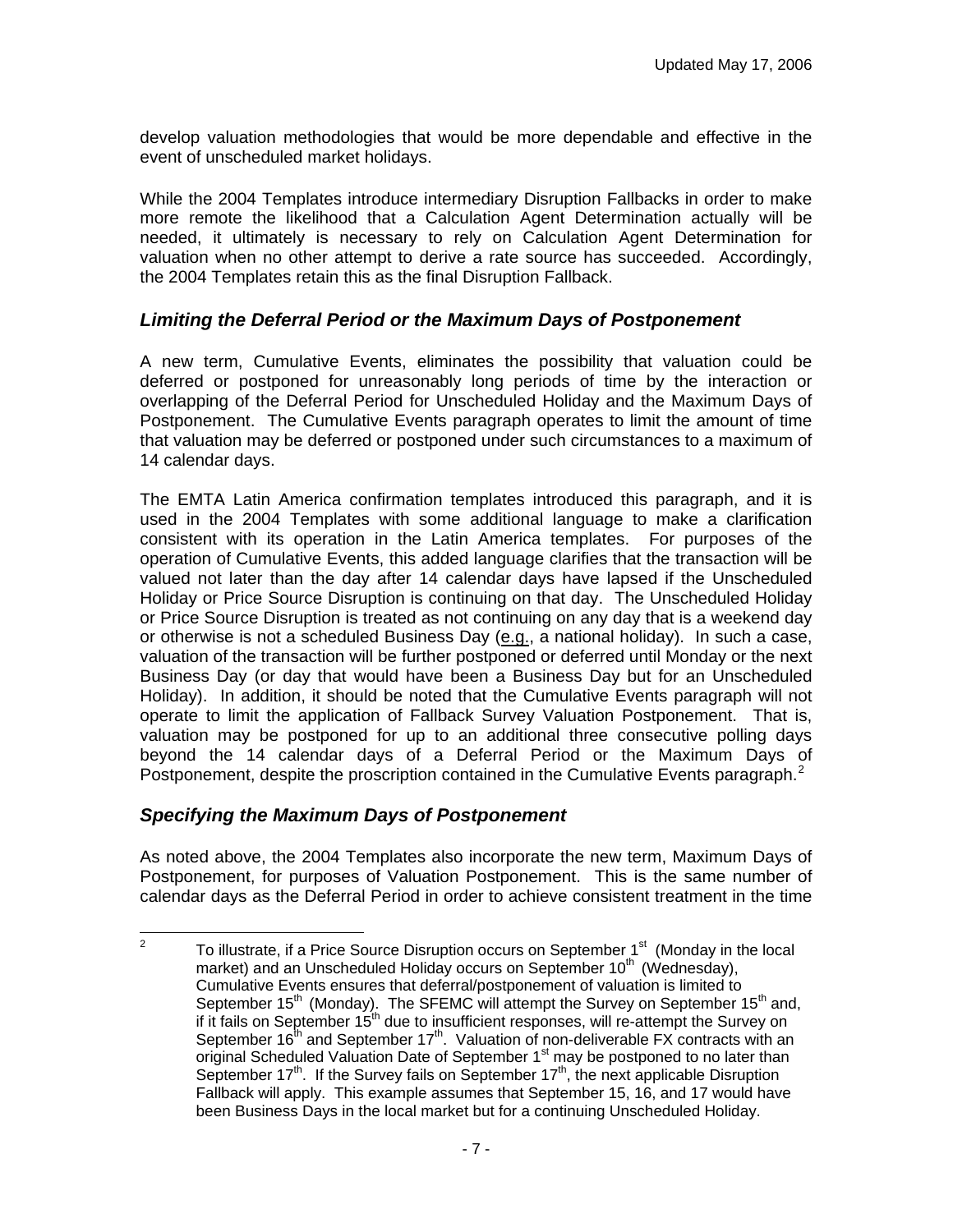develop valuation methodologies that would be more dependable and effective in the event of unscheduled market holidays.

While the 2004 Templates introduce intermediary Disruption Fallbacks in order to make more remote the likelihood that a Calculation Agent Determination actually will be needed, it ultimately is necessary to rely on Calculation Agent Determination for valuation when no other attempt to derive a rate source has succeeded. Accordingly, the 2004 Templates retain this as the final Disruption Fallback.

### *Limiting the Deferral Period or the Maximum Days of Postponement*

A new term, Cumulative Events, eliminates the possibility that valuation could be deferred or postponed for unreasonably long periods of time by the interaction or overlapping of the Deferral Period for Unscheduled Holiday and the Maximum Days of Postponement. The Cumulative Events paragraph operates to limit the amount of time that valuation may be deferred or postponed under such circumstances to a maximum of 14 calendar days.

The EMTA Latin America confirmation templates introduced this paragraph, and it is used in the 2004 Templates with some additional language to make a clarification consistent with its operation in the Latin America templates. For purposes of the operation of Cumulative Events, this added language clarifies that the transaction will be valued not later than the day after 14 calendar days have lapsed if the Unscheduled Holiday or Price Source Disruption is continuing on that day. The Unscheduled Holiday or Price Source Disruption is treated as not continuing on any day that is a weekend day or otherwise is not a scheduled Business Day (e.g., a national holiday). In such a case, valuation of the transaction will be further postponed or deferred until Monday or the next Business Day (or day that would have been a Business Day but for an Unscheduled Holiday). In addition, it should be noted that the Cumulative Events paragraph will not operate to limit the application of Fallback Survey Valuation Postponement. That is, valuation may be postponed for up to an additional three consecutive polling days beyond the 14 calendar days of a Deferral Period or the Maximum Days of Postponement, despite the proscription contained in the Cumulative Events paragraph.[2]

### *Specifying the Maximum Days of Postponement*

As noted above, the 2004 Templates also incorporate the new term, Maximum Days of Postponement, for purposes of Valuation Postponement. This is the same number of calendar days as the Deferral Period in order to achieve consistent treatment in the time

---

[2] To illustrate, if a Price Source Disruption occurs on September 1st (Monday in the local market) and an Unscheduled Holiday occurs on September 10th (Wednesday), Cumulative Events ensures that deferral/postponement of valuation is limited to September 15th (Monday). The SFEMC will attempt the Survey on September 15th and, if it fails on September 15th due to insufficient responses, will re-attempt the Survey on September 16th and September 17th. Valuation of non-deliverable FX contracts with an original Scheduled Valuation Date of September 1st may be postponed to no later than September 17th. If the Survey fails on September 17th, the next applicable Disruption Fallback will apply. This example assumes that September 15, 16, and 17 would have been Business Days in the local market but for a continuing Unscheduled Holiday.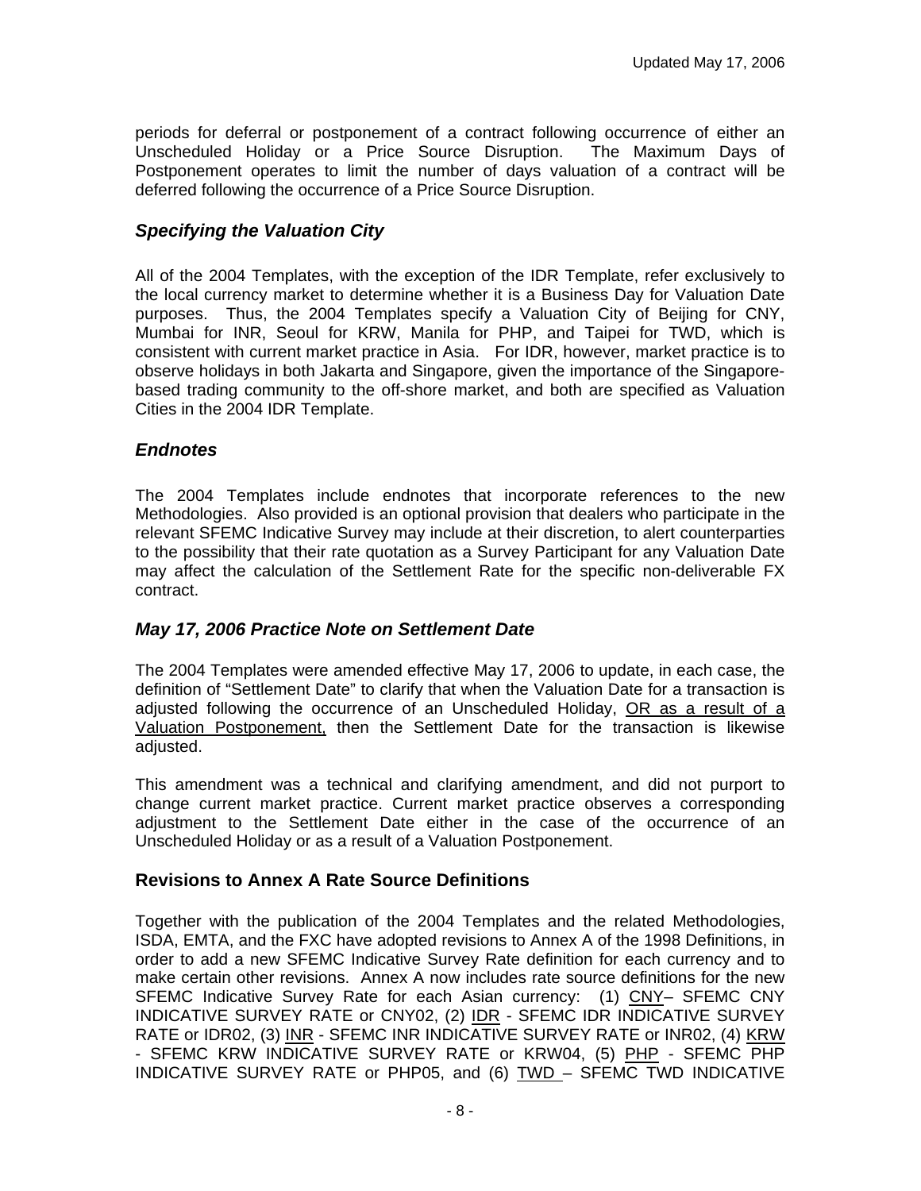periods for deferral or postponement of a contract following occurrence of either an Unscheduled Holiday or a Price Source Disruption. The Maximum Days of Postponement operates to limit the number of days valuation of a contract will be deferred following the occurrence of a Price Source Disruption.

### *Specifying the Valuation City*

All of the 2004 Templates, with the exception of the IDR Template, refer exclusively to the local currency market to determine whether it is a Business Day for Valuation Date purposes. Thus, the 2004 Templates specify a Valuation City of Beijing for CNY, Mumbai for INR, Seoul for KRW, Manila for PHP, and Taipei for TWD, which is consistent with current market practice in Asia. For IDR, however, market practice is to observe holidays in both Jakarta and Singapore, given the importance of the Singapore-based trading community to the off-shore market, and both are specified as Valuation Cities in the 2004 IDR Template.

### *Endnotes*

The 2004 Templates include endnotes that incorporate references to the new Methodologies. Also provided is an optional provision that dealers who participate in the relevant SFEMC Indicative Survey may include at their discretion, to alert counterparties to the possibility that their rate quotation as a Survey Participant for any Valuation Date may affect the calculation of the Settlement Rate for the specific non-deliverable FX contract.

### *May 17, 2006 Practice Note on Settlement Date*

The 2004 Templates were amended effective May 17, 2006 to update, in each case, the definition of "Settlement Date" to clarify that when the Valuation Date for a transaction is adjusted following the occurrence of an Unscheduled Holiday, <u>OR as a result of a Valuation Postponement,</u> then the Settlement Date for the transaction is likewise adjusted.

This amendment was a technical and clarifying amendment, and did not purport to change current market practice. Current market practice observes a corresponding adjustment to the Settlement Date either in the case of the occurrence of an Unscheduled Holiday or as a result of a Valuation Postponement.

## **Revisions to Annex A Rate Source Definitions**

Together with the publication of the 2004 Templates and the related Methodologies, ISDA, EMTA, and the FXC have adopted revisions to Annex A of the 1998 Definitions, in order to add a new SFEMC Indicative Survey Rate definition for each currency and to make certain other revisions. Annex A now includes rate source definitions for the new SFEMC Indicative Survey Rate for each Asian currency: (1) <u>CNY</u>– SFEMC CNY INDICATIVE SURVEY RATE or CNY02, (2) <u>IDR</u> - SFEMC IDR INDICATIVE SURVEY RATE or IDR02, (3) <u>INR</u> - SFEMC INR INDICATIVE SURVEY RATE or INR02, (4) <u>KRW</u> - SFEMC KRW INDICATIVE SURVEY RATE or KRW04, (5) <u>PHP</u> - SFEMC PHP INDICATIVE SURVEY RATE or PHP05, and (6) <u>TWD</u> – SFEMC TWD INDICATIVE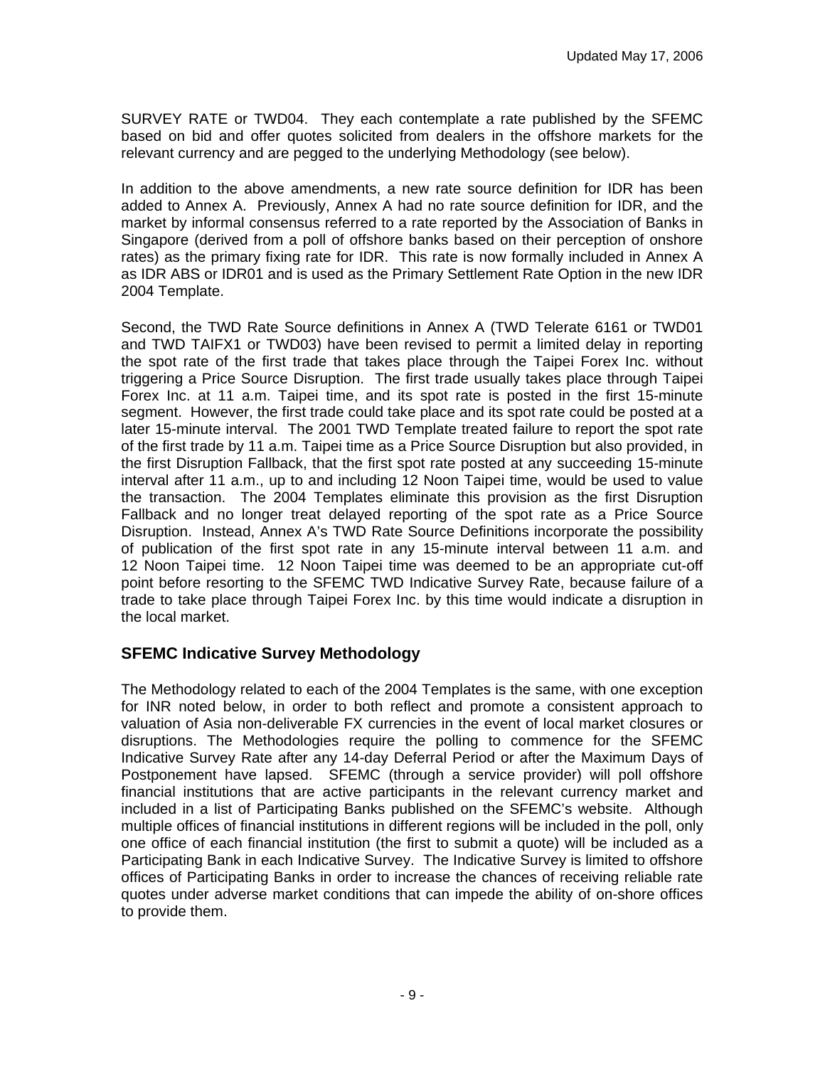SURVEY RATE or TWD04. They each contemplate a rate published by the SFEMC based on bid and offer quotes solicited from dealers in the offshore markets for the relevant currency and are pegged to the underlying Methodology (see below).

In addition to the above amendments, a new rate source definition for IDR has been added to Annex A. Previously, Annex A had no rate source definition for IDR, and the market by informal consensus referred to a rate reported by the Association of Banks in Singapore (derived from a poll of offshore banks based on their perception of onshore rates) as the primary fixing rate for IDR. This rate is now formally included in Annex A as IDR ABS or IDR01 and is used as the Primary Settlement Rate Option in the new IDR 2004 Template.

Second, the TWD Rate Source definitions in Annex A (TWD Telerate 6161 or TWD01 and TWD TAIFX1 or TWD03) have been revised to permit a limited delay in reporting the spot rate of the first trade that takes place through the Taipei Forex Inc. without triggering a Price Source Disruption. The first trade usually takes place through Taipei Forex Inc. at 11 a.m. Taipei time, and its spot rate is posted in the first 15-minute segment. However, the first trade could take place and its spot rate could be posted at a later 15-minute interval. The 2001 TWD Template treated failure to report the spot rate of the first trade by 11 a.m. Taipei time as a Price Source Disruption but also provided, in the first Disruption Fallback, that the first spot rate posted at any succeeding 15-minute interval after 11 a.m., up to and including 12 Noon Taipei time, would be used to value the transaction. The 2004 Templates eliminate this provision as the first Disruption Fallback and no longer treat delayed reporting of the spot rate as a Price Source Disruption. Instead, Annex A's TWD Rate Source Definitions incorporate the possibility of publication of the first spot rate in any 15-minute interval between 11 a.m. and 12 Noon Taipei time. 12 Noon Taipei time was deemed to be an appropriate cut-off point before resorting to the SFEMC TWD Indicative Survey Rate, because failure of a trade to take place through Taipei Forex Inc. by this time would indicate a disruption in the local market.

## SFEMC Indicative Survey Methodology

The Methodology related to each of the 2004 Templates is the same, with one exception for INR noted below, in order to both reflect and promote a consistent approach to valuation of Asia non-deliverable FX currencies in the event of local market closures or disruptions. The Methodologies require the polling to commence for the SFEMC Indicative Survey Rate after any 14-day Deferral Period or after the Maximum Days of Postponement have lapsed. SFEMC (through a service provider) will poll offshore financial institutions that are active participants in the relevant currency market and included in a list of Participating Banks published on the SFEMC's website. Although multiple offices of financial institutions in different regions will be included in the poll, only one office of each financial institution (the first to submit a quote) will be included as a Participating Bank in each Indicative Survey. The Indicative Survey is limited to offshore offices of Participating Banks in order to increase the chances of receiving reliable rate quotes under adverse market conditions that can impede the ability of on-shore offices to provide them.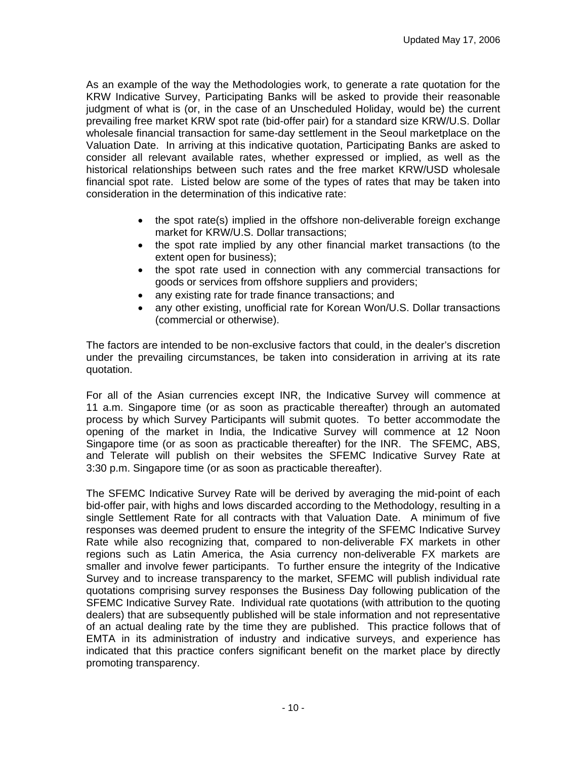As an example of the way the Methodologies work, to generate a rate quotation for the KRW Indicative Survey, Participating Banks will be asked to provide their reasonable judgment of what is (or, in the case of an Unscheduled Holiday, would be) the current prevailing free market KRW spot rate (bid-offer pair) for a standard size KRW/U.S. Dollar wholesale financial transaction for same-day settlement in the Seoul marketplace on the Valuation Date. In arriving at this indicative quotation, Participating Banks are asked to consider all relevant available rates, whether expressed or implied, as well as the historical relationships between such rates and the free market KRW/USD wholesale financial spot rate. Listed below are some of the types of rates that may be taken into consideration in the determination of this indicative rate:

- the spot rate(s) implied in the offshore non-deliverable foreign exchange market for KRW/U.S. Dollar transactions;
- the spot rate implied by any other financial market transactions (to the extent open for business);
- the spot rate used in connection with any commercial transactions for goods or services from offshore suppliers and providers;
- any existing rate for trade finance transactions; and
- any other existing, unofficial rate for Korean Won/U.S. Dollar transactions (commercial or otherwise).

The factors are intended to be non-exclusive factors that could, in the dealer's discretion under the prevailing circumstances, be taken into consideration in arriving at its rate quotation.

For all of the Asian currencies except INR, the Indicative Survey will commence at 11 a.m. Singapore time (or as soon as practicable thereafter) through an automated process by which Survey Participants will submit quotes. To better accommodate the opening of the market in India, the Indicative Survey will commence at 12 Noon Singapore time (or as soon as practicable thereafter) for the INR. The SFEMC, ABS, and Telerate will publish on their websites the SFEMC Indicative Survey Rate at 3:30 p.m. Singapore time (or as soon as practicable thereafter).

The SFEMC Indicative Survey Rate will be derived by averaging the mid-point of each bid-offer pair, with highs and lows discarded according to the Methodology, resulting in a single Settlement Rate for all contracts with that Valuation Date. A minimum of five responses was deemed prudent to ensure the integrity of the SFEMC Indicative Survey Rate while also recognizing that, compared to non-deliverable FX markets in other regions such as Latin America, the Asia currency non-deliverable FX markets are smaller and involve fewer participants. To further ensure the integrity of the Indicative Survey and to increase transparency to the market, SFEMC will publish individual rate quotations comprising survey responses the Business Day following publication of the SFEMC Indicative Survey Rate. Individual rate quotations (with attribution to the quoting dealers) that are subsequently published will be stale information and not representative of an actual dealing rate by the time they are published. This practice follows that of EMTA in its administration of industry and indicative surveys, and experience has indicated that this practice confers significant benefit on the market place by directly promoting transparency.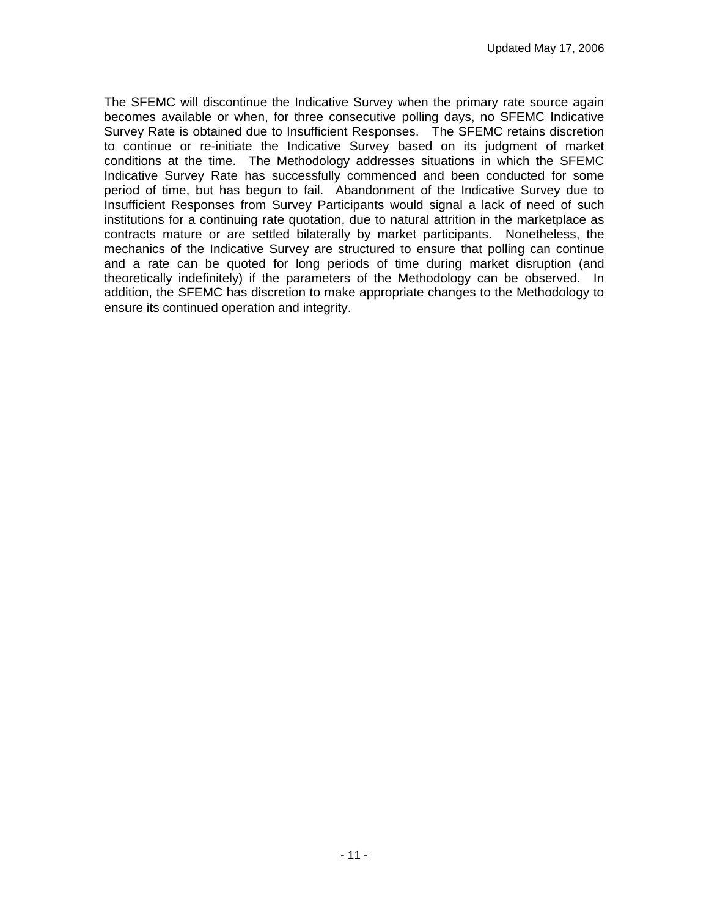The SFEMC will discontinue the Indicative Survey when the primary rate source again becomes available or when, for three consecutive polling days, no SFEMC Indicative Survey Rate is obtained due to Insufficient Responses. The SFEMC retains discretion to continue or re-initiate the Indicative Survey based on its judgment of market conditions at the time. The Methodology addresses situations in which the SFEMC Indicative Survey Rate has successfully commenced and been conducted for some period of time, but has begun to fail. Abandonment of the Indicative Survey due to Insufficient Responses from Survey Participants would signal a lack of need of such institutions for a continuing rate quotation, due to natural attrition in the marketplace as contracts mature or are settled bilaterally by market participants. Nonetheless, the mechanics of the Indicative Survey are structured to ensure that polling can continue and a rate can be quoted for long periods of time during market disruption (and theoretically indefinitely) if the parameters of the Methodology can be observed. In addition, the SFEMC has discretion to make appropriate changes to the Methodology to ensure its continued operation and integrity.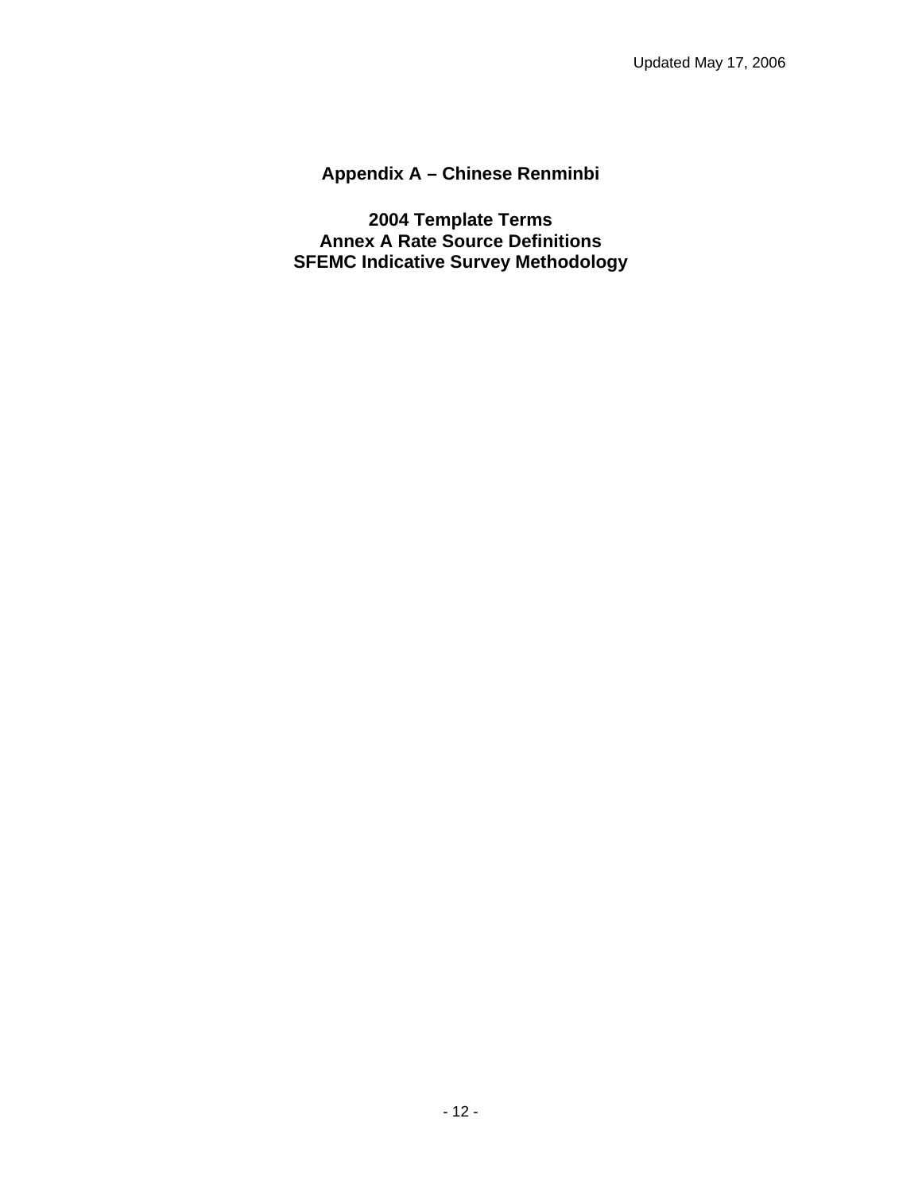Updated May 17, 2006

# Appendix A – Chinese Renminbi

## 2004 Template Terms
## Annex A Rate Source Definitions
## SFEMC Indicative Survey Methodology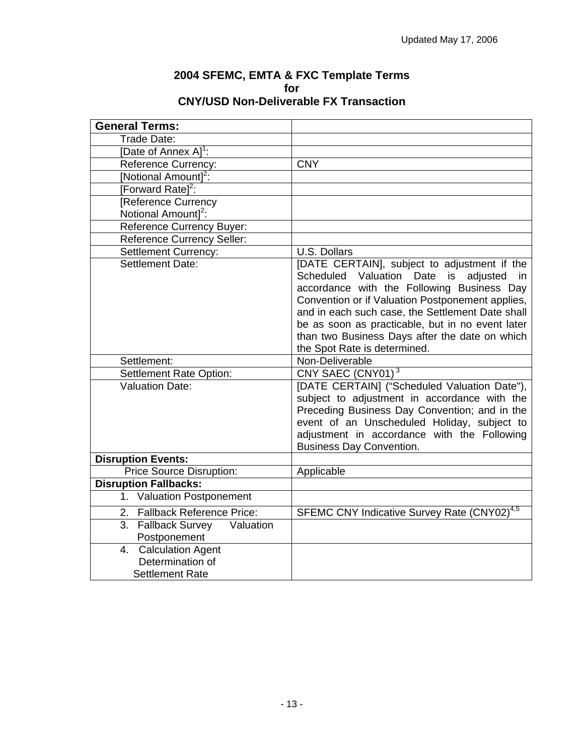**2004 SFEMC, EMTA & FXC Template Terms for CNY/USD Non-Deliverable FX Transaction**

| General Terms: | |
|---|---|
| Trade Date: | |
| [Date of Annex A][1]: | |
| Reference Currency: | CNY |
| [Notional Amount][2]: | |
| [Forward Rate][2]: | |
| [Reference Currency Notional Amount][2]: | |
| Reference Currency Buyer: | |
| Reference Currency Seller: | |
| Settlement Currency: | U.S. Dollars |
| Settlement Date: | [DATE CERTAIN], subject to adjustment if the Scheduled Valuation Date is adjusted in accordance with the Following Business Day Convention or if Valuation Postponement applies, and in each such case, the Settlement Date shall be as soon as practicable, but in no event later than two Business Days after the date on which the Spot Rate is determined. |
| Settlement: | Non-Deliverable |
| Settlement Rate Option: | CNY SAEC (CNY01) [3] |
| Valuation Date: | [DATE CERTAIN] ("Scheduled Valuation Date"), subject to adjustment in accordance with the Preceding Business Day Convention; and in the event of an Unscheduled Holiday, subject to adjustment in accordance with the Following Business Day Convention. |
| **Disruption Events:** | |
| Price Source Disruption: | Applicable |
| **Disruption Fallbacks:** | |
| 1. Valuation Postponement | |
| 2. Fallback Reference Price: | SFEMC CNY Indicative Survey Rate (CNY02)[4,5] |
| 3. Fallback Survey Valuation Postponement | |
| 4. Calculation Agent Determination of Settlement Rate | |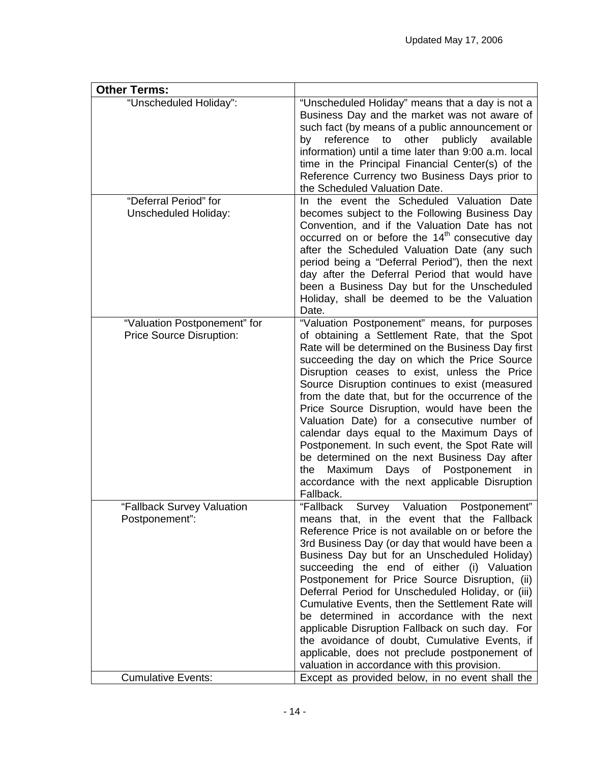| **Other Terms:** | |
|---|---|
| "Unscheduled Holiday": | "Unscheduled Holiday" means that a day is not a Business Day and the market was not aware of such fact (by means of a public announcement or by reference to other publicly available information) until a time later than 9:00 a.m. local time in the Principal Financial Center(s) of the Reference Currency two Business Days prior to the Scheduled Valuation Date. |
| "Deferral Period" for Unscheduled Holiday: | In the event the Scheduled Valuation Date becomes subject to the Following Business Day Convention, and if the Valuation Date has not occurred on or before the 14th consecutive day after the Scheduled Valuation Date (any such period being a "Deferral Period"), then the next day after the Deferral Period that would have been a Business Day but for the Unscheduled Holiday, shall be deemed to be the Valuation Date. |
| "Valuation Postponement" for Price Source Disruption: | "Valuation Postponement" means, for purposes of obtaining a Settlement Rate, that the Spot Rate will be determined on the Business Day first succeeding the day on which the Price Source Disruption ceases to exist, unless the Price Source Disruption continues to exist (measured from the date that, but for the occurrence of the Price Source Disruption, would have been the Valuation Date) for a consecutive number of calendar days equal to the Maximum Days of Postponement. In such event, the Spot Rate will be determined on the next Business Day after the Maximum Days of Postponement in accordance with the next applicable Disruption Fallback. |
| "Fallback Survey Valuation Postponement": | "Fallback Survey Valuation Postponement" means that, in the event that the Fallback Reference Price is not available on or before the 3rd Business Day (or day that would have been a Business Day but for an Unscheduled Holiday) succeeding the end of either (i) Valuation Postponement for Price Source Disruption, (ii) Deferral Period for Unscheduled Holiday, or (iii) Cumulative Events, then the Settlement Rate will be determined in accordance with the next applicable Disruption Fallback on such day. For the avoidance of doubt, Cumulative Events, if applicable, does not preclude postponement of valuation in accordance with this provision. |
| Cumulative Events: | Except as provided below, in no event shall the |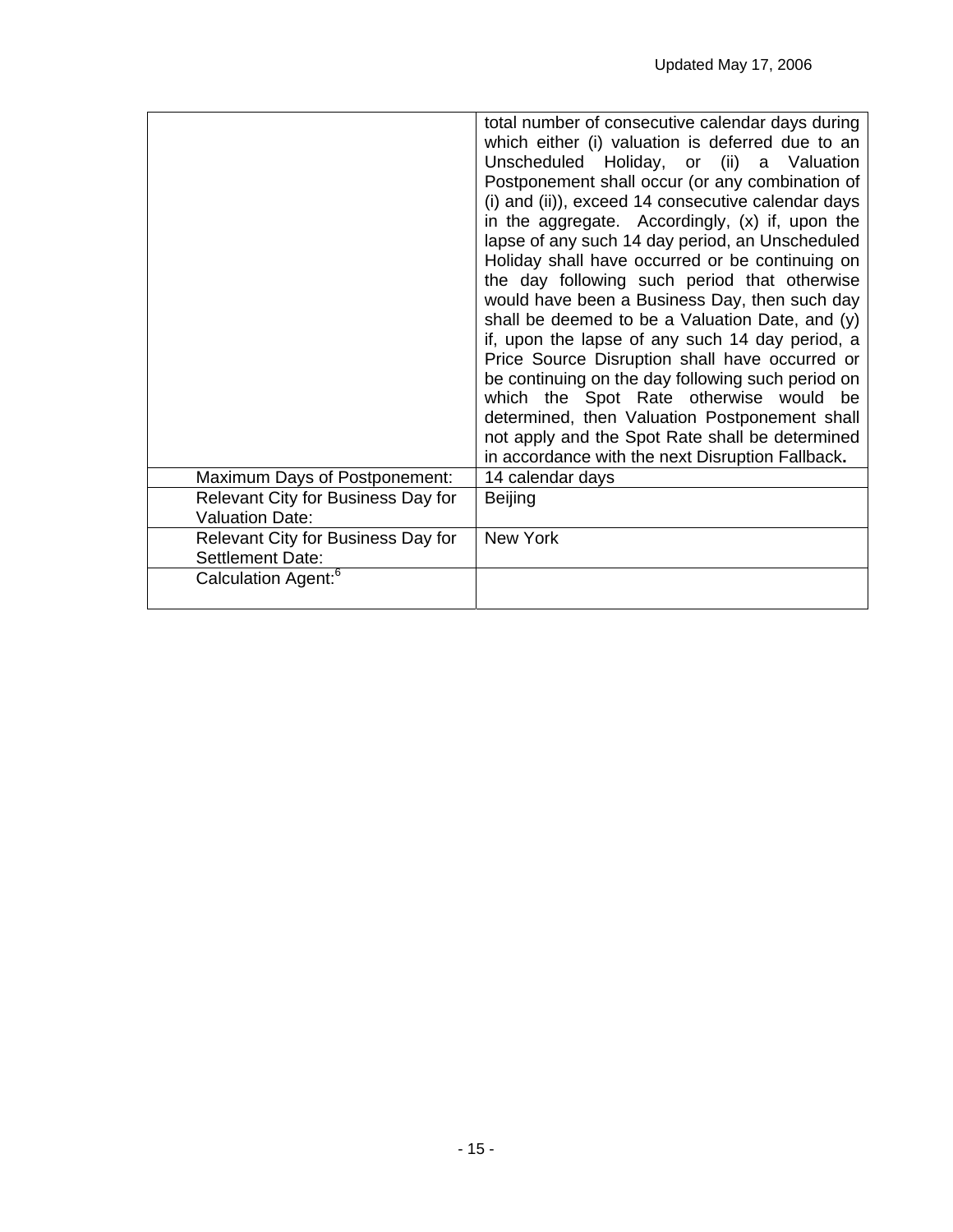| | |
|---|---|
| | total number of consecutive calendar days during which either (i) valuation is deferred due to an Unscheduled Holiday, or (ii) a Valuation Postponement shall occur (or any combination of (i) and (ii)), exceed 14 consecutive calendar days in the aggregate. Accordingly, (x) if, upon the lapse of any such 14 day period, an Unscheduled Holiday shall have occurred or be continuing on the day following such period that otherwise would have been a Business Day, then such day shall be deemed to be a Valuation Date, and (y) if, upon the lapse of any such 14 day period, a Price Source Disruption shall have occurred or be continuing on the day following such period on which the Spot Rate otherwise would be determined, then Valuation Postponement shall not apply and the Spot Rate shall be determined in accordance with the next Disruption Fallback**.** |
| Maximum Days of Postponement: | 14 calendar days |
| Relevant City for Business Day for Valuation Date: | Beijing |
| Relevant City for Business Day for Settlement Date: | New York |
| Calculation Agent:[6] | |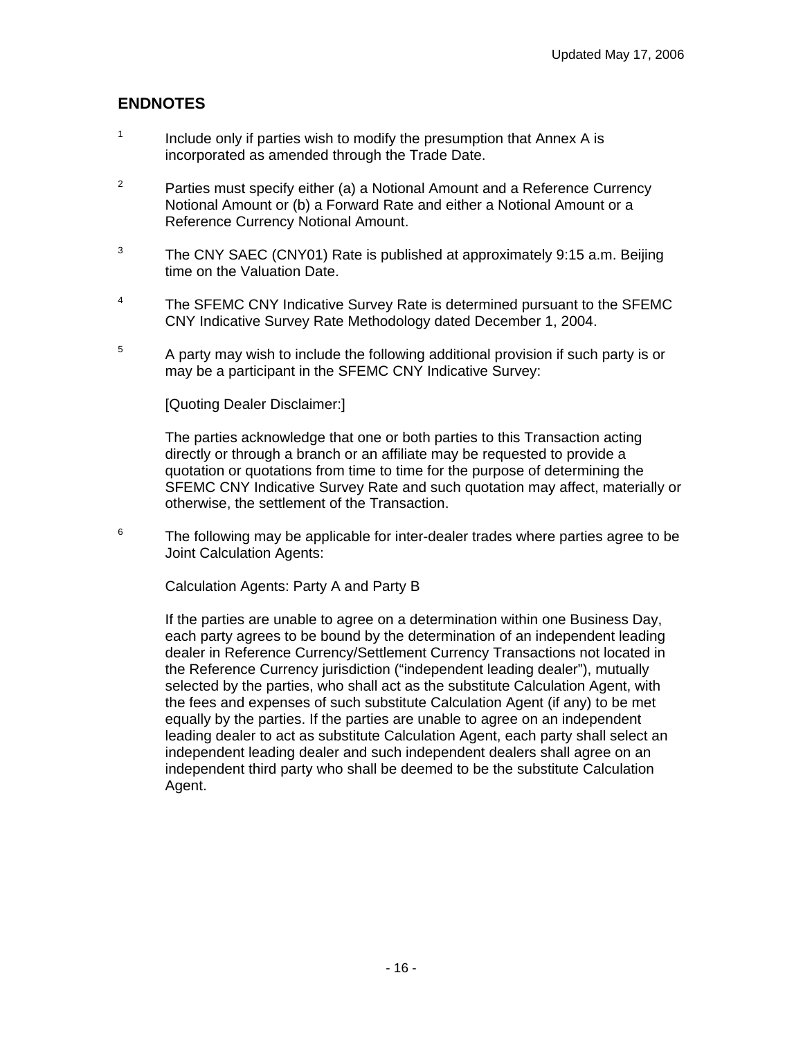## ENDNOTES

[1] Include only if parties wish to modify the presumption that Annex A is incorporated as amended through the Trade Date.

[2] Parties must specify either (a) a Notional Amount and a Reference Currency Notional Amount or (b) a Forward Rate and either a Notional Amount or a Reference Currency Notional Amount.

[3] The CNY SAEC (CNY01) Rate is published at approximately 9:15 a.m. Beijing time on the Valuation Date.

[4] The SFEMC CNY Indicative Survey Rate is determined pursuant to the SFEMC CNY Indicative Survey Rate Methodology dated December 1, 2004.

[5] A party may wish to include the following additional provision if such party is or may be a participant in the SFEMC CNY Indicative Survey:

[Quoting Dealer Disclaimer:]

The parties acknowledge that one or both parties to this Transaction acting directly or through a branch or an affiliate may be requested to provide a quotation or quotations from time to time for the purpose of determining the SFEMC CNY Indicative Survey Rate and such quotation may affect, materially or otherwise, the settlement of the Transaction.

[6] The following may be applicable for inter-dealer trades where parties agree to be Joint Calculation Agents:

Calculation Agents: Party A and Party B

If the parties are unable to agree on a determination within one Business Day, each party agrees to be bound by the determination of an independent leading dealer in Reference Currency/Settlement Currency Transactions not located in the Reference Currency jurisdiction ("independent leading dealer"), mutually selected by the parties, who shall act as the substitute Calculation Agent, with the fees and expenses of such substitute Calculation Agent (if any) to be met equally by the parties. If the parties are unable to agree on an independent leading dealer to act as substitute Calculation Agent, each party shall select an independent leading dealer and such independent dealers shall agree on an independent third party who shall be deemed to be the substitute Calculation Agent.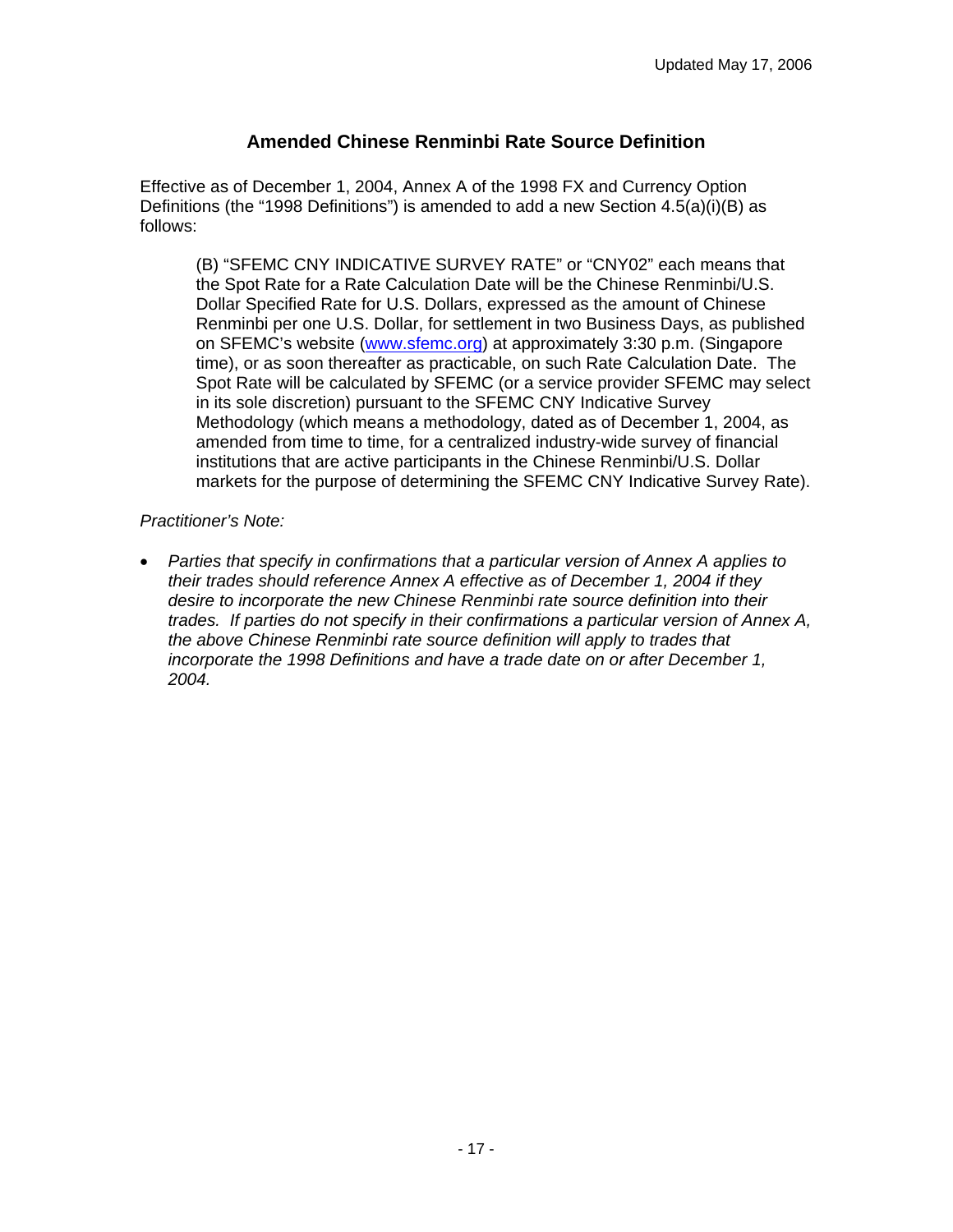Updated May 17, 2006

## Amended Chinese Renminbi Rate Source Definition

Effective as of December 1, 2004, Annex A of the 1998 FX and Currency Option Definitions (the "1998 Definitions") is amended to add a new Section 4.5(a)(i)(B) as follows:

> (B) "SFEMC CNY INDICATIVE SURVEY RATE" or "CNY02" each means that the Spot Rate for a Rate Calculation Date will be the Chinese Renminbi/U.S. Dollar Specified Rate for U.S. Dollars, expressed as the amount of Chinese Renminbi per one U.S. Dollar, for settlement in two Business Days, as published on SFEMC's website (www.sfemc.org) at approximately 3:30 p.m. (Singapore time), or as soon thereafter as practicable, on such Rate Calculation Date. The Spot Rate will be calculated by SFEMC (or a service provider SFEMC may select in its sole discretion) pursuant to the SFEMC CNY Indicative Survey Methodology (which means a methodology, dated as of December 1, 2004, as amended from time to time, for a centralized industry-wide survey of financial institutions that are active participants in the Chinese Renminbi/U.S. Dollar markets for the purpose of determining the SFEMC CNY Indicative Survey Rate).

*Practitioner's Note:*

- *Parties that specify in confirmations that a particular version of Annex A applies to their trades should reference Annex A effective as of December 1, 2004 if they desire to incorporate the new Chinese Renminbi rate source definition into their trades. If parties do not specify in their confirmations a particular version of Annex A, the above Chinese Renminbi rate source definition will apply to trades that incorporate the 1998 Definitions and have a trade date on or after December 1, 2004.*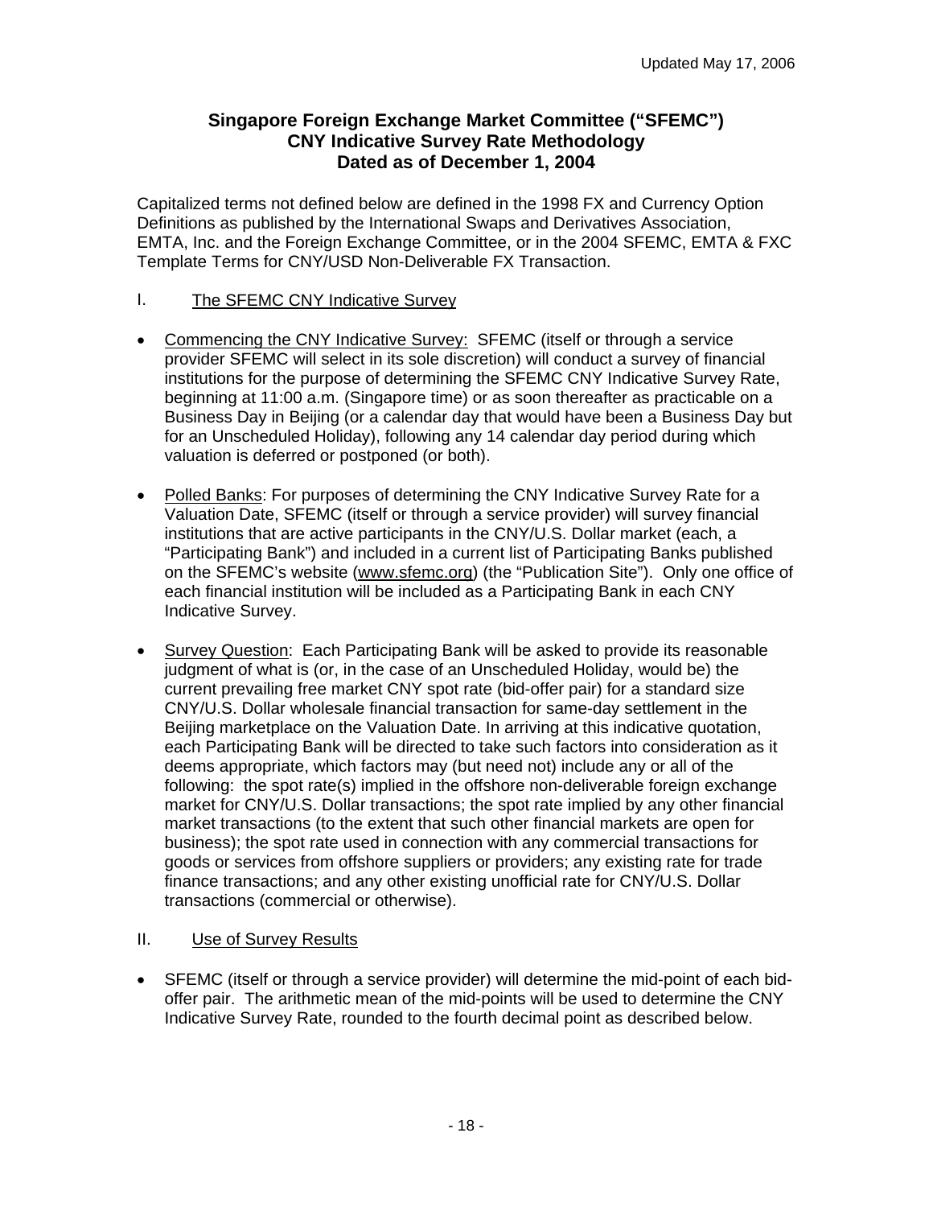Updated May 17, 2006

**Singapore Foreign Exchange Market Committee ("SFEMC")**
**CNY Indicative Survey Rate Methodology**
**Dated as of December 1, 2004**

Capitalized terms not defined below are defined in the 1998 FX and Currency Option Definitions as published by the International Swaps and Derivatives Association, EMTA, Inc. and the Foreign Exchange Committee, or in the 2004 SFEMC, EMTA & FXC Template Terms for CNY/USD Non-Deliverable FX Transaction.

## I. The SFEMC CNY Indicative Survey

- Commencing the CNY Indicative Survey: SFEMC (itself or through a service provider SFEMC will select in its sole discretion) will conduct a survey of financial institutions for the purpose of determining the SFEMC CNY Indicative Survey Rate, beginning at 11:00 a.m. (Singapore time) or as soon thereafter as practicable on a Business Day in Beijing (or a calendar day that would have been a Business Day but for an Unscheduled Holiday), following any 14 calendar day period during which valuation is deferred or postponed (or both).

- Polled Banks: For purposes of determining the CNY Indicative Survey Rate for a Valuation Date, SFEMC (itself or through a service provider) will survey financial institutions that are active participants in the CNY/U.S. Dollar market (each, a "Participating Bank") and included in a current list of Participating Banks published on the SFEMC's website (www.sfemc.org) (the "Publication Site"). Only one office of each financial institution will be included as a Participating Bank in each CNY Indicative Survey.

- Survey Question: Each Participating Bank will be asked to provide its reasonable judgment of what is (or, in the case of an Unscheduled Holiday, would be) the current prevailing free market CNY spot rate (bid-offer pair) for a standard size CNY/U.S. Dollar wholesale financial transaction for same-day settlement in the Beijing marketplace on the Valuation Date. In arriving at this indicative quotation, each Participating Bank will be directed to take such factors into consideration as it deems appropriate, which factors may (but need not) include any or all of the following: the spot rate(s) implied in the offshore non-deliverable foreign exchange market for CNY/U.S. Dollar transactions; the spot rate implied by any other financial market transactions (to the extent that such other financial markets are open for business); the spot rate used in connection with any commercial transactions for goods or services from offshore suppliers or providers; any existing rate for trade finance transactions; and any other existing unofficial rate for CNY/U.S. Dollar transactions (commercial or otherwise).

## II. Use of Survey Results

- SFEMC (itself or through a service provider) will determine the mid-point of each bid-offer pair. The arithmetic mean of the mid-points will be used to determine the CNY Indicative Survey Rate, rounded to the fourth decimal point as described below.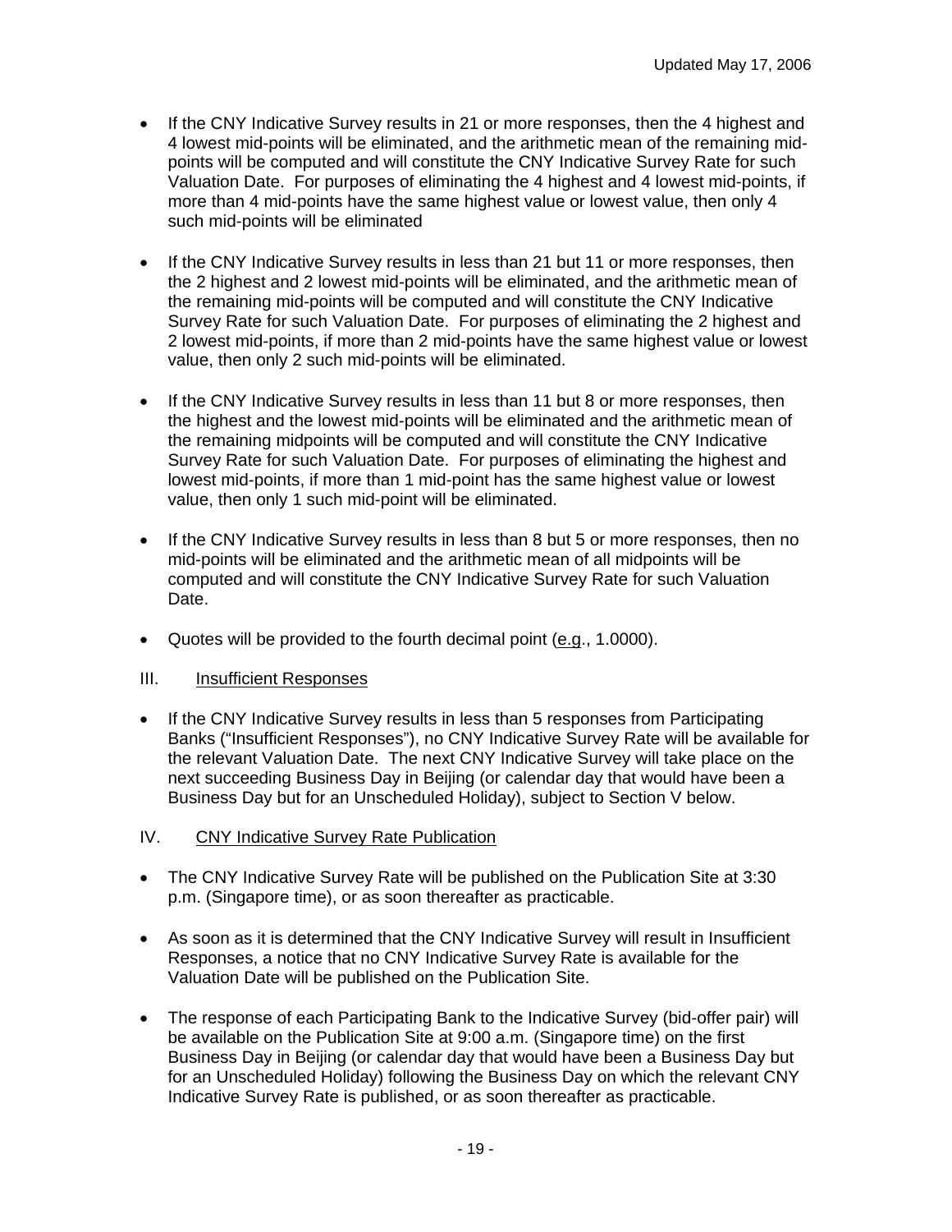- If the CNY Indicative Survey results in 21 or more responses, then the 4 highest and 4 lowest mid-points will be eliminated, and the arithmetic mean of the remaining mid-points will be computed and will constitute the CNY Indicative Survey Rate for such Valuation Date. For purposes of eliminating the 4 highest and 4 lowest mid-points, if more than 4 mid-points have the same highest value or lowest value, then only 4 such mid-points will be eliminated

- If the CNY Indicative Survey results in less than 21 but 11 or more responses, then the 2 highest and 2 lowest mid-points will be eliminated, and the arithmetic mean of the remaining mid-points will be computed and will constitute the CNY Indicative Survey Rate for such Valuation Date. For purposes of eliminating the 2 highest and 2 lowest mid-points, if more than 2 mid-points have the same highest value or lowest value, then only 2 such mid-points will be eliminated.

- If the CNY Indicative Survey results in less than 11 but 8 or more responses, then the highest and the lowest mid-points will be eliminated and the arithmetic mean of the remaining midpoints will be computed and will constitute the CNY Indicative Survey Rate for such Valuation Date. For purposes of eliminating the highest and lowest mid-points, if more than 1 mid-point has the same highest value or lowest value, then only 1 such mid-point will be eliminated.

- If the CNY Indicative Survey results in less than 8 but 5 or more responses, then no mid-points will be eliminated and the arithmetic mean of all midpoints will be computed and will constitute the CNY Indicative Survey Rate for such Valuation Date.

- Quotes will be provided to the fourth decimal point (e.g., 1.0000).

III. Insufficient Responses

- If the CNY Indicative Survey results in less than 5 responses from Participating Banks ("Insufficient Responses"), no CNY Indicative Survey Rate will be available for the relevant Valuation Date. The next CNY Indicative Survey will take place on the next succeeding Business Day in Beijing (or calendar day that would have been a Business Day but for an Unscheduled Holiday), subject to Section V below.

IV. CNY Indicative Survey Rate Publication

- The CNY Indicative Survey Rate will be published on the Publication Site at 3:30 p.m. (Singapore time), or as soon thereafter as practicable.

- As soon as it is determined that the CNY Indicative Survey will result in Insufficient Responses, a notice that no CNY Indicative Survey Rate is available for the Valuation Date will be published on the Publication Site.

- The response of each Participating Bank to the Indicative Survey (bid-offer pair) will be available on the Publication Site at 9:00 a.m. (Singapore time) on the first Business Day in Beijing (or calendar day that would have been a Business Day but for an Unscheduled Holiday) following the Business Day on which the relevant CNY Indicative Survey Rate is published, or as soon thereafter as practicable.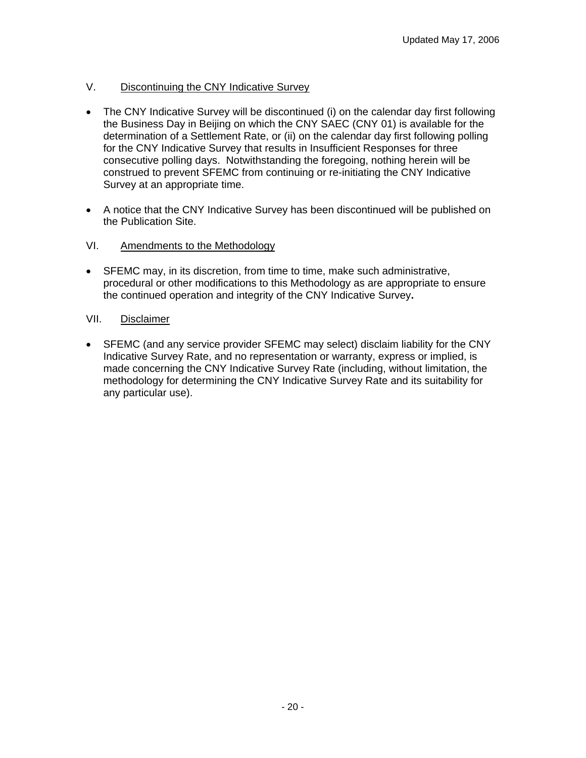## V. Discontinuing the CNY Indicative Survey

- The CNY Indicative Survey will be discontinued (i) on the calendar day first following the Business Day in Beijing on which the CNY SAEC (CNY 01) is available for the determination of a Settlement Rate, or (ii) on the calendar day first following polling for the CNY Indicative Survey that results in Insufficient Responses for three consecutive polling days. Notwithstanding the foregoing, nothing herein will be construed to prevent SFEMC from continuing or re-initiating the CNY Indicative Survey at an appropriate time.

- A notice that the CNY Indicative Survey has been discontinued will be published on the Publication Site.

## VI. Amendments to the Methodology

- SFEMC may, in its discretion, from time to time, make such administrative, procedural or other modifications to this Methodology as are appropriate to ensure the continued operation and integrity of the CNY Indicative Survey**.**

## VII. Disclaimer

- SFEMC (and any service provider SFEMC may select) disclaim liability for the CNY Indicative Survey Rate, and no representation or warranty, express or implied, is made concerning the CNY Indicative Survey Rate (including, without limitation, the methodology for determining the CNY Indicative Survey Rate and its suitability for any particular use).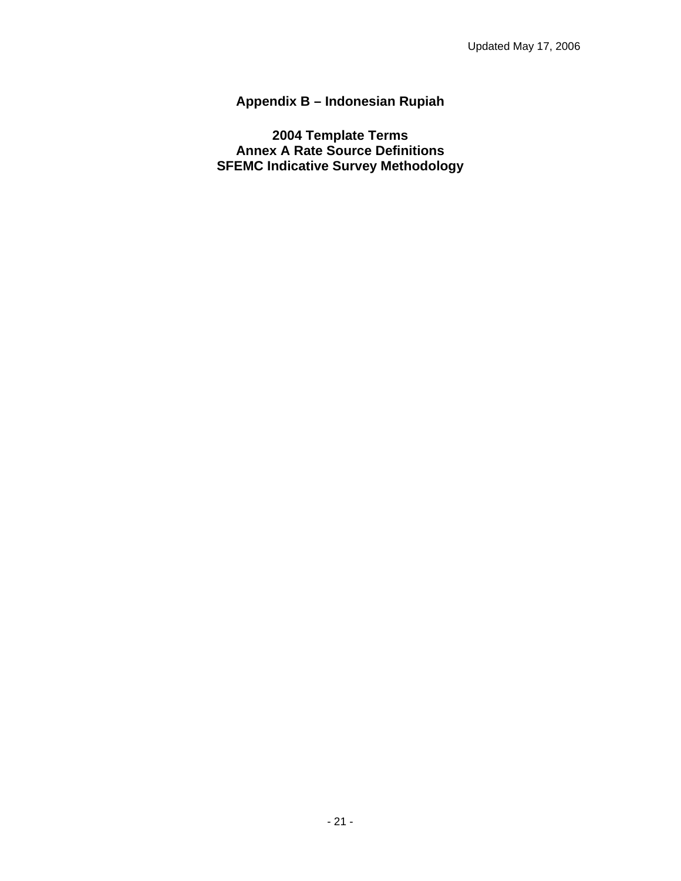# Appendix B – Indonesian Rupiah

## 2004 Template Terms
## Annex A Rate Source Definitions
## SFEMC Indicative Survey Methodology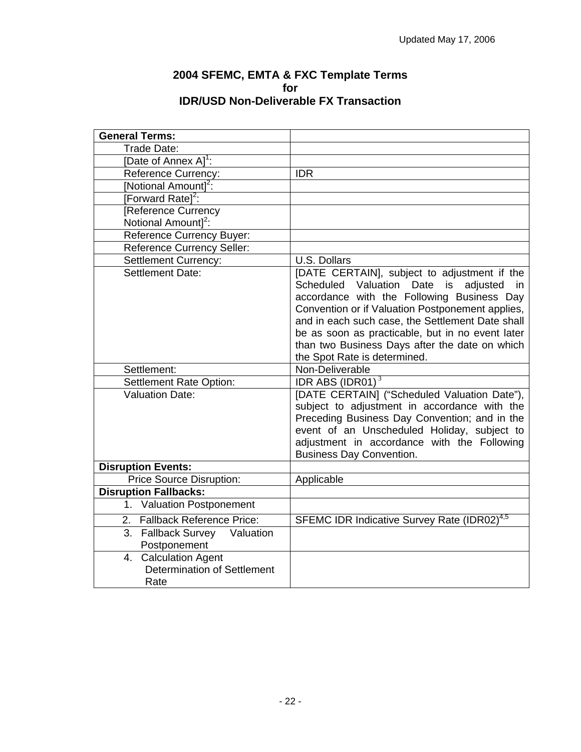Updated May 17, 2006

# 2004 SFEMC, EMTA & FXC Template Terms for IDR/USD Non-Deliverable FX Transaction

| **General Terms:** | |
|---|---|
| Trade Date: | |
| [Date of Annex A][1]: | |
| Reference Currency: | IDR |
| [Notional Amount][2]: | |
| [Forward Rate][2]: | |
| [Reference Currency Notional Amount][2]: | |
| Reference Currency Buyer: | |
| Reference Currency Seller: | |
| Settlement Currency: | U.S. Dollars |
| Settlement Date: | [DATE CERTAIN], subject to adjustment if the Scheduled Valuation Date is adjusted in accordance with the Following Business Day Convention or if Valuation Postponement applies, and in each such case, the Settlement Date shall be as soon as practicable, but in no event later than two Business Days after the date on which the Spot Rate is determined. |
| Settlement: | Non-Deliverable |
| Settlement Rate Option: | IDR ABS (IDR01) [3] |
| Valuation Date: | [DATE CERTAIN] ("Scheduled Valuation Date"), subject to adjustment in accordance with the Preceding Business Day Convention; and in the event of an Unscheduled Holiday, subject to adjustment in accordance with the Following Business Day Convention. |
| **Disruption Events:** | |
| Price Source Disruption: | Applicable |
| **Disruption Fallbacks:** | |
| 1. Valuation Postponement | |
| 2. Fallback Reference Price: | SFEMC IDR Indicative Survey Rate (IDR02)[4,5] |
| 3. Fallback Survey Valuation Postponement | |
| 4. Calculation Agent Determination of Settlement Rate | |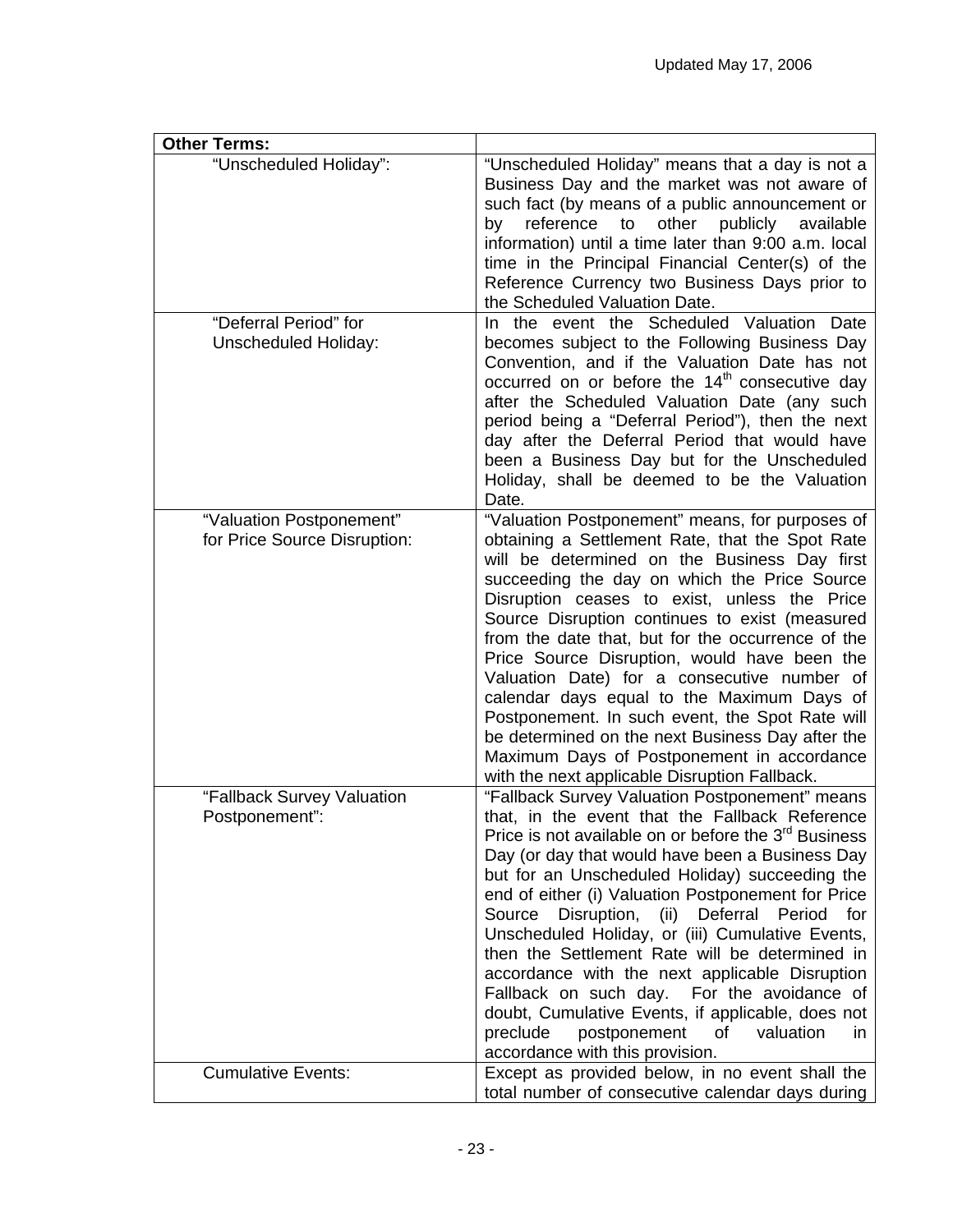| **Other Terms:** | |
|---|---|
| "Unscheduled Holiday": | "Unscheduled Holiday" means that a day is not a Business Day and the market was not aware of such fact (by means of a public announcement or by reference to other publicly available information) until a time later than 9:00 a.m. local time in the Principal Financial Center(s) of the Reference Currency two Business Days prior to the Scheduled Valuation Date. |
| "Deferral Period" for Unscheduled Holiday: | In the event the Scheduled Valuation Date becomes subject to the Following Business Day Convention, and if the Valuation Date has not occurred on or before the 14th consecutive day after the Scheduled Valuation Date (any such period being a "Deferral Period"), then the next day after the Deferral Period that would have been a Business Day but for the Unscheduled Holiday, shall be deemed to be the Valuation Date. |
| "Valuation Postponement" for Price Source Disruption: | "Valuation Postponement" means, for purposes of obtaining a Settlement Rate, that the Spot Rate will be determined on the Business Day first succeeding the day on which the Price Source Disruption ceases to exist, unless the Price Source Disruption continues to exist (measured from the date that, but for the occurrence of the Price Source Disruption, would have been the Valuation Date) for a consecutive number of calendar days equal to the Maximum Days of Postponement. In such event, the Spot Rate will be determined on the next Business Day after the Maximum Days of Postponement in accordance with the next applicable Disruption Fallback. |
| "Fallback Survey Valuation Postponement": | "Fallback Survey Valuation Postponement" means that, in the event that the Fallback Reference Price is not available on or before the 3rd Business Day (or day that would have been a Business Day but for an Unscheduled Holiday) succeeding the end of either (i) Valuation Postponement for Price Source Disruption, (ii) Deferral Period for Unscheduled Holiday, or (iii) Cumulative Events, then the Settlement Rate will be determined in accordance with the next applicable Disruption Fallback on such day. For the avoidance of doubt, Cumulative Events, if applicable, does not preclude postponement of valuation in accordance with this provision. |
| Cumulative Events: | Except as provided below, in no event shall the total number of consecutive calendar days during |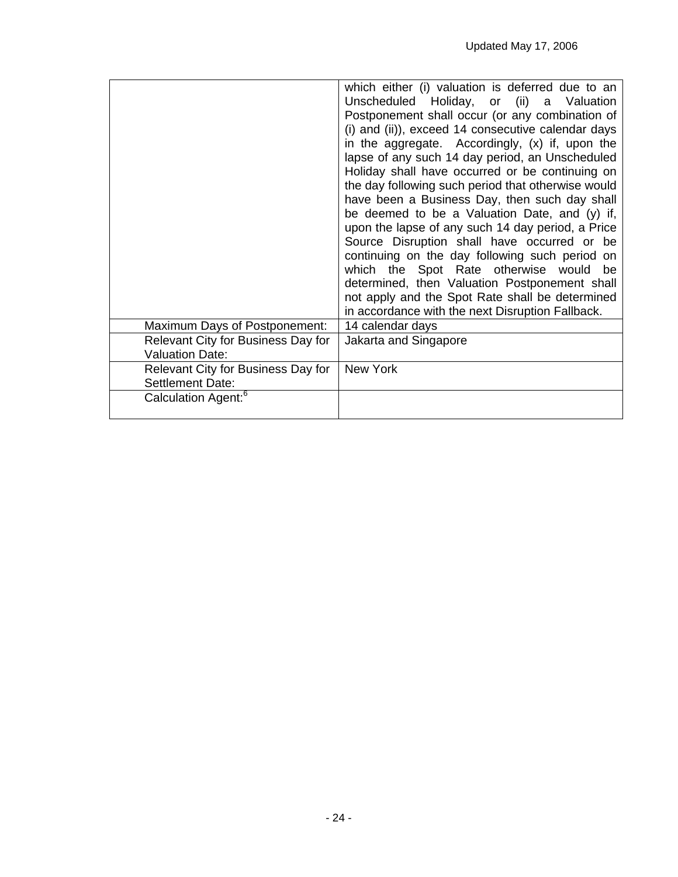| | |
|---|---|
| | which either (i) valuation is deferred due to an Unscheduled Holiday, or (ii) a Valuation Postponement shall occur (or any combination of (i) and (ii)), exceed 14 consecutive calendar days in the aggregate. Accordingly, (x) if, upon the lapse of any such 14 day period, an Unscheduled Holiday shall have occurred or be continuing on the day following such period that otherwise would have been a Business Day, then such day shall be deemed to be a Valuation Date, and (y) if, upon the lapse of any such 14 day period, a Price Source Disruption shall have occurred or be continuing on the day following such period on which the Spot Rate otherwise would be determined, then Valuation Postponement shall not apply and the Spot Rate shall be determined in accordance with the next Disruption Fallback. |
| Maximum Days of Postponement: | 14 calendar days |
| Relevant City for Business Day for Valuation Date: | Jakarta and Singapore |
| Relevant City for Business Day for Settlement Date: | New York |
| Calculation Agent:[6] | |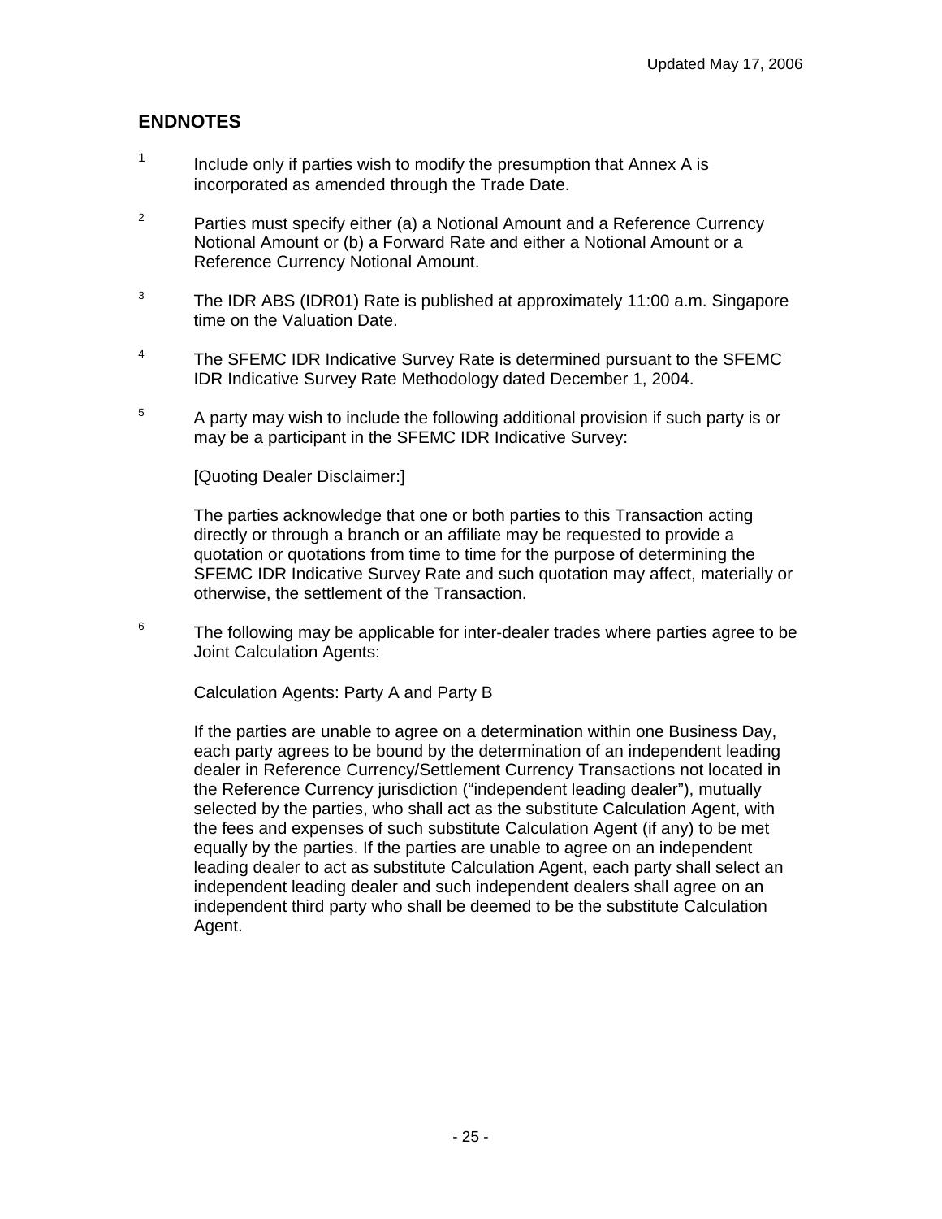## ENDNOTES

1. Include only if parties wish to modify the presumption that Annex A is incorporated as amended through the Trade Date.

2. Parties must specify either (a) a Notional Amount and a Reference Currency Notional Amount or (b) a Forward Rate and either a Notional Amount or a Reference Currency Notional Amount.

3. The IDR ABS (IDR01) Rate is published at approximately 11:00 a.m. Singapore time on the Valuation Date.

4. The SFEMC IDR Indicative Survey Rate is determined pursuant to the SFEMC IDR Indicative Survey Rate Methodology dated December 1, 2004.

5. A party may wish to include the following additional provision if such party is or may be a participant in the SFEMC IDR Indicative Survey:

   [Quoting Dealer Disclaimer:]

   The parties acknowledge that one or both parties to this Transaction acting directly or through a branch or an affiliate may be requested to provide a quotation or quotations from time to time for the purpose of determining the SFEMC IDR Indicative Survey Rate and such quotation may affect, materially or otherwise, the settlement of the Transaction.

6. The following may be applicable for inter-dealer trades where parties agree to be Joint Calculation Agents:

   Calculation Agents: Party A and Party B

   If the parties are unable to agree on a determination within one Business Day, each party agrees to be bound by the determination of an independent leading dealer in Reference Currency/Settlement Currency Transactions not located in the Reference Currency jurisdiction ("independent leading dealer"), mutually selected by the parties, who shall act as the substitute Calculation Agent, with the fees and expenses of such substitute Calculation Agent (if any) to be met equally by the parties. If the parties are unable to agree on an independent leading dealer to act as substitute Calculation Agent, each party shall select an independent leading dealer and such independent dealers shall agree on an independent third party who shall be deemed to be the substitute Calculation Agent.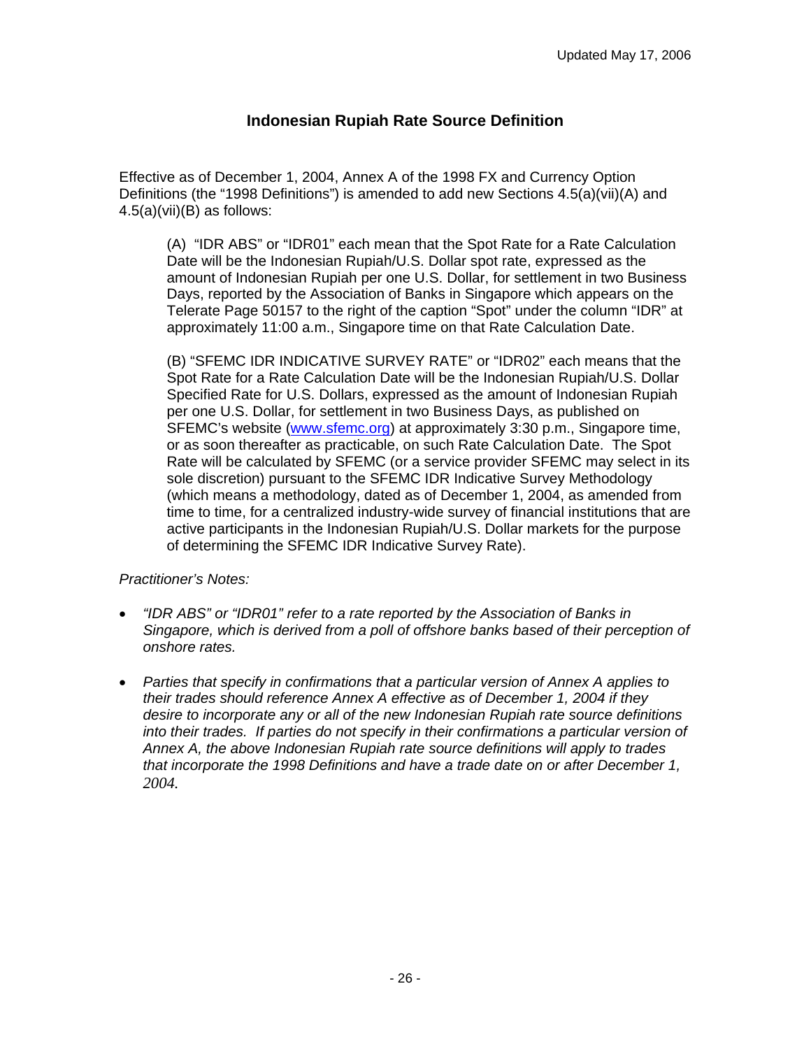Updated May 17, 2006

## Indonesian Rupiah Rate Source Definition

Effective as of December 1, 2004, Annex A of the 1998 FX and Currency Option Definitions (the "1998 Definitions") is amended to add new Sections 4.5(a)(vii)(A) and 4.5(a)(vii)(B) as follows:

> (A) "IDR ABS" or "IDR01" each mean that the Spot Rate for a Rate Calculation Date will be the Indonesian Rupiah/U.S. Dollar spot rate, expressed as the amount of Indonesian Rupiah per one U.S. Dollar, for settlement in two Business Days, reported by the Association of Banks in Singapore which appears on the Telerate Page 50157 to the right of the caption "Spot" under the column "IDR" at approximately 11:00 a.m., Singapore time on that Rate Calculation Date.
>
> (B) "SFEMC IDR INDICATIVE SURVEY RATE" or "IDR02" each means that the Spot Rate for a Rate Calculation Date will be the Indonesian Rupiah/U.S. Dollar Specified Rate for U.S. Dollars, expressed as the amount of Indonesian Rupiah per one U.S. Dollar, for settlement in two Business Days, as published on SFEMC's website (www.sfemc.org) at approximately 3:30 p.m., Singapore time, or as soon thereafter as practicable, on such Rate Calculation Date. The Spot Rate will be calculated by SFEMC (or a service provider SFEMC may select in its sole discretion) pursuant to the SFEMC IDR Indicative Survey Methodology (which means a methodology, dated as of December 1, 2004, as amended from time to time, for a centralized industry-wide survey of financial institutions that are active participants in the Indonesian Rupiah/U.S. Dollar markets for the purpose of determining the SFEMC IDR Indicative Survey Rate).

*Practitioner's Notes:*

- *"IDR ABS" or "IDR01" refer to a rate reported by the Association of Banks in Singapore, which is derived from a poll of offshore banks based of their perception of onshore rates.*
- *Parties that specify in confirmations that a particular version of Annex A applies to their trades should reference Annex A effective as of December 1, 2004 if they desire to incorporate any or all of the new Indonesian Rupiah rate source definitions into their trades. If parties do not specify in their confirmations a particular version of Annex A, the above Indonesian Rupiah rate source definitions will apply to trades that incorporate the 1998 Definitions and have a trade date on or after December 1, 2004.*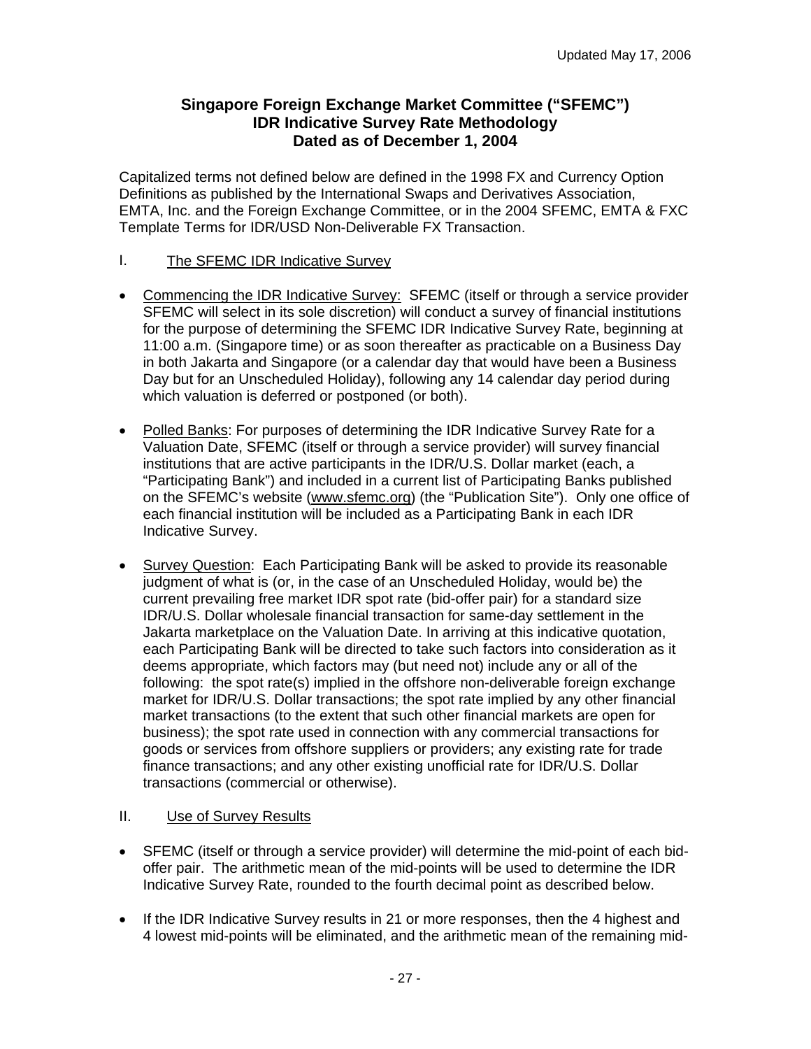Updated May 17, 2006

**Singapore Foreign Exchange Market Committee ("SFEMC")**
**IDR Indicative Survey Rate Methodology**
**Dated as of December 1, 2004**

Capitalized terms not defined below are defined in the 1998 FX and Currency Option Definitions as published by the International Swaps and Derivatives Association, EMTA, Inc. and the Foreign Exchange Committee, or in the 2004 SFEMC, EMTA & FXC Template Terms for IDR/USD Non-Deliverable FX Transaction.

## I. The SFEMC IDR Indicative Survey

- Commencing the IDR Indicative Survey: SFEMC (itself or through a service provider SFEMC will select in its sole discretion) will conduct a survey of financial institutions for the purpose of determining the SFEMC IDR Indicative Survey Rate, beginning at 11:00 a.m. (Singapore time) or as soon thereafter as practicable on a Business Day in both Jakarta and Singapore (or a calendar day that would have been a Business Day but for an Unscheduled Holiday), following any 14 calendar day period during which valuation is deferred or postponed (or both).

- Polled Banks: For purposes of determining the IDR Indicative Survey Rate for a Valuation Date, SFEMC (itself or through a service provider) will survey financial institutions that are active participants in the IDR/U.S. Dollar market (each, a "Participating Bank") and included in a current list of Participating Banks published on the SFEMC's website (www.sfemc.org) (the "Publication Site"). Only one office of each financial institution will be included as a Participating Bank in each IDR Indicative Survey.

- Survey Question: Each Participating Bank will be asked to provide its reasonable judgment of what is (or, in the case of an Unscheduled Holiday, would be) the current prevailing free market IDR spot rate (bid-offer pair) for a standard size IDR/U.S. Dollar wholesale financial transaction for same-day settlement in the Jakarta marketplace on the Valuation Date. In arriving at this indicative quotation, each Participating Bank will be directed to take such factors into consideration as it deems appropriate, which factors may (but need not) include any or all of the following: the spot rate(s) implied in the offshore non-deliverable foreign exchange market for IDR/U.S. Dollar transactions; the spot rate implied by any other financial market transactions (to the extent that such other financial markets are open for business); the spot rate used in connection with any commercial transactions for goods or services from offshore suppliers or providers; any existing rate for trade finance transactions; and any other existing unofficial rate for IDR/U.S. Dollar transactions (commercial or otherwise).

## II. Use of Survey Results

- SFEMC (itself or through a service provider) will determine the mid-point of each bid-offer pair. The arithmetic mean of the mid-points will be used to determine the IDR Indicative Survey Rate, rounded to the fourth decimal point as described below.

- If the IDR Indicative Survey results in 21 or more responses, then the 4 highest and 4 lowest mid-points will be eliminated, and the arithmetic mean of the remaining mid-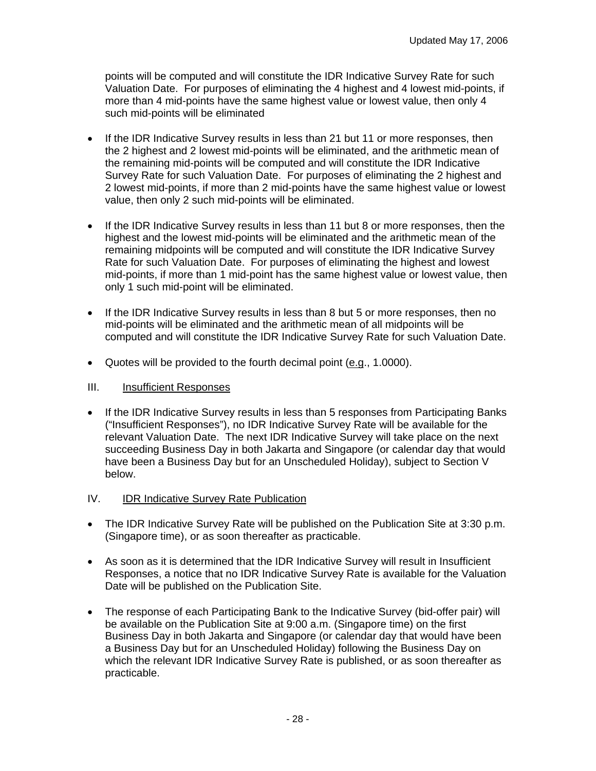points will be computed and will constitute the IDR Indicative Survey Rate for such Valuation Date. For purposes of eliminating the 4 highest and 4 lowest mid-points, if more than 4 mid-points have the same highest value or lowest value, then only 4 such mid-points will be eliminated

- If the IDR Indicative Survey results in less than 21 but 11 or more responses, then the 2 highest and 2 lowest mid-points will be eliminated, and the arithmetic mean of the remaining mid-points will be computed and will constitute the IDR Indicative Survey Rate for such Valuation Date. For purposes of eliminating the 2 highest and 2 lowest mid-points, if more than 2 mid-points have the same highest value or lowest value, then only 2 such mid-points will be eliminated.

- If the IDR Indicative Survey results in less than 11 but 8 or more responses, then the highest and the lowest mid-points will be eliminated and the arithmetic mean of the remaining midpoints will be computed and will constitute the IDR Indicative Survey Rate for such Valuation Date. For purposes of eliminating the highest and lowest mid-points, if more than 1 mid-point has the same highest value or lowest value, then only 1 such mid-point will be eliminated.

- If the IDR Indicative Survey results in less than 8 but 5 or more responses, then no mid-points will be eliminated and the arithmetic mean of all midpoints will be computed and will constitute the IDR Indicative Survey Rate for such Valuation Date.

- Quotes will be provided to the fourth decimal point (e.g., 1.0000).

## III. Insufficient Responses

- If the IDR Indicative Survey results in less than 5 responses from Participating Banks ("Insufficient Responses"), no IDR Indicative Survey Rate will be available for the relevant Valuation Date. The next IDR Indicative Survey will take place on the next succeeding Business Day in both Jakarta and Singapore (or calendar day that would have been a Business Day but for an Unscheduled Holiday), subject to Section V below.

## IV. IDR Indicative Survey Rate Publication

- The IDR Indicative Survey Rate will be published on the Publication Site at 3:30 p.m. (Singapore time), or as soon thereafter as practicable.

- As soon as it is determined that the IDR Indicative Survey will result in Insufficient Responses, a notice that no IDR Indicative Survey Rate is available for the Valuation Date will be published on the Publication Site.

- The response of each Participating Bank to the Indicative Survey (bid-offer pair) will be available on the Publication Site at 9:00 a.m. (Singapore time) on the first Business Day in both Jakarta and Singapore (or calendar day that would have been a Business Day but for an Unscheduled Holiday) following the Business Day on which the relevant IDR Indicative Survey Rate is published, or as soon thereafter as practicable.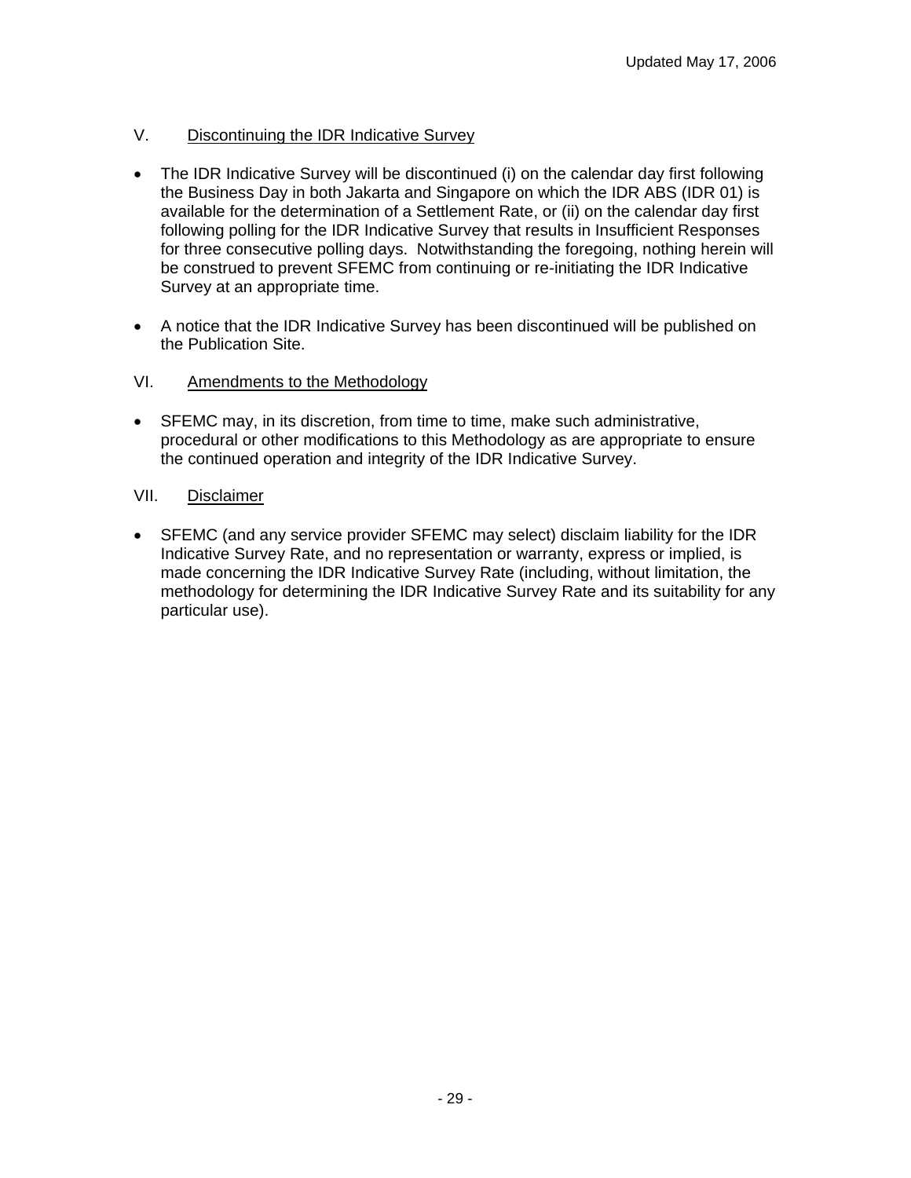## V. Discontinuing the IDR Indicative Survey

- The IDR Indicative Survey will be discontinued (i) on the calendar day first following the Business Day in both Jakarta and Singapore on which the IDR ABS (IDR 01) is available for the determination of a Settlement Rate, or (ii) on the calendar day first following polling for the IDR Indicative Survey that results in Insufficient Responses for three consecutive polling days. Notwithstanding the foregoing, nothing herein will be construed to prevent SFEMC from continuing or re-initiating the IDR Indicative Survey at an appropriate time.

- A notice that the IDR Indicative Survey has been discontinued will be published on the Publication Site.

## VI. Amendments to the Methodology

- SFEMC may, in its discretion, from time to time, make such administrative, procedural or other modifications to this Methodology as are appropriate to ensure the continued operation and integrity of the IDR Indicative Survey.

## VII. Disclaimer

- SFEMC (and any service provider SFEMC may select) disclaim liability for the IDR Indicative Survey Rate, and no representation or warranty, express or implied, is made concerning the IDR Indicative Survey Rate (including, without limitation, the methodology for determining the IDR Indicative Survey Rate and its suitability for any particular use).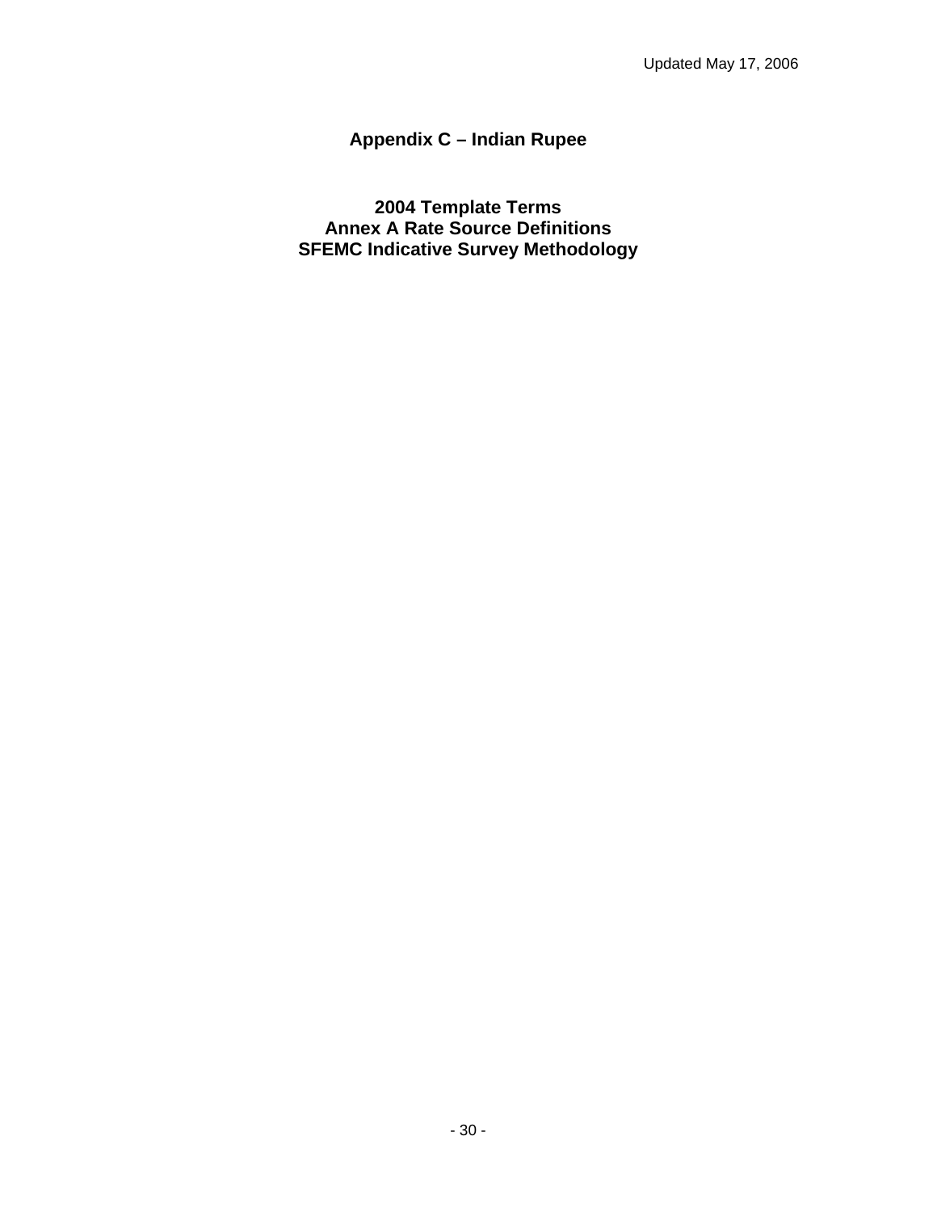# Appendix C – Indian Rupee

## 2004 Template Terms
## Annex A Rate Source Definitions
## SFEMC Indicative Survey Methodology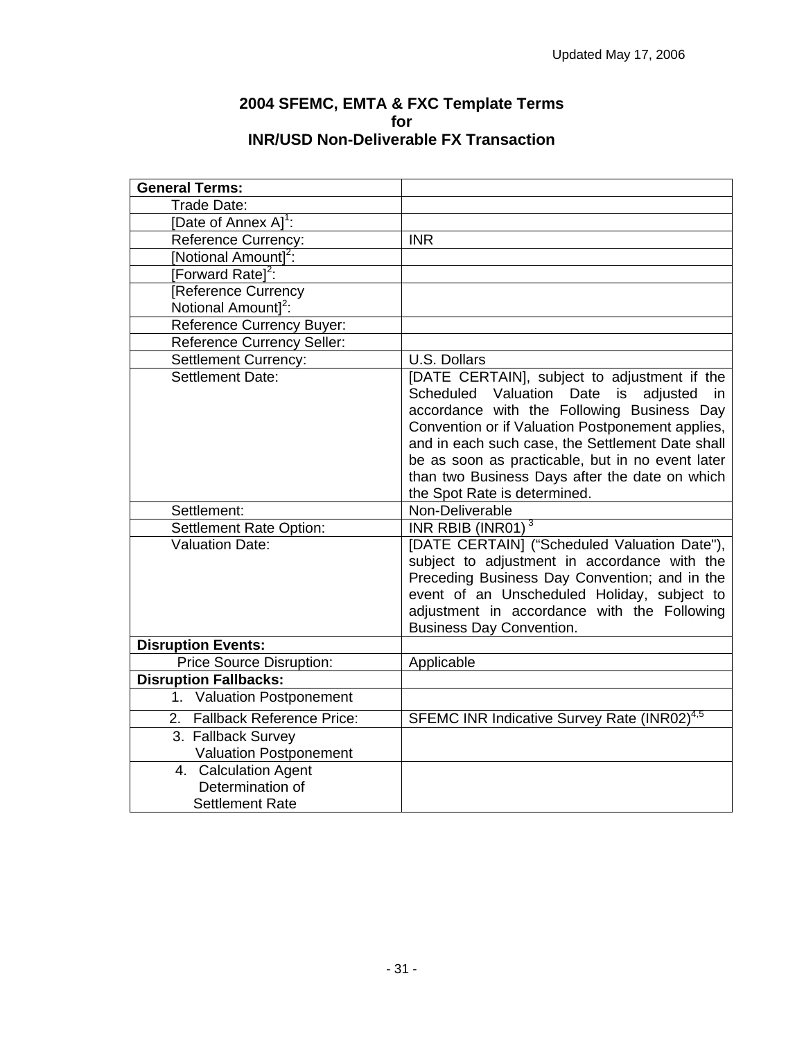# 2004 SFEMC, EMTA & FXC Template Terms for INR/USD Non-Deliverable FX Transaction

| **General Terms:** | |
|---|---|
| Trade Date: | |
| [Date of Annex A][1]: | |
| Reference Currency: | INR |
| [Notional Amount][2]: | |
| [Forward Rate][2]: | |
| [Reference Currency Notional Amount][2]: | |
| Reference Currency Buyer: | |
| Reference Currency Seller: | |
| Settlement Currency: | U.S. Dollars |
| Settlement Date: | [DATE CERTAIN], subject to adjustment if the Scheduled Valuation Date is adjusted in accordance with the Following Business Day Convention or if Valuation Postponement applies, and in each such case, the Settlement Date shall be as soon as practicable, but in no event later than two Business Days after the date on which the Spot Rate is determined. |
| Settlement: | Non-Deliverable |
| Settlement Rate Option: | INR RBIB (INR01) [3] |
| Valuation Date: | [DATE CERTAIN] ("Scheduled Valuation Date"), subject to adjustment in accordance with the Preceding Business Day Convention; and in the event of an Unscheduled Holiday, subject to adjustment in accordance with the Following Business Day Convention. |
| **Disruption Events:** | |
| Price Source Disruption: | Applicable |
| **Disruption Fallbacks:** | |
| 1. Valuation Postponement | |
| 2. Fallback Reference Price: | SFEMC INR Indicative Survey Rate (INR02)[4,5] |
| 3. Fallback Survey Valuation Postponement | |
| 4. Calculation Agent Determination of Settlement Rate | |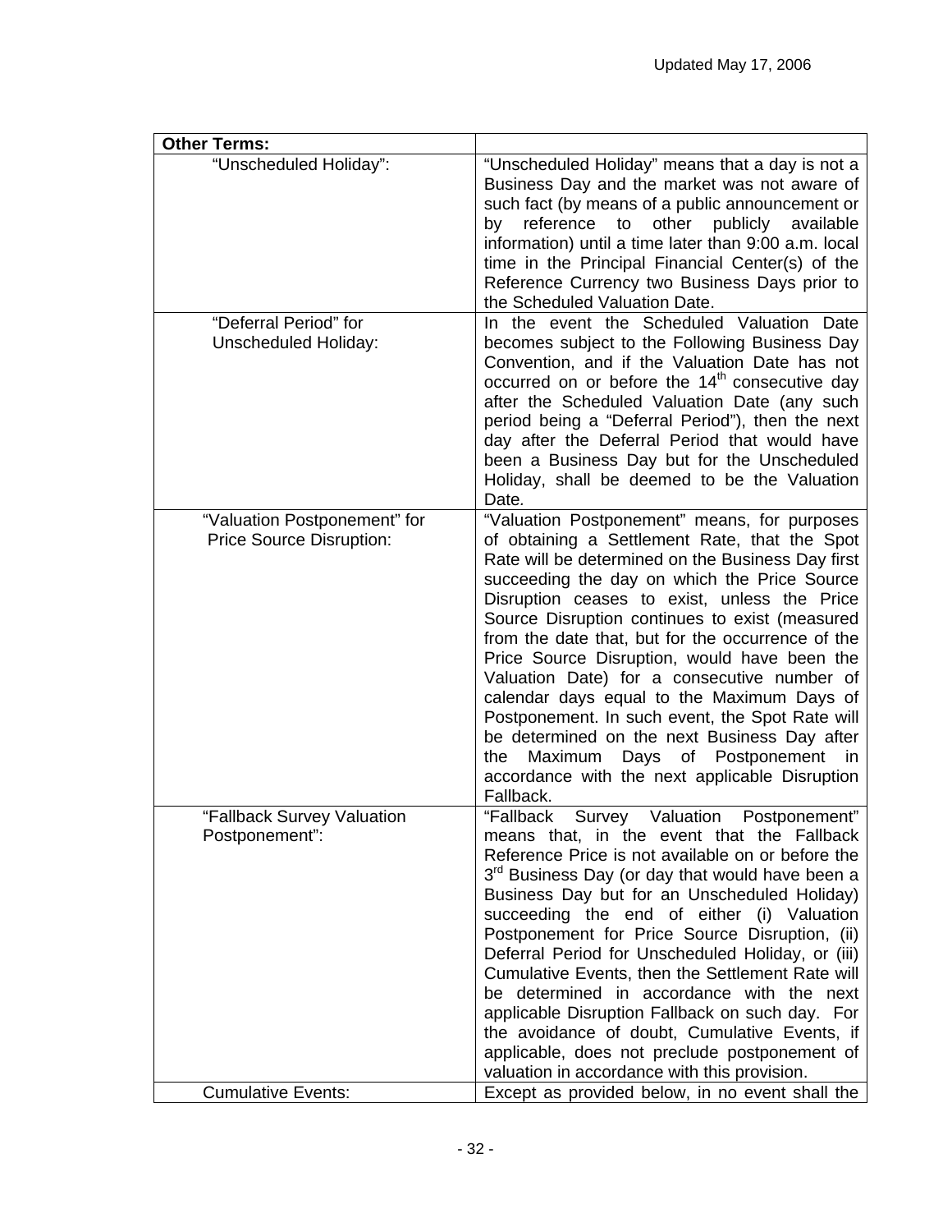| **Other Terms:** | |
|---|---|
| "Unscheduled Holiday": | "Unscheduled Holiday" means that a day is not a Business Day and the market was not aware of such fact (by means of a public announcement or by reference to other publicly available information) until a time later than 9:00 a.m. local time in the Principal Financial Center(s) of the Reference Currency two Business Days prior to the Scheduled Valuation Date. |
| "Deferral Period" for Unscheduled Holiday: | In the event the Scheduled Valuation Date becomes subject to the Following Business Day Convention, and if the Valuation Date has not occurred on or before the 14th consecutive day after the Scheduled Valuation Date (any such period being a "Deferral Period"), then the next day after the Deferral Period that would have been a Business Day but for the Unscheduled Holiday, shall be deemed to be the Valuation Date. |
| "Valuation Postponement" for Price Source Disruption: | "Valuation Postponement" means, for purposes of obtaining a Settlement Rate, that the Spot Rate will be determined on the Business Day first succeeding the day on which the Price Source Disruption ceases to exist, unless the Price Source Disruption continues to exist (measured from the date that, but for the occurrence of the Price Source Disruption, would have been the Valuation Date) for a consecutive number of calendar days equal to the Maximum Days of Postponement. In such event, the Spot Rate will be determined on the next Business Day after the Maximum Days of Postponement in accordance with the next applicable Disruption Fallback. |
| "Fallback Survey Valuation Postponement": | "Fallback Survey Valuation Postponement" means that, in the event that the Fallback Reference Price is not available on or before the 3rd Business Day (or day that would have been a Business Day but for an Unscheduled Holiday) succeeding the end of either (i) Valuation Postponement for Price Source Disruption, (ii) Deferral Period for Unscheduled Holiday, or (iii) Cumulative Events, then the Settlement Rate will be determined in accordance with the next applicable Disruption Fallback on such day. For the avoidance of doubt, Cumulative Events, if applicable, does not preclude postponement of valuation in accordance with this provision. |
| Cumulative Events: | Except as provided below, in no event shall the |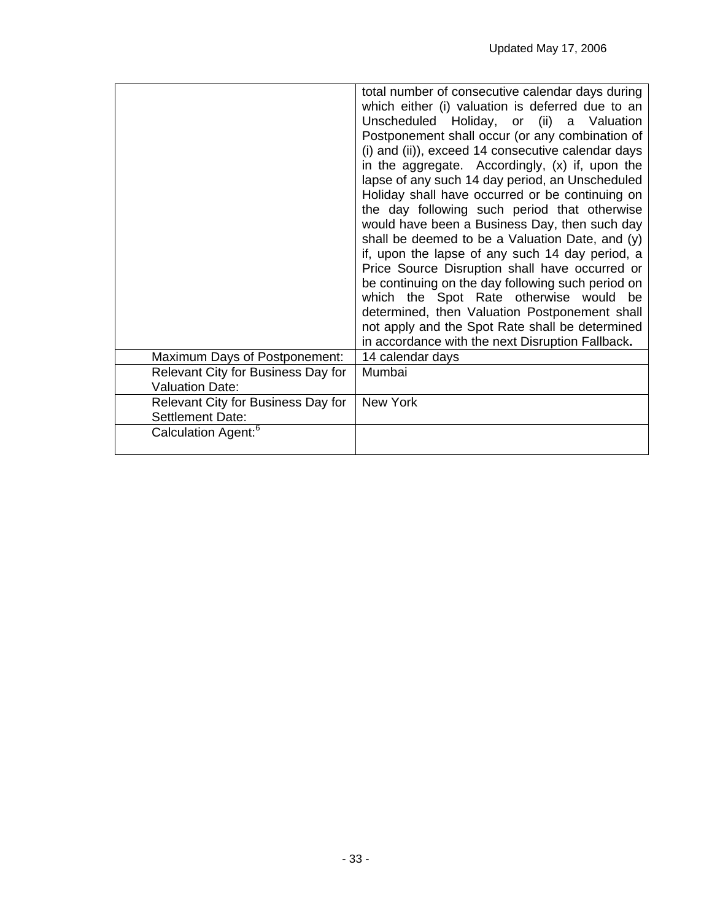| | |
|---|---|
| | total number of consecutive calendar days during which either (i) valuation is deferred due to an Unscheduled Holiday, or (ii) a Valuation Postponement shall occur (or any combination of (i) and (ii)), exceed 14 consecutive calendar days in the aggregate. Accordingly, (x) if, upon the lapse of any such 14 day period, an Unscheduled Holiday shall have occurred or be continuing on the day following such period that otherwise would have been a Business Day, then such day shall be deemed to be a Valuation Date, and (y) if, upon the lapse of any such 14 day period, a Price Source Disruption shall have occurred or be continuing on the day following such period on which the Spot Rate otherwise would be determined, then Valuation Postponement shall not apply and the Spot Rate shall be determined in accordance with the next Disruption Fallback**.** |
| Maximum Days of Postponement: | 14 calendar days |
| Relevant City for Business Day for Valuation Date: | Mumbai |
| Relevant City for Business Day for Settlement Date: | New York |
| Calculation Agent:[6] | |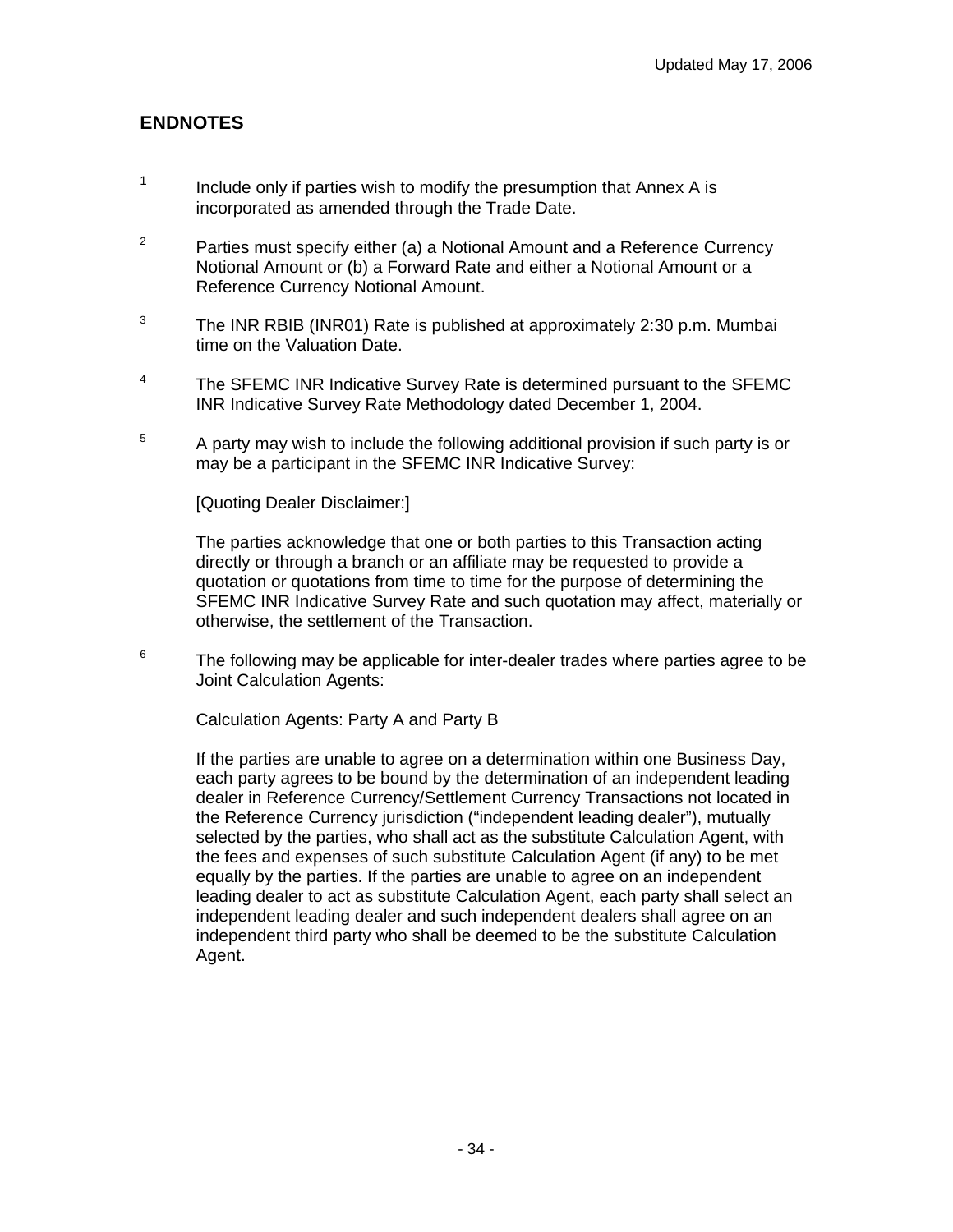## ENDNOTES

1 Include only if parties wish to modify the presumption that Annex A is incorporated as amended through the Trade Date.

2 Parties must specify either (a) a Notional Amount and a Reference Currency Notional Amount or (b) a Forward Rate and either a Notional Amount or a Reference Currency Notional Amount.

3 The INR RBIB (INR01) Rate is published at approximately 2:30 p.m. Mumbai time on the Valuation Date.

4 The SFEMC INR Indicative Survey Rate is determined pursuant to the SFEMC INR Indicative Survey Rate Methodology dated December 1, 2004.

5 A party may wish to include the following additional provision if such party is or may be a participant in the SFEMC INR Indicative Survey:

[Quoting Dealer Disclaimer:]

The parties acknowledge that one or both parties to this Transaction acting directly or through a branch or an affiliate may be requested to provide a quotation or quotations from time to time for the purpose of determining the SFEMC INR Indicative Survey Rate and such quotation may affect, materially or otherwise, the settlement of the Transaction.

6 The following may be applicable for inter-dealer trades where parties agree to be Joint Calculation Agents:

Calculation Agents: Party A and Party B

If the parties are unable to agree on a determination within one Business Day, each party agrees to be bound by the determination of an independent leading dealer in Reference Currency/Settlement Currency Transactions not located in the Reference Currency jurisdiction ("independent leading dealer"), mutually selected by the parties, who shall act as the substitute Calculation Agent, with the fees and expenses of such substitute Calculation Agent (if any) to be met equally by the parties. If the parties are unable to agree on an independent leading dealer to act as substitute Calculation Agent, each party shall select an independent leading dealer and such independent dealers shall agree on an independent third party who shall be deemed to be the substitute Calculation Agent.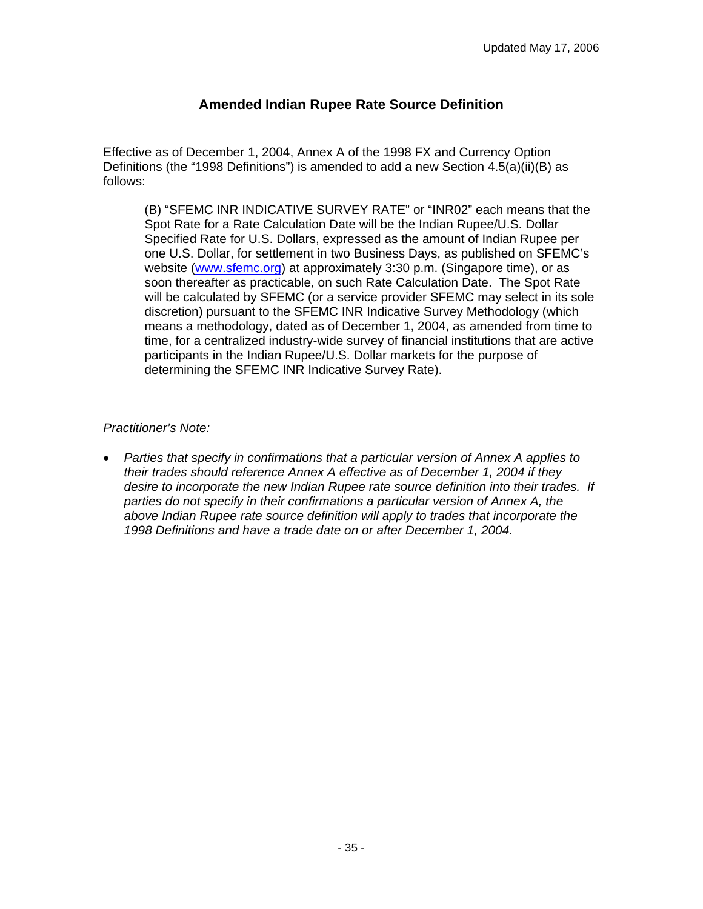Updated May 17, 2006

## Amended Indian Rupee Rate Source Definition

Effective as of December 1, 2004, Annex A of the 1998 FX and Currency Option Definitions (the "1998 Definitions") is amended to add a new Section 4.5(a)(ii)(B) as follows:

> (B) "SFEMC INR INDICATIVE SURVEY RATE" or "INR02" each means that the Spot Rate for a Rate Calculation Date will be the Indian Rupee/U.S. Dollar Specified Rate for U.S. Dollars, expressed as the amount of Indian Rupee per one U.S. Dollar, for settlement in two Business Days, as published on SFEMC's website (www.sfemc.org) at approximately 3:30 p.m. (Singapore time), or as soon thereafter as practicable, on such Rate Calculation Date. The Spot Rate will be calculated by SFEMC (or a service provider SFEMC may select in its sole discretion) pursuant to the SFEMC INR Indicative Survey Methodology (which means a methodology, dated as of December 1, 2004, as amended from time to time, for a centralized industry-wide survey of financial institutions that are active participants in the Indian Rupee/U.S. Dollar markets for the purpose of determining the SFEMC INR Indicative Survey Rate).

*Practitioner's Note:*

- *Parties that specify in confirmations that a particular version of Annex A applies to their trades should reference Annex A effective as of December 1, 2004 if they desire to incorporate the new Indian Rupee rate source definition into their trades. If parties do not specify in their confirmations a particular version of Annex A, the above Indian Rupee rate source definition will apply to trades that incorporate the 1998 Definitions and have a trade date on or after December 1, 2004.*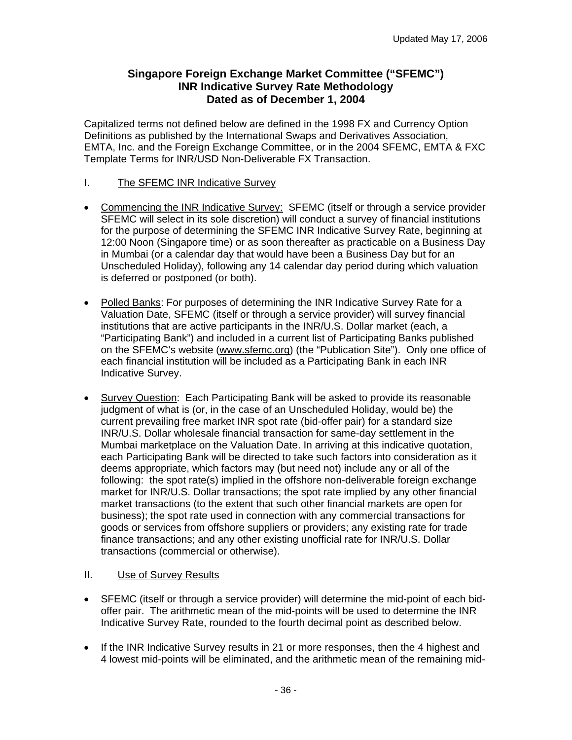Updated May 17, 2006

**Singapore Foreign Exchange Market Committee ("SFEMC")**
**INR Indicative Survey Rate Methodology**
**Dated as of December 1, 2004**

Capitalized terms not defined below are defined in the 1998 FX and Currency Option Definitions as published by the International Swaps and Derivatives Association, EMTA, Inc. and the Foreign Exchange Committee, or in the 2004 SFEMC, EMTA & FXC Template Terms for INR/USD Non-Deliverable FX Transaction.

## I. The SFEMC INR Indicative Survey

- Commencing the INR Indicative Survey: SFEMC (itself or through a service provider SFEMC will select in its sole discretion) will conduct a survey of financial institutions for the purpose of determining the SFEMC INR Indicative Survey Rate, beginning at 12:00 Noon (Singapore time) or as soon thereafter as practicable on a Business Day in Mumbai (or a calendar day that would have been a Business Day but for an Unscheduled Holiday), following any 14 calendar day period during which valuation is deferred or postponed (or both).

- Polled Banks: For purposes of determining the INR Indicative Survey Rate for a Valuation Date, SFEMC (itself or through a service provider) will survey financial institutions that are active participants in the INR/U.S. Dollar market (each, a "Participating Bank") and included in a current list of Participating Banks published on the SFEMC's website (www.sfemc.org) (the "Publication Site"). Only one office of each financial institution will be included as a Participating Bank in each INR Indicative Survey.

- Survey Question: Each Participating Bank will be asked to provide its reasonable judgment of what is (or, in the case of an Unscheduled Holiday, would be) the current prevailing free market INR spot rate (bid-offer pair) for a standard size INR/U.S. Dollar wholesale financial transaction for same-day settlement in the Mumbai marketplace on the Valuation Date. In arriving at this indicative quotation, each Participating Bank will be directed to take such factors into consideration as it deems appropriate, which factors may (but need not) include any or all of the following: the spot rate(s) implied in the offshore non-deliverable foreign exchange market for INR/U.S. Dollar transactions; the spot rate implied by any other financial market transactions (to the extent that such other financial markets are open for business); the spot rate used in connection with any commercial transactions for goods or services from offshore suppliers or providers; any existing rate for trade finance transactions; and any other existing unofficial rate for INR/U.S. Dollar transactions (commercial or otherwise).

## II. Use of Survey Results

- SFEMC (itself or through a service provider) will determine the mid-point of each bid-offer pair. The arithmetic mean of the mid-points will be used to determine the INR Indicative Survey Rate, rounded to the fourth decimal point as described below.

- If the INR Indicative Survey results in 21 or more responses, then the 4 highest and 4 lowest mid-points will be eliminated, and the arithmetic mean of the remaining mid-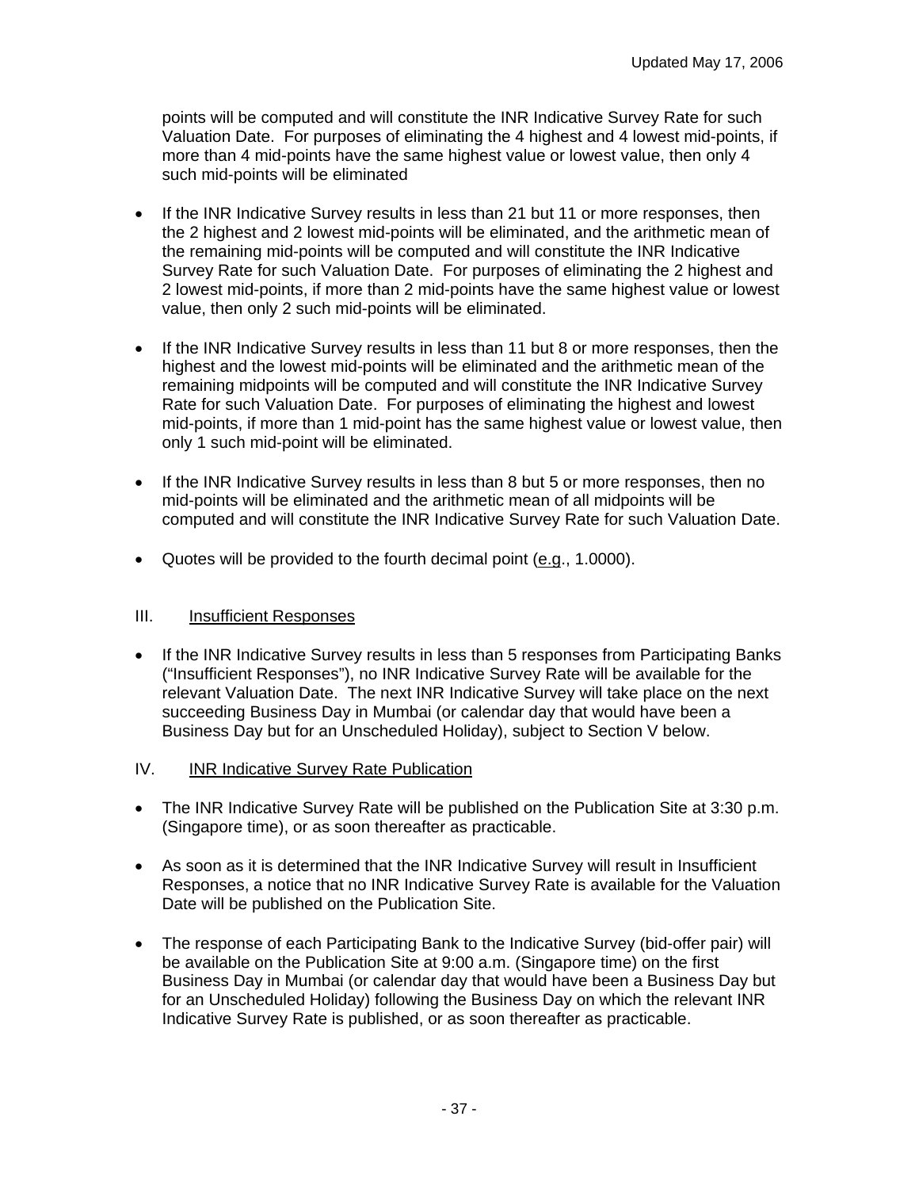points will be computed and will constitute the INR Indicative Survey Rate for such Valuation Date. For purposes of eliminating the 4 highest and 4 lowest mid-points, if more than 4 mid-points have the same highest value or lowest value, then only 4 such mid-points will be eliminated

- If the INR Indicative Survey results in less than 21 but 11 or more responses, then the 2 highest and 2 lowest mid-points will be eliminated, and the arithmetic mean of the remaining mid-points will be computed and will constitute the INR Indicative Survey Rate for such Valuation Date. For purposes of eliminating the 2 highest and 2 lowest mid-points, if more than 2 mid-points have the same highest value or lowest value, then only 2 such mid-points will be eliminated.

- If the INR Indicative Survey results in less than 11 but 8 or more responses, then the highest and the lowest mid-points will be eliminated and the arithmetic mean of the remaining midpoints will be computed and will constitute the INR Indicative Survey Rate for such Valuation Date. For purposes of eliminating the highest and lowest mid-points, if more than 1 mid-point has the same highest value or lowest value, then only 1 such mid-point will be eliminated.

- If the INR Indicative Survey results in less than 8 but 5 or more responses, then no mid-points will be eliminated and the arithmetic mean of all midpoints will be computed and will constitute the INR Indicative Survey Rate for such Valuation Date.

- Quotes will be provided to the fourth decimal point (e.g., 1.0000).

## III. Insufficient Responses

- If the INR Indicative Survey results in less than 5 responses from Participating Banks ("Insufficient Responses"), no INR Indicative Survey Rate will be available for the relevant Valuation Date. The next INR Indicative Survey will take place on the next succeeding Business Day in Mumbai (or calendar day that would have been a Business Day but for an Unscheduled Holiday), subject to Section V below.

## IV. INR Indicative Survey Rate Publication

- The INR Indicative Survey Rate will be published on the Publication Site at 3:30 p.m. (Singapore time), or as soon thereafter as practicable.

- As soon as it is determined that the INR Indicative Survey will result in Insufficient Responses, a notice that no INR Indicative Survey Rate is available for the Valuation Date will be published on the Publication Site.

- The response of each Participating Bank to the Indicative Survey (bid-offer pair) will be available on the Publication Site at 9:00 a.m. (Singapore time) on the first Business Day in Mumbai (or calendar day that would have been a Business Day but for an Unscheduled Holiday) following the Business Day on which the relevant INR Indicative Survey Rate is published, or as soon thereafter as practicable.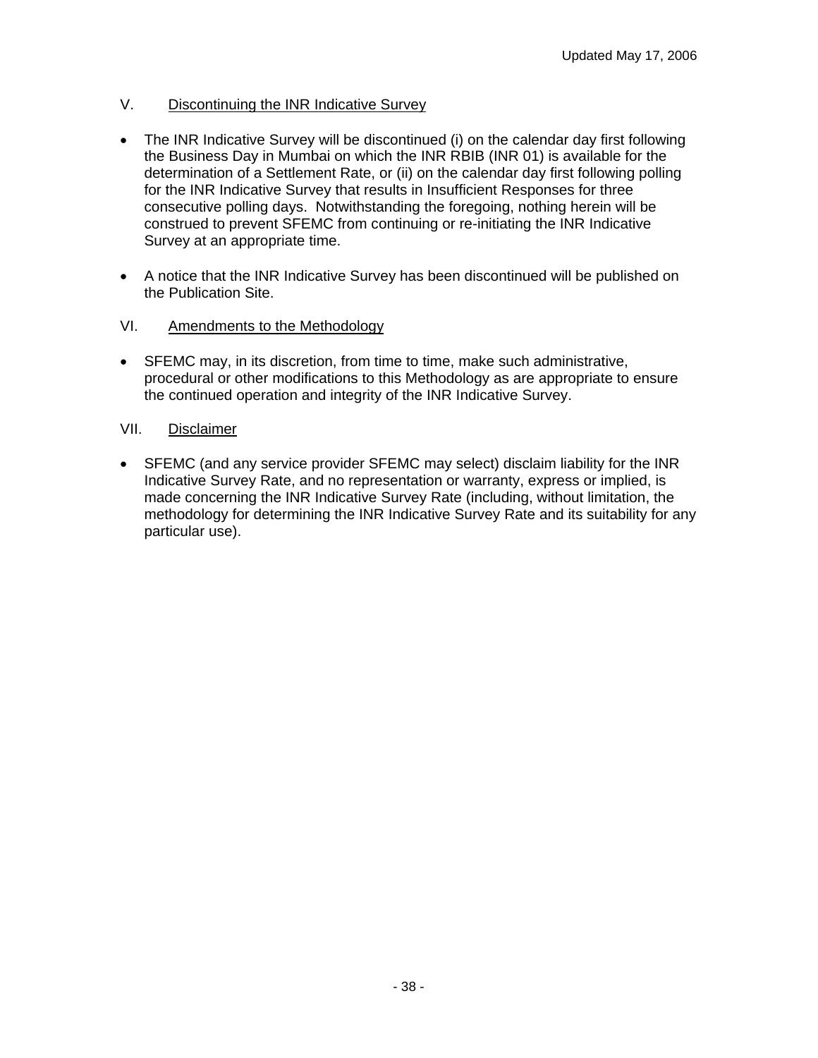## V. <u>Discontinuing the INR Indicative Survey</u>

- The INR Indicative Survey will be discontinued (i) on the calendar day first following the Business Day in Mumbai on which the INR RBIB (INR 01) is available for the determination of a Settlement Rate, or (ii) on the calendar day first following polling for the INR Indicative Survey that results in Insufficient Responses for three consecutive polling days. Notwithstanding the foregoing, nothing herein will be construed to prevent SFEMC from continuing or re-initiating the INR Indicative Survey at an appropriate time.

- A notice that the INR Indicative Survey has been discontinued will be published on the Publication Site.

## VI. <u>Amendments to the Methodology</u>

- SFEMC may, in its discretion, from time to time, make such administrative, procedural or other modifications to this Methodology as are appropriate to ensure the continued operation and integrity of the INR Indicative Survey.

## VII. <u>Disclaimer</u>

- SFEMC (and any service provider SFEMC may select) disclaim liability for the INR Indicative Survey Rate, and no representation or warranty, express or implied, is made concerning the INR Indicative Survey Rate (including, without limitation, the methodology for determining the INR Indicative Survey Rate and its suitability for any particular use).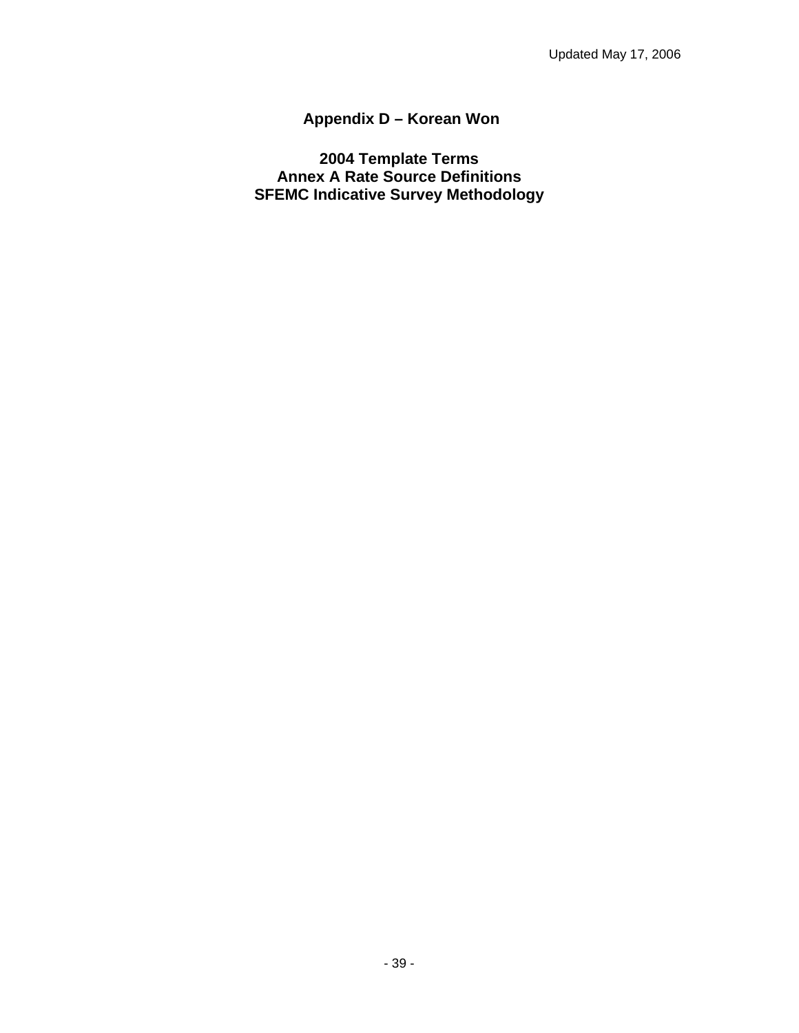# Appendix D – Korean Won

## 2004 Template Terms
## Annex A Rate Source Definitions
## SFEMC Indicative Survey Methodology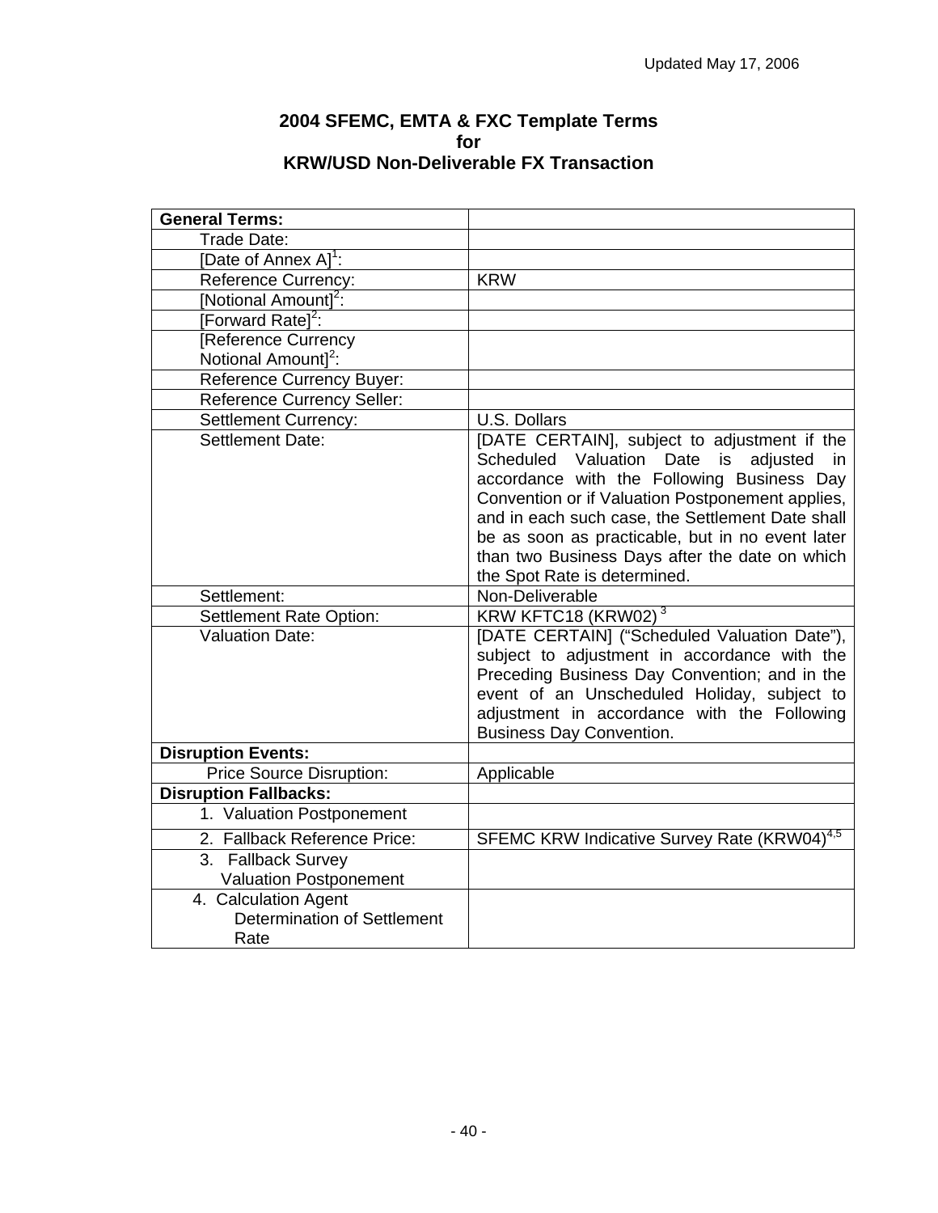Updated May 17, 2006

# 2004 SFEMC, EMTA & FXC Template Terms for KRW/USD Non-Deliverable FX Transaction

| **General Terms:** | |
|---|---|
| Trade Date: | |
| [Date of Annex A][1]: | |
| Reference Currency: | KRW |
| [Notional Amount][2]: | |
| [Forward Rate][2]: | |
| [Reference Currency Notional Amount][2]: | |
| Reference Currency Buyer: | |
| Reference Currency Seller: | |
| Settlement Currency: | U.S. Dollars |
| Settlement Date: | [DATE CERTAIN], subject to adjustment if the Scheduled Valuation Date is adjusted in accordance with the Following Business Day Convention or if Valuation Postponement applies, and in each such case, the Settlement Date shall be as soon as practicable, but in no event later than two Business Days after the date on which the Spot Rate is determined. |
| Settlement: | Non-Deliverable |
| Settlement Rate Option: | KRW KFTC18 (KRW02) [3] |
| Valuation Date: | [DATE CERTAIN] ("Scheduled Valuation Date"), subject to adjustment in accordance with the Preceding Business Day Convention; and in the event of an Unscheduled Holiday, subject to adjustment in accordance with the Following Business Day Convention. |
| **Disruption Events:** | |
| Price Source Disruption: | Applicable |
| **Disruption Fallbacks:** | |
| 1. Valuation Postponement | |
| 2. Fallback Reference Price: | SFEMC KRW Indicative Survey Rate (KRW04)[4,5] |
| 3. Fallback Survey Valuation Postponement | |
| 4. Calculation Agent Determination of Settlement Rate | |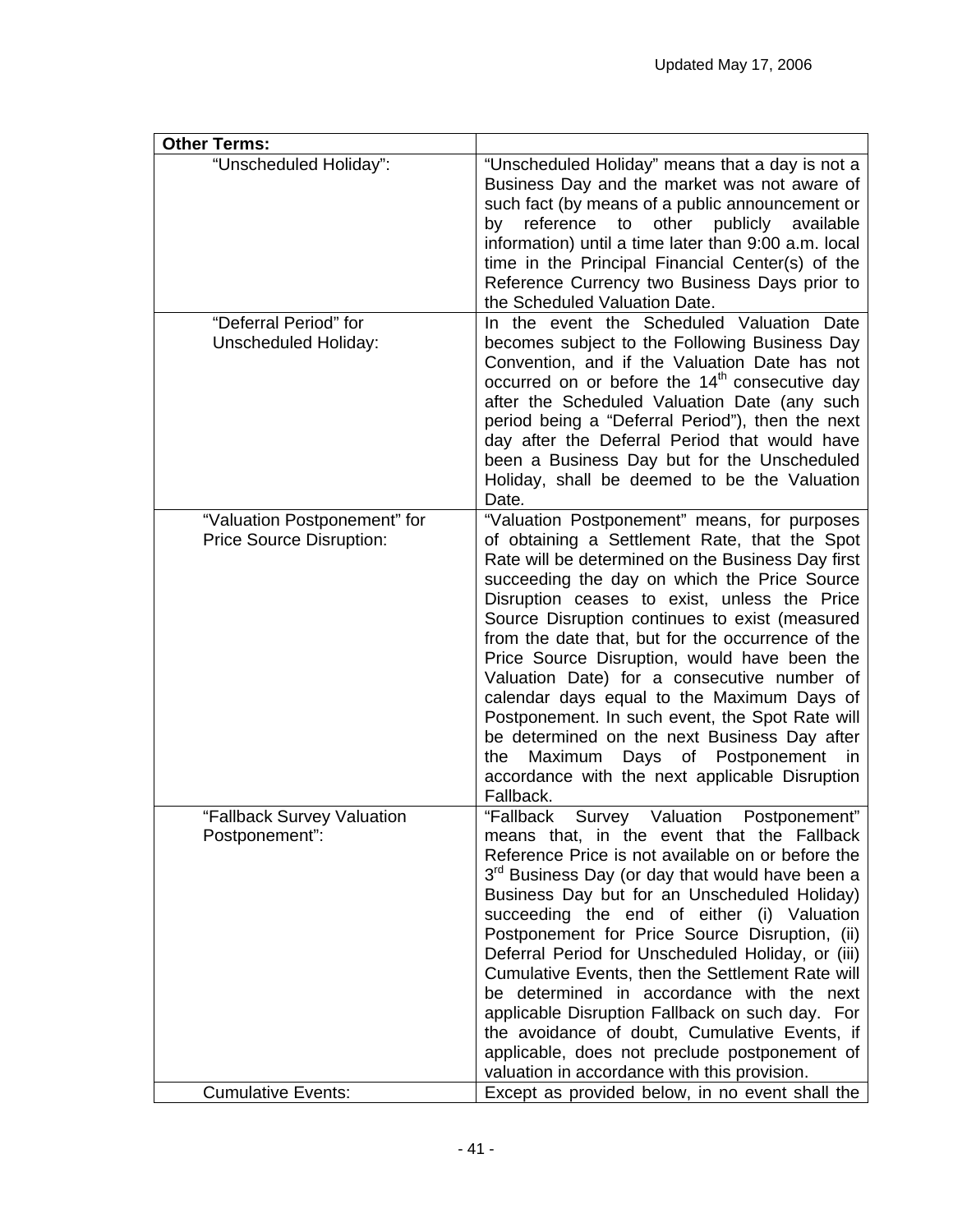| **Other Terms:** | |
|---|---|
| "Unscheduled Holiday": | "Unscheduled Holiday" means that a day is not a Business Day and the market was not aware of such fact (by means of a public announcement or by reference to other publicly available information) until a time later than 9:00 a.m. local time in the Principal Financial Center(s) of the Reference Currency two Business Days prior to the Scheduled Valuation Date. |
| "Deferral Period" for Unscheduled Holiday: | In the event the Scheduled Valuation Date becomes subject to the Following Business Day Convention, and if the Valuation Date has not occurred on or before the 14th consecutive day after the Scheduled Valuation Date (any such period being a "Deferral Period"), then the next day after the Deferral Period that would have been a Business Day but for the Unscheduled Holiday, shall be deemed to be the Valuation Date. |
| "Valuation Postponement" for Price Source Disruption: | "Valuation Postponement" means, for purposes of obtaining a Settlement Rate, that the Spot Rate will be determined on the Business Day first succeeding the day on which the Price Source Disruption ceases to exist, unless the Price Source Disruption continues to exist (measured from the date that, but for the occurrence of the Price Source Disruption, would have been the Valuation Date) for a consecutive number of calendar days equal to the Maximum Days of Postponement. In such event, the Spot Rate will be determined on the next Business Day after the Maximum Days of Postponement in accordance with the next applicable Disruption Fallback. |
| "Fallback Survey Valuation Postponement": | "Fallback Survey Valuation Postponement" means that, in the event that the Fallback Reference Price is not available on or before the 3rd Business Day (or day that would have been a Business Day but for an Unscheduled Holiday) succeeding the end of either (i) Valuation Postponement for Price Source Disruption, (ii) Deferral Period for Unscheduled Holiday, or (iii) Cumulative Events, then the Settlement Rate will be determined in accordance with the next applicable Disruption Fallback on such day. For the avoidance of doubt, Cumulative Events, if applicable, does not preclude postponement of valuation in accordance with this provision. |
| Cumulative Events: | Except as provided below, in no event shall the |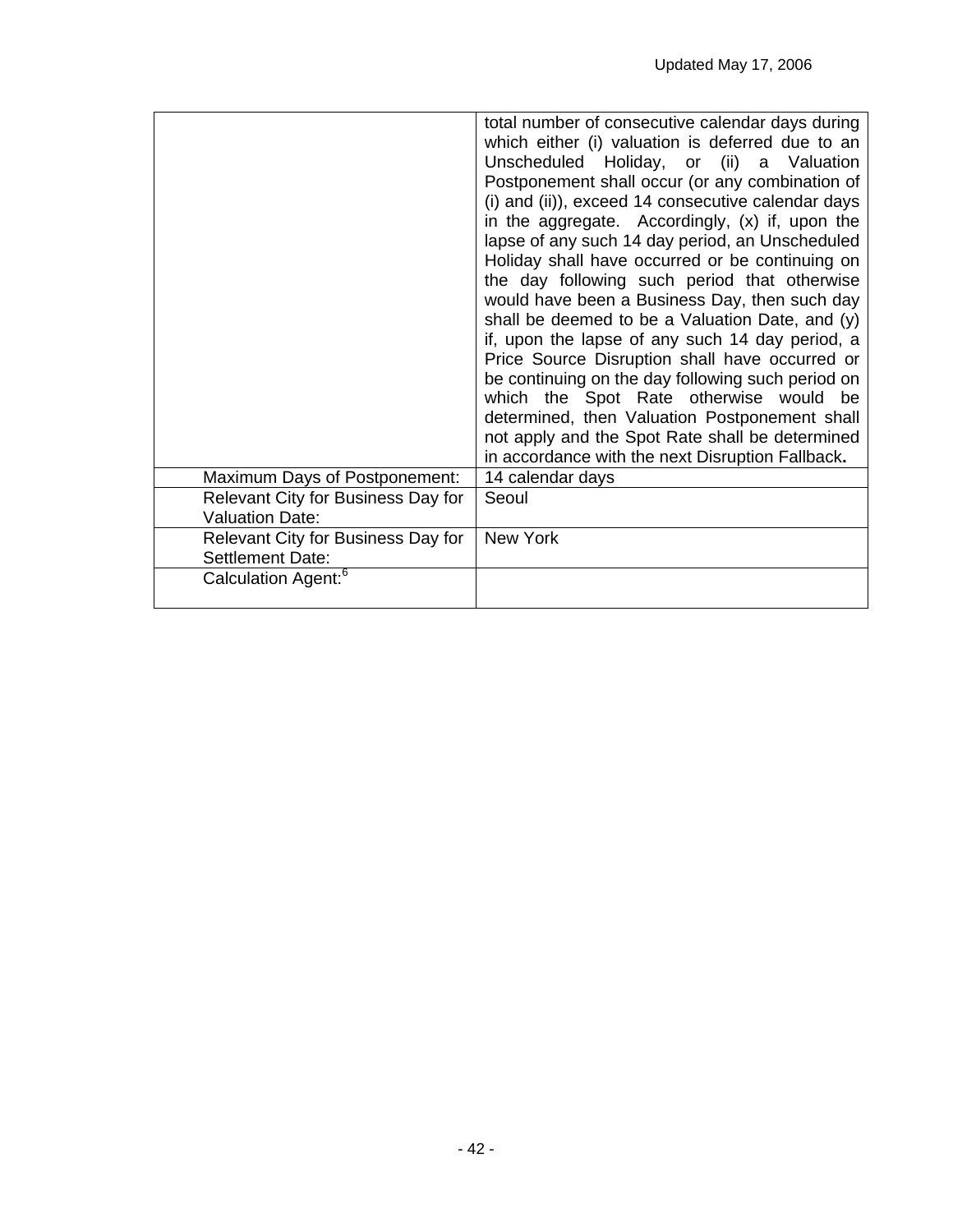| | |
|---|---|
| | total number of consecutive calendar days during which either (i) valuation is deferred due to an Unscheduled Holiday, or (ii) a Valuation Postponement shall occur (or any combination of (i) and (ii)), exceed 14 consecutive calendar days in the aggregate. Accordingly, (x) if, upon the lapse of any such 14 day period, an Unscheduled Holiday shall have occurred or be continuing on the day following such period that otherwise would have been a Business Day, then such day shall be deemed to be a Valuation Date, and (y) if, upon the lapse of any such 14 day period, a Price Source Disruption shall have occurred or be continuing on the day following such period on which the Spot Rate otherwise would be determined, then Valuation Postponement shall not apply and the Spot Rate shall be determined in accordance with the next Disruption Fallback**.** |
| Maximum Days of Postponement: | 14 calendar days |
| Relevant City for Business Day for Valuation Date: | Seoul |
| Relevant City for Business Day for Settlement Date: | New York |
| Calculation Agent:[6] | |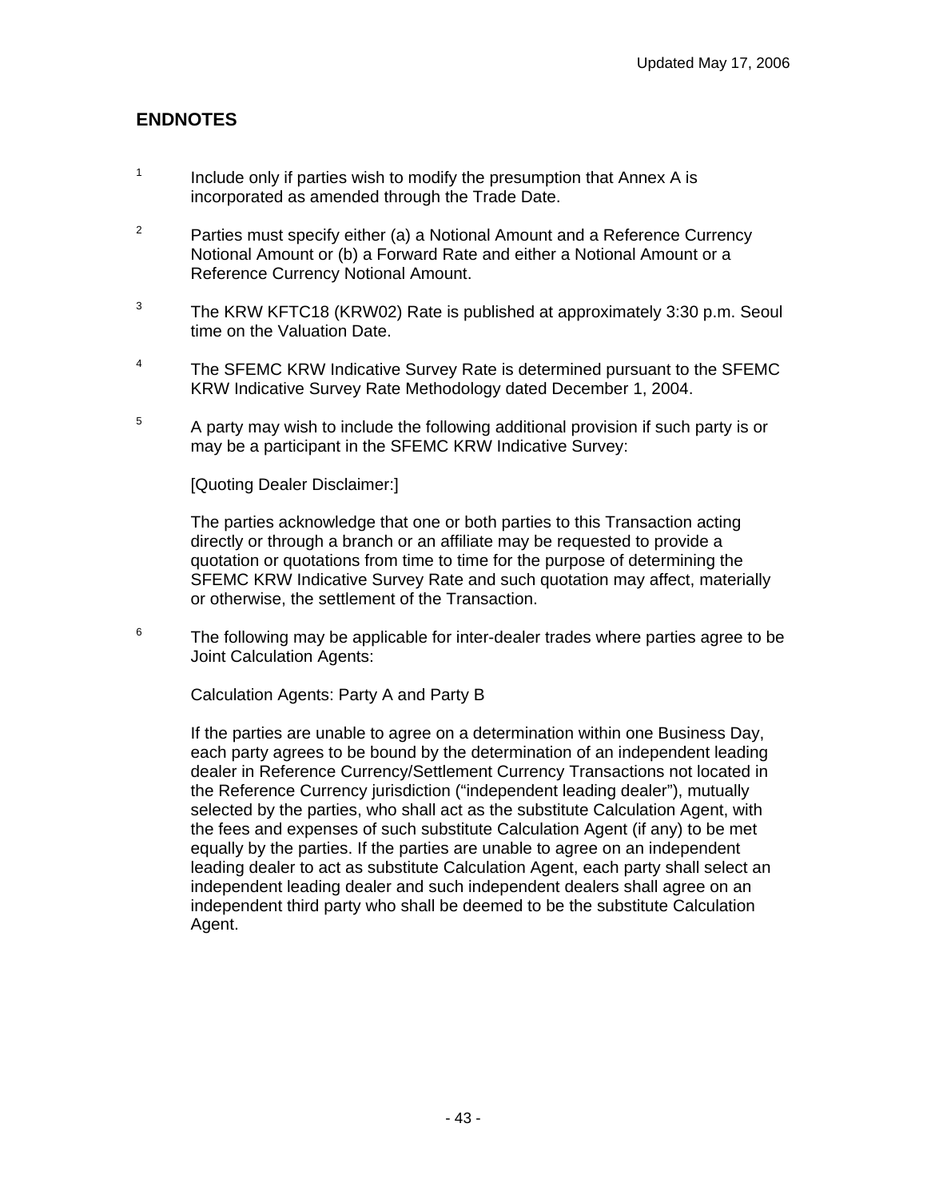## ENDNOTES

[1] Include only if parties wish to modify the presumption that Annex A is incorporated as amended through the Trade Date.

[2] Parties must specify either (a) a Notional Amount and a Reference Currency Notional Amount or (b) a Forward Rate and either a Notional Amount or a Reference Currency Notional Amount.

[3] The KRW KFTC18 (KRW02) Rate is published at approximately 3:30 p.m. Seoul time on the Valuation Date.

[4] The SFEMC KRW Indicative Survey Rate is determined pursuant to the SFEMC KRW Indicative Survey Rate Methodology dated December 1, 2004.

[5] A party may wish to include the following additional provision if such party is or may be a participant in the SFEMC KRW Indicative Survey:

[Quoting Dealer Disclaimer:]

The parties acknowledge that one or both parties to this Transaction acting directly or through a branch or an affiliate may be requested to provide a quotation or quotations from time to time for the purpose of determining the SFEMC KRW Indicative Survey Rate and such quotation may affect, materially or otherwise, the settlement of the Transaction.

[6] The following may be applicable for inter-dealer trades where parties agree to be Joint Calculation Agents:

Calculation Agents: Party A and Party B

If the parties are unable to agree on a determination within one Business Day, each party agrees to be bound by the determination of an independent leading dealer in Reference Currency/Settlement Currency Transactions not located in the Reference Currency jurisdiction ("independent leading dealer"), mutually selected by the parties, who shall act as the substitute Calculation Agent, with the fees and expenses of such substitute Calculation Agent (if any) to be met equally by the parties. If the parties are unable to agree on an independent leading dealer to act as substitute Calculation Agent, each party shall select an independent leading dealer and such independent dealers shall agree on an independent third party who shall be deemed to be the substitute Calculation Agent.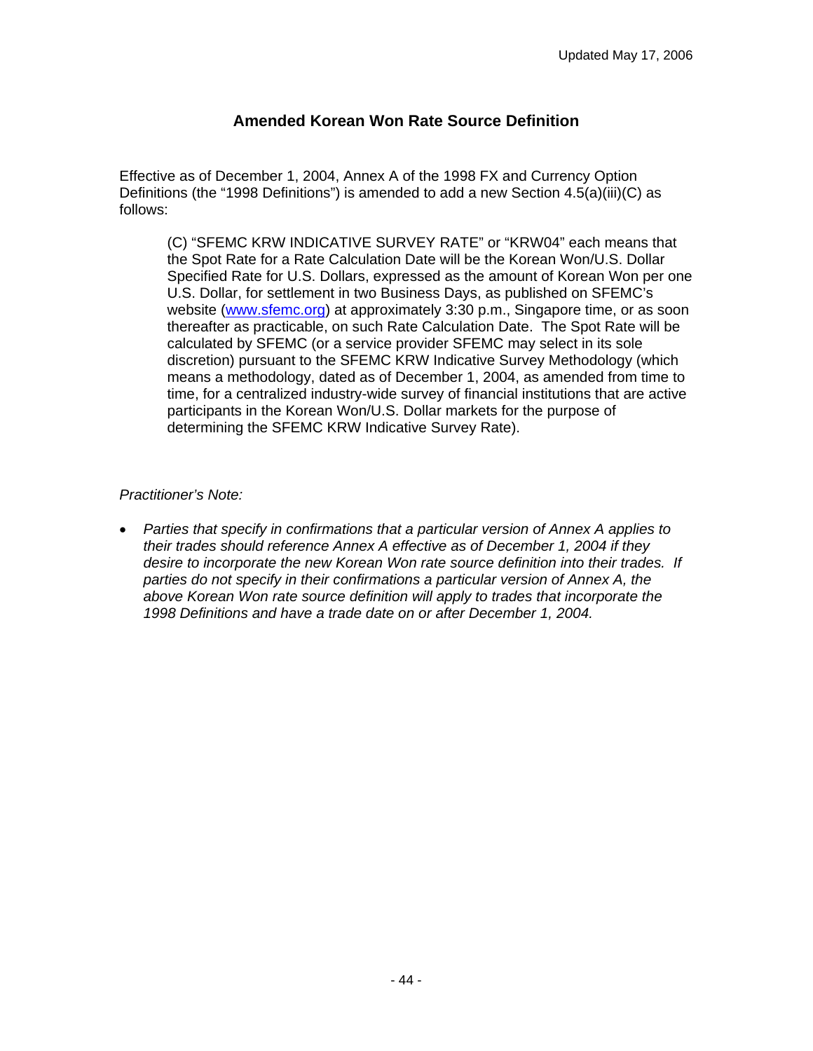## Amended Korean Won Rate Source Definition

Effective as of December 1, 2004, Annex A of the 1998 FX and Currency Option Definitions (the "1998 Definitions") is amended to add a new Section 4.5(a)(iii)(C) as follows:

> (C) "SFEMC KRW INDICATIVE SURVEY RATE" or "KRW04" each means that the Spot Rate for a Rate Calculation Date will be the Korean Won/U.S. Dollar Specified Rate for U.S. Dollars, expressed as the amount of Korean Won per one U.S. Dollar, for settlement in two Business Days, as published on SFEMC's website (www.sfemc.org) at approximately 3:30 p.m., Singapore time, or as soon thereafter as practicable, on such Rate Calculation Date. The Spot Rate will be calculated by SFEMC (or a service provider SFEMC may select in its sole discretion) pursuant to the SFEMC KRW Indicative Survey Methodology (which means a methodology, dated as of December 1, 2004, as amended from time to time, for a centralized industry-wide survey of financial institutions that are active participants in the Korean Won/U.S. Dollar markets for the purpose of determining the SFEMC KRW Indicative Survey Rate).

*Practitioner's Note:*

- *Parties that specify in confirmations that a particular version of Annex A applies to their trades should reference Annex A effective as of December 1, 2004 if they desire to incorporate the new Korean Won rate source definition into their trades. If parties do not specify in their confirmations a particular version of Annex A, the above Korean Won rate source definition will apply to trades that incorporate the 1998 Definitions and have a trade date on or after December 1, 2004.*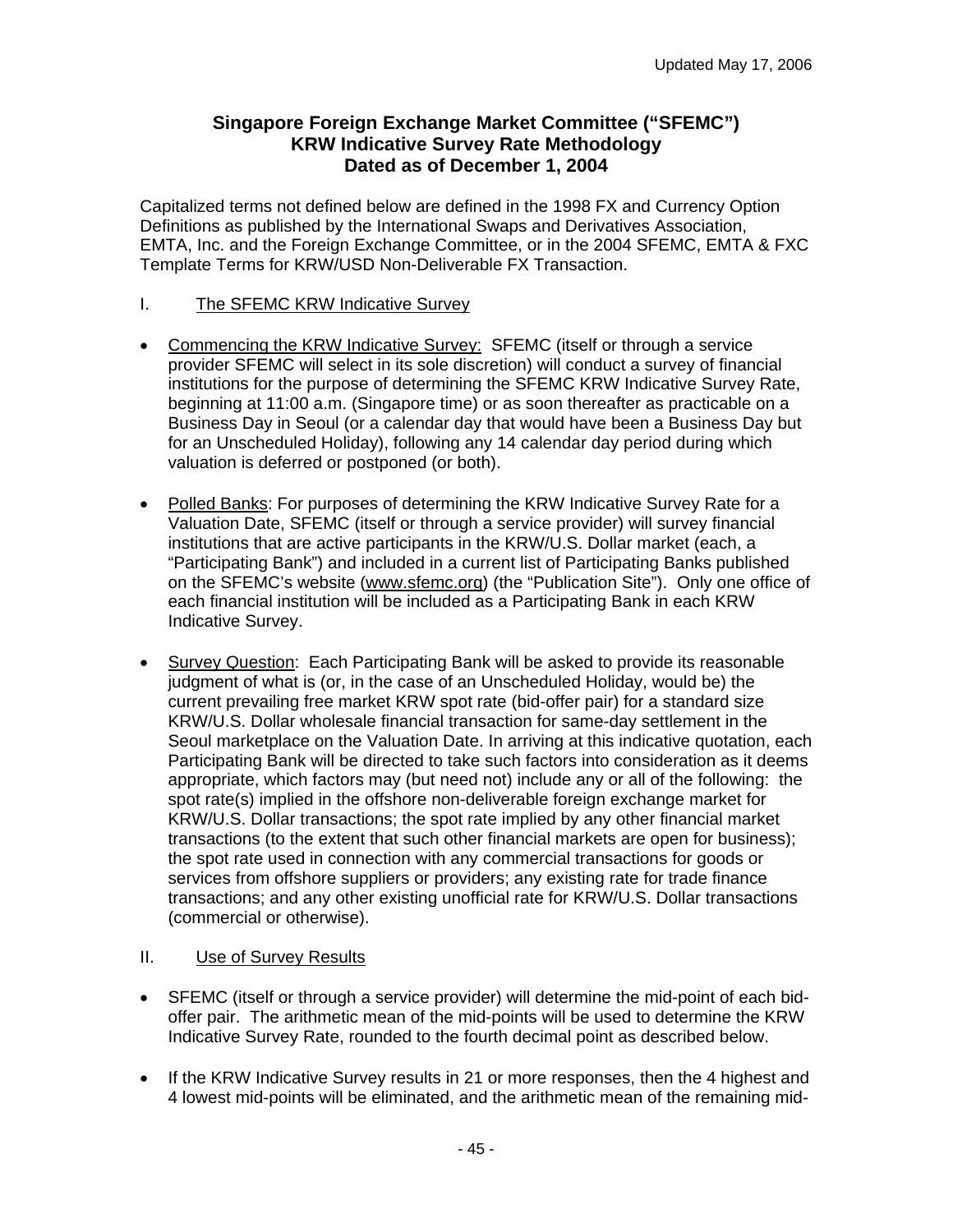Updated May 17, 2006

## Singapore Foreign Exchange Market Committee ("SFEMC")
## KRW Indicative Survey Rate Methodology
## Dated as of December 1, 2004

Capitalized terms not defined below are defined in the 1998 FX and Currency Option Definitions as published by the International Swaps and Derivatives Association, EMTA, Inc. and the Foreign Exchange Committee, or in the 2004 SFEMC, EMTA & FXC Template Terms for KRW/USD Non-Deliverable FX Transaction.

### I. The SFEMC KRW Indicative Survey

- Commencing the KRW Indicative Survey: SFEMC (itself or through a service provider SFEMC will select in its sole discretion) will conduct a survey of financial institutions for the purpose of determining the SFEMC KRW Indicative Survey Rate, beginning at 11:00 a.m. (Singapore time) or as soon thereafter as practicable on a Business Day in Seoul (or a calendar day that would have been a Business Day but for an Unscheduled Holiday), following any 14 calendar day period during which valuation is deferred or postponed (or both).

- Polled Banks: For purposes of determining the KRW Indicative Survey Rate for a Valuation Date, SFEMC (itself or through a service provider) will survey financial institutions that are active participants in the KRW/U.S. Dollar market (each, a "Participating Bank") and included in a current list of Participating Banks published on the SFEMC's website (www.sfemc.org) (the "Publication Site"). Only one office of each financial institution will be included as a Participating Bank in each KRW Indicative Survey.

- Survey Question: Each Participating Bank will be asked to provide its reasonable judgment of what is (or, in the case of an Unscheduled Holiday, would be) the current prevailing free market KRW spot rate (bid-offer pair) for a standard size KRW/U.S. Dollar wholesale financial transaction for same-day settlement in the Seoul marketplace on the Valuation Date. In arriving at this indicative quotation, each Participating Bank will be directed to take such factors into consideration as it deems appropriate, which factors may (but need not) include any or all of the following: the spot rate(s) implied in the offshore non-deliverable foreign exchange market for KRW/U.S. Dollar transactions; the spot rate implied by any other financial market transactions (to the extent that such other financial markets are open for business); the spot rate used in connection with any commercial transactions for goods or services from offshore suppliers or providers; any existing rate for trade finance transactions; and any other existing unofficial rate for KRW/U.S. Dollar transactions (commercial or otherwise).

### II. Use of Survey Results

- SFEMC (itself or through a service provider) will determine the mid-point of each bid-offer pair. The arithmetic mean of the mid-points will be used to determine the KRW Indicative Survey Rate, rounded to the fourth decimal point as described below.

- If the KRW Indicative Survey results in 21 or more responses, then the 4 highest and 4 lowest mid-points will be eliminated, and the arithmetic mean of the remaining mid-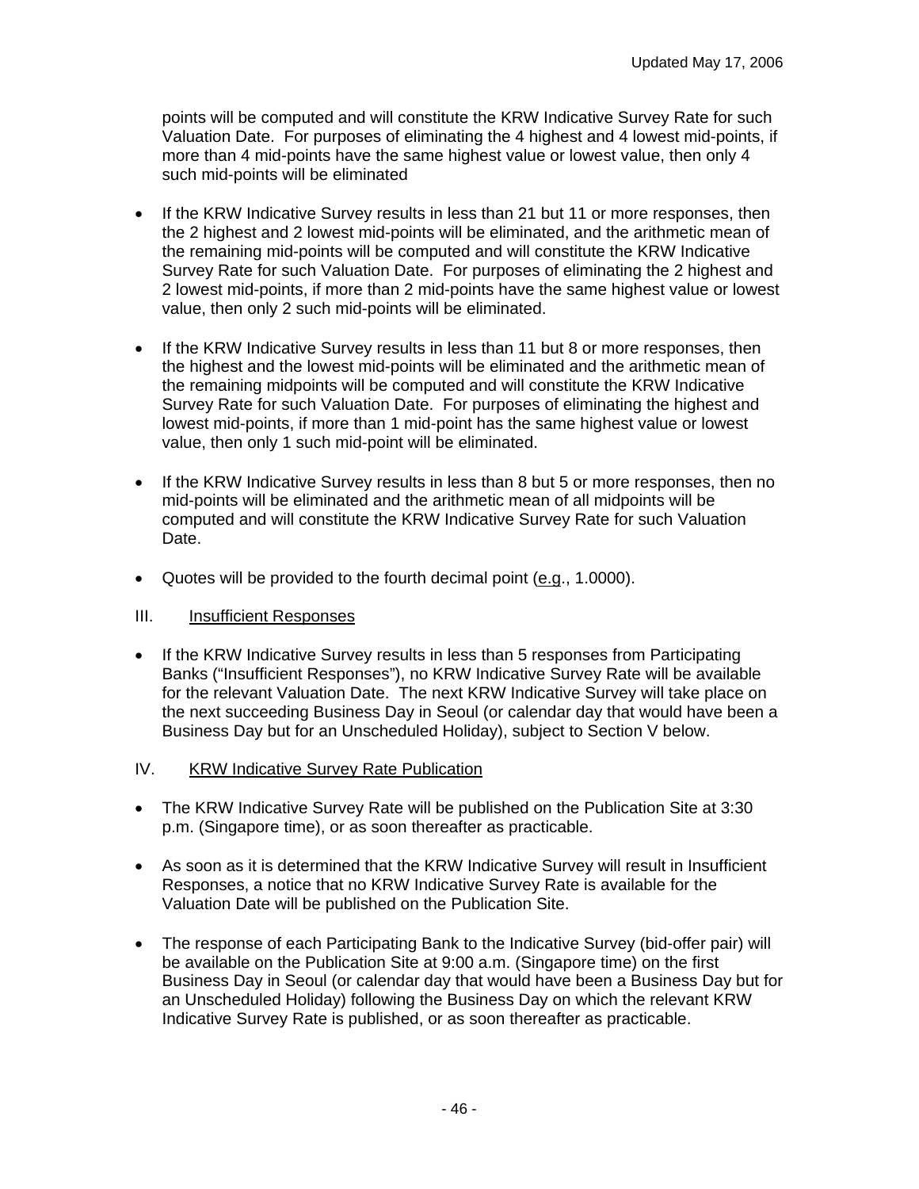points will be computed and will constitute the KRW Indicative Survey Rate for such Valuation Date. For purposes of eliminating the 4 highest and 4 lowest mid-points, if more than 4 mid-points have the same highest value or lowest value, then only 4 such mid-points will be eliminated

- If the KRW Indicative Survey results in less than 21 but 11 or more responses, then the 2 highest and 2 lowest mid-points will be eliminated, and the arithmetic mean of the remaining mid-points will be computed and will constitute the KRW Indicative Survey Rate for such Valuation Date. For purposes of eliminating the 2 highest and 2 lowest mid-points, if more than 2 mid-points have the same highest value or lowest value, then only 2 such mid-points will be eliminated.

- If the KRW Indicative Survey results in less than 11 but 8 or more responses, then the highest and the lowest mid-points will be eliminated and the arithmetic mean of the remaining midpoints will be computed and will constitute the KRW Indicative Survey Rate for such Valuation Date. For purposes of eliminating the highest and lowest mid-points, if more than 1 mid-point has the same highest value or lowest value, then only 1 such mid-point will be eliminated.

- If the KRW Indicative Survey results in less than 8 but 5 or more responses, then no mid-points will be eliminated and the arithmetic mean of all midpoints will be computed and will constitute the KRW Indicative Survey Rate for such Valuation Date.

- Quotes will be provided to the fourth decimal point (e.g., 1.0000).

## III. Insufficient Responses

- If the KRW Indicative Survey results in less than 5 responses from Participating Banks ("Insufficient Responses"), no KRW Indicative Survey Rate will be available for the relevant Valuation Date. The next KRW Indicative Survey will take place on the next succeeding Business Day in Seoul (or calendar day that would have been a Business Day but for an Unscheduled Holiday), subject to Section V below.

## IV. KRW Indicative Survey Rate Publication

- The KRW Indicative Survey Rate will be published on the Publication Site at 3:30 p.m. (Singapore time), or as soon thereafter as practicable.

- As soon as it is determined that the KRW Indicative Survey will result in Insufficient Responses, a notice that no KRW Indicative Survey Rate is available for the Valuation Date will be published on the Publication Site.

- The response of each Participating Bank to the Indicative Survey (bid-offer pair) will be available on the Publication Site at 9:00 a.m. (Singapore time) on the first Business Day in Seoul (or calendar day that would have been a Business Day but for an Unscheduled Holiday) following the Business Day on which the relevant KRW Indicative Survey Rate is published, or as soon thereafter as practicable.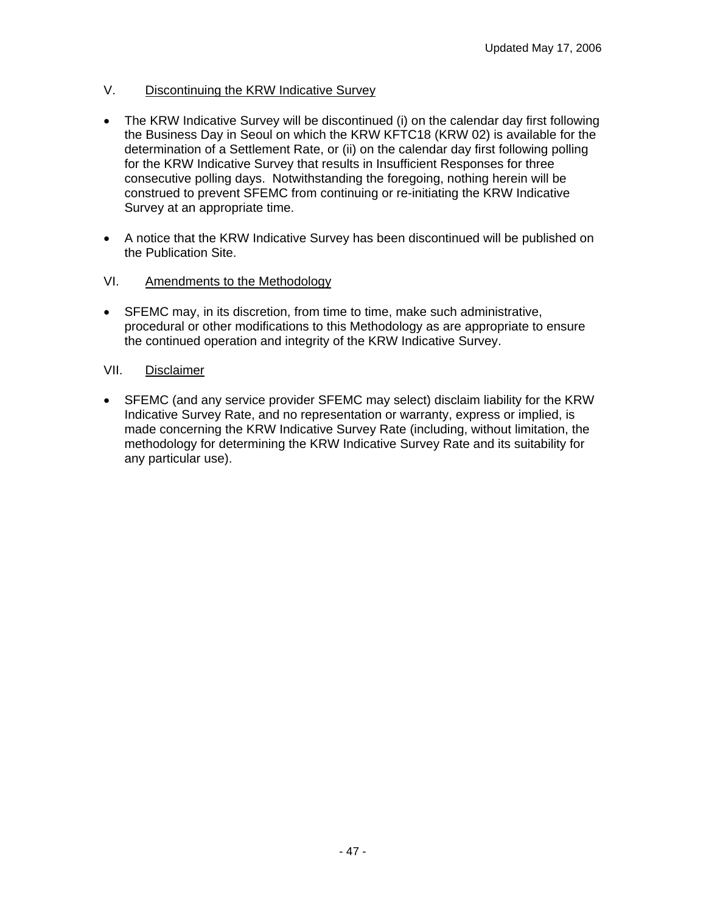## V. Discontinuing the KRW Indicative Survey

- The KRW Indicative Survey will be discontinued (i) on the calendar day first following the Business Day in Seoul on which the KRW KFTC18 (KRW 02) is available for the determination of a Settlement Rate, or (ii) on the calendar day first following polling for the KRW Indicative Survey that results in Insufficient Responses for three consecutive polling days. Notwithstanding the foregoing, nothing herein will be construed to prevent SFEMC from continuing or re-initiating the KRW Indicative Survey at an appropriate time.

- A notice that the KRW Indicative Survey has been discontinued will be published on the Publication Site.

## VI. Amendments to the Methodology

- SFEMC may, in its discretion, from time to time, make such administrative, procedural or other modifications to this Methodology as are appropriate to ensure the continued operation and integrity of the KRW Indicative Survey.

## VII. Disclaimer

- SFEMC (and any service provider SFEMC may select) disclaim liability for the KRW Indicative Survey Rate, and no representation or warranty, express or implied, is made concerning the KRW Indicative Survey Rate (including, without limitation, the methodology for determining the KRW Indicative Survey Rate and its suitability for any particular use).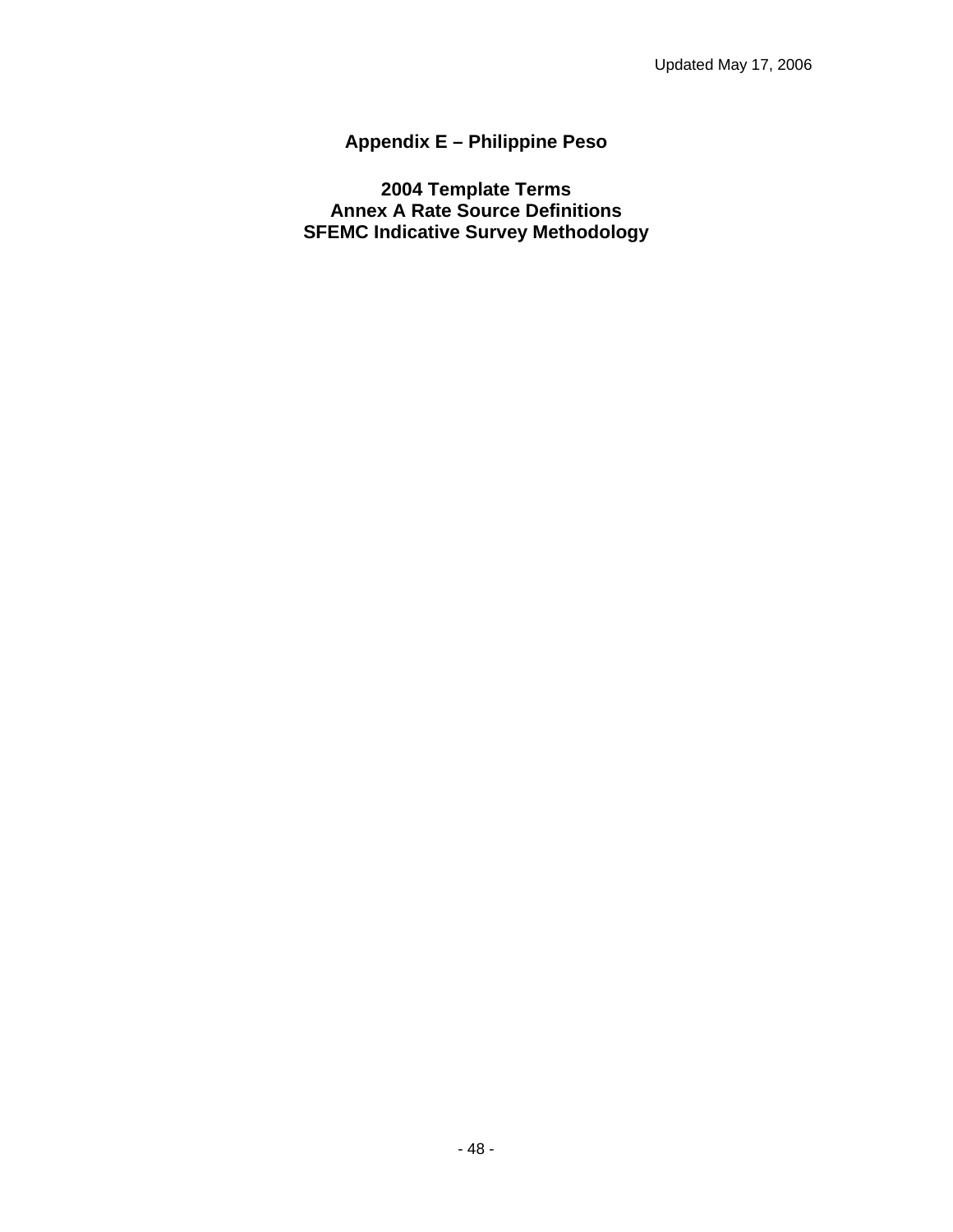# Appendix E – Philippine Peso

## 2004 Template Terms
## Annex A Rate Source Definitions
## SFEMC Indicative Survey Methodology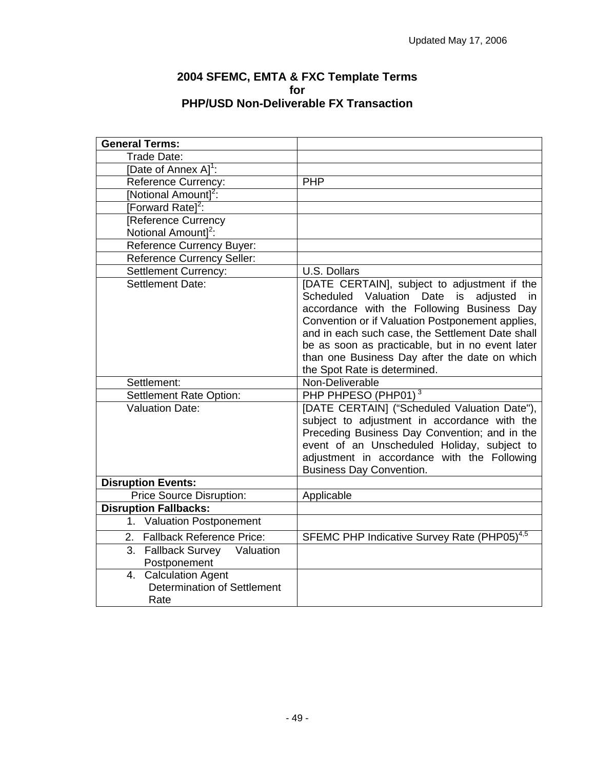Updated May 17, 2006

**2004 SFEMC, EMTA & FXC Template Terms**
**for**
**PHP/USD Non-Deliverable FX Transaction**

| **General Terms:** | |
|---|---|
| Trade Date: | |
| [Date of Annex A][1]: | |
| Reference Currency: | PHP |
| [Notional Amount][2]: | |
| [Forward Rate][2]: | |
| [Reference Currency Notional Amount][2]: | |
| Reference Currency Buyer: | |
| Reference Currency Seller: | |
| Settlement Currency: | U.S. Dollars |
| Settlement Date: | [DATE CERTAIN], subject to adjustment if the Scheduled Valuation Date is adjusted in accordance with the Following Business Day Convention or if Valuation Postponement applies, and in each such case, the Settlement Date shall be as soon as practicable, but in no event later than one Business Day after the date on which the Spot Rate is determined. |
| Settlement: | Non-Deliverable |
| Settlement Rate Option: | PHP PHPESO (PHP01) [3] |
| Valuation Date: | [DATE CERTAIN] ("Scheduled Valuation Date"), subject to adjustment in accordance with the Preceding Business Day Convention; and in the event of an Unscheduled Holiday, subject to adjustment in accordance with the Following Business Day Convention. |
| **Disruption Events:** | |
| Price Source Disruption: | Applicable |
| **Disruption Fallbacks:** | |
| 1. Valuation Postponement | |
| 2. Fallback Reference Price: | SFEMC PHP Indicative Survey Rate (PHP05)[4,5] |
| 3. Fallback Survey Valuation Postponement | |
| 4. Calculation Agent Determination of Settlement Rate | |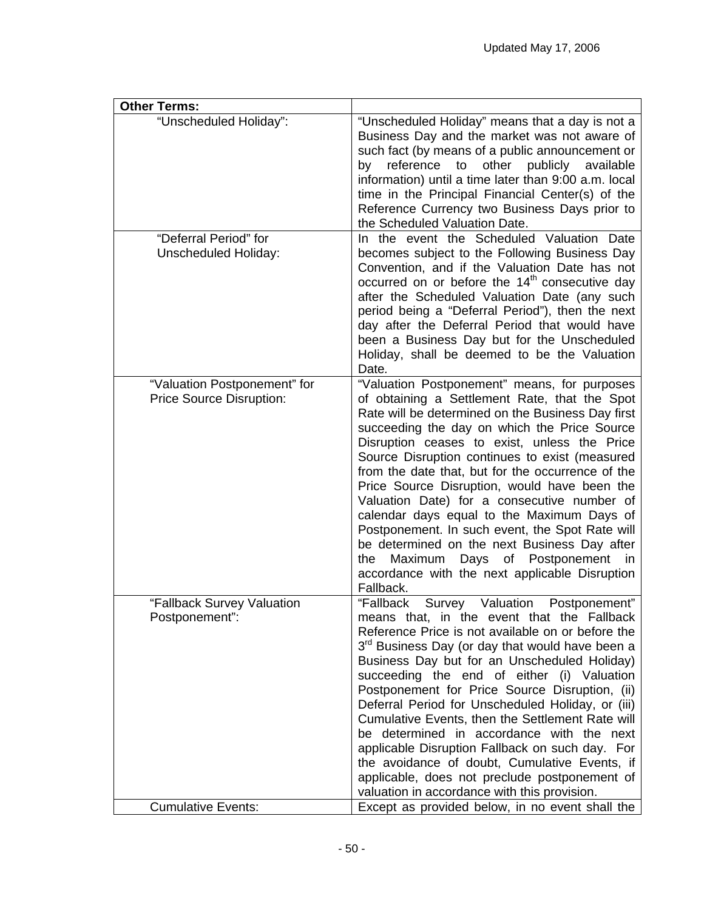| **Other Terms:** | |
|---|---|
| "Unscheduled Holiday": | "Unscheduled Holiday" means that a day is not a Business Day and the market was not aware of such fact (by means of a public announcement or by reference to other publicly available information) until a time later than 9:00 a.m. local time in the Principal Financial Center(s) of the Reference Currency two Business Days prior to the Scheduled Valuation Date. |
| "Deferral Period" for Unscheduled Holiday: | In the event the Scheduled Valuation Date becomes subject to the Following Business Day Convention, and if the Valuation Date has not occurred on or before the 14th consecutive day after the Scheduled Valuation Date (any such period being a "Deferral Period"), then the next day after the Deferral Period that would have been a Business Day but for the Unscheduled Holiday, shall be deemed to be the Valuation Date. |
| "Valuation Postponement" for Price Source Disruption: | "Valuation Postponement" means, for purposes of obtaining a Settlement Rate, that the Spot Rate will be determined on the Business Day first succeeding the day on which the Price Source Disruption ceases to exist, unless the Price Source Disruption continues to exist (measured from the date that, but for the occurrence of the Price Source Disruption, would have been the Valuation Date) for a consecutive number of calendar days equal to the Maximum Days of Postponement. In such event, the Spot Rate will be determined on the next Business Day after the Maximum Days of Postponement in accordance with the next applicable Disruption Fallback. |
| "Fallback Survey Valuation Postponement": | "Fallback Survey Valuation Postponement" means that, in the event that the Fallback Reference Price is not available on or before the 3rd Business Day (or day that would have been a Business Day but for an Unscheduled Holiday) succeeding the end of either (i) Valuation Postponement for Price Source Disruption, (ii) Deferral Period for Unscheduled Holiday, or (iii) Cumulative Events, then the Settlement Rate will be determined in accordance with the next applicable Disruption Fallback on such day. For the avoidance of doubt, Cumulative Events, if applicable, does not preclude postponement of valuation in accordance with this provision. |
| Cumulative Events: | Except as provided below, in no event shall the |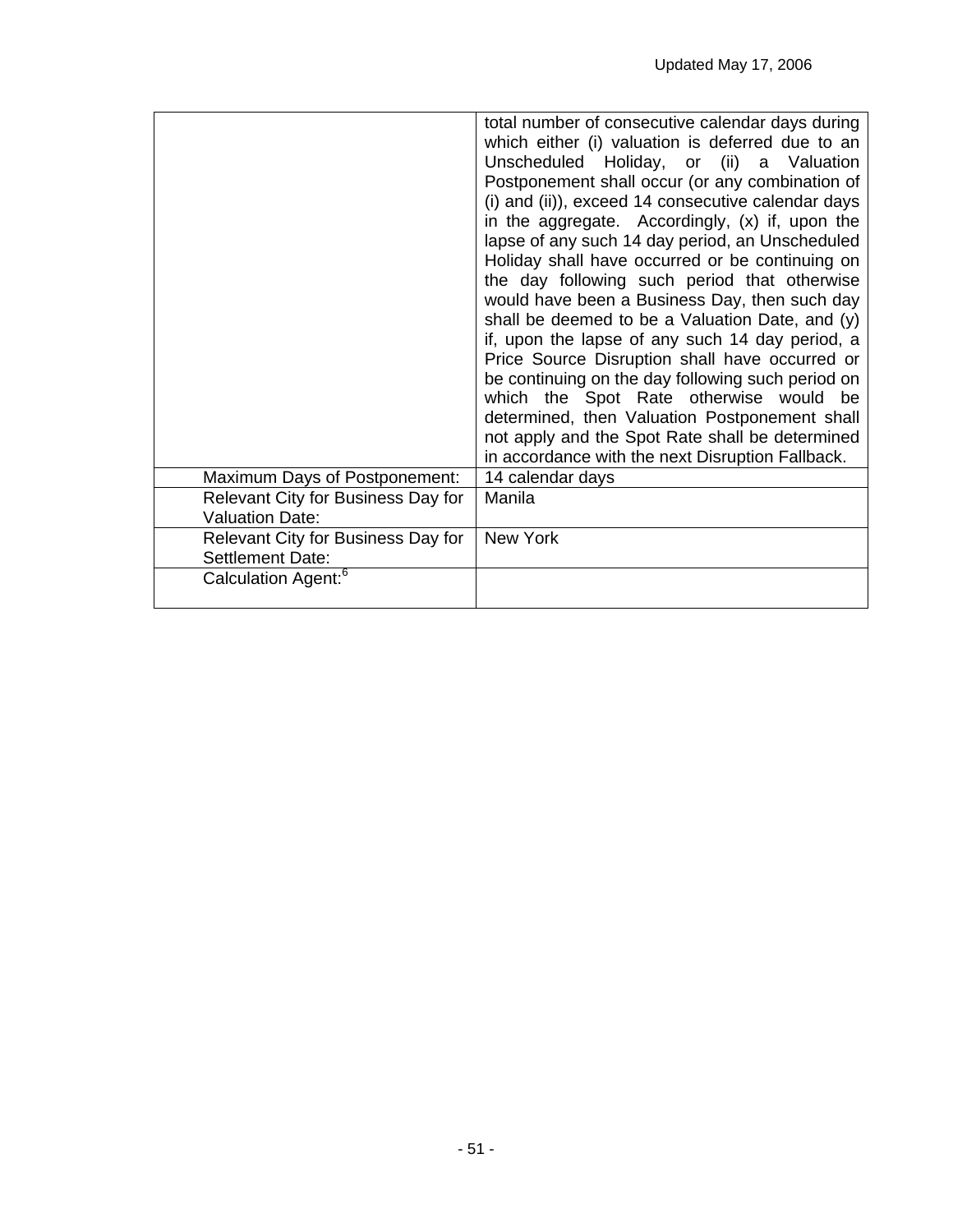| | |
|---|---|
| | total number of consecutive calendar days during which either (i) valuation is deferred due to an Unscheduled Holiday, or (ii) a Valuation Postponement shall occur (or any combination of (i) and (ii)), exceed 14 consecutive calendar days in the aggregate. Accordingly, (x) if, upon the lapse of any such 14 day period, an Unscheduled Holiday shall have occurred or be continuing on the day following such period that otherwise would have been a Business Day, then such day shall be deemed to be a Valuation Date, and (y) if, upon the lapse of any such 14 day period, a Price Source Disruption shall have occurred or be continuing on the day following such period on which the Spot Rate otherwise would be determined, then Valuation Postponement shall not apply and the Spot Rate shall be determined in accordance with the next Disruption Fallback. |
| Maximum Days of Postponement: | 14 calendar days |
| Relevant City for Business Day for Valuation Date: | Manila |
| Relevant City for Business Day for Settlement Date: | New York |
| Calculation Agent:[6] | |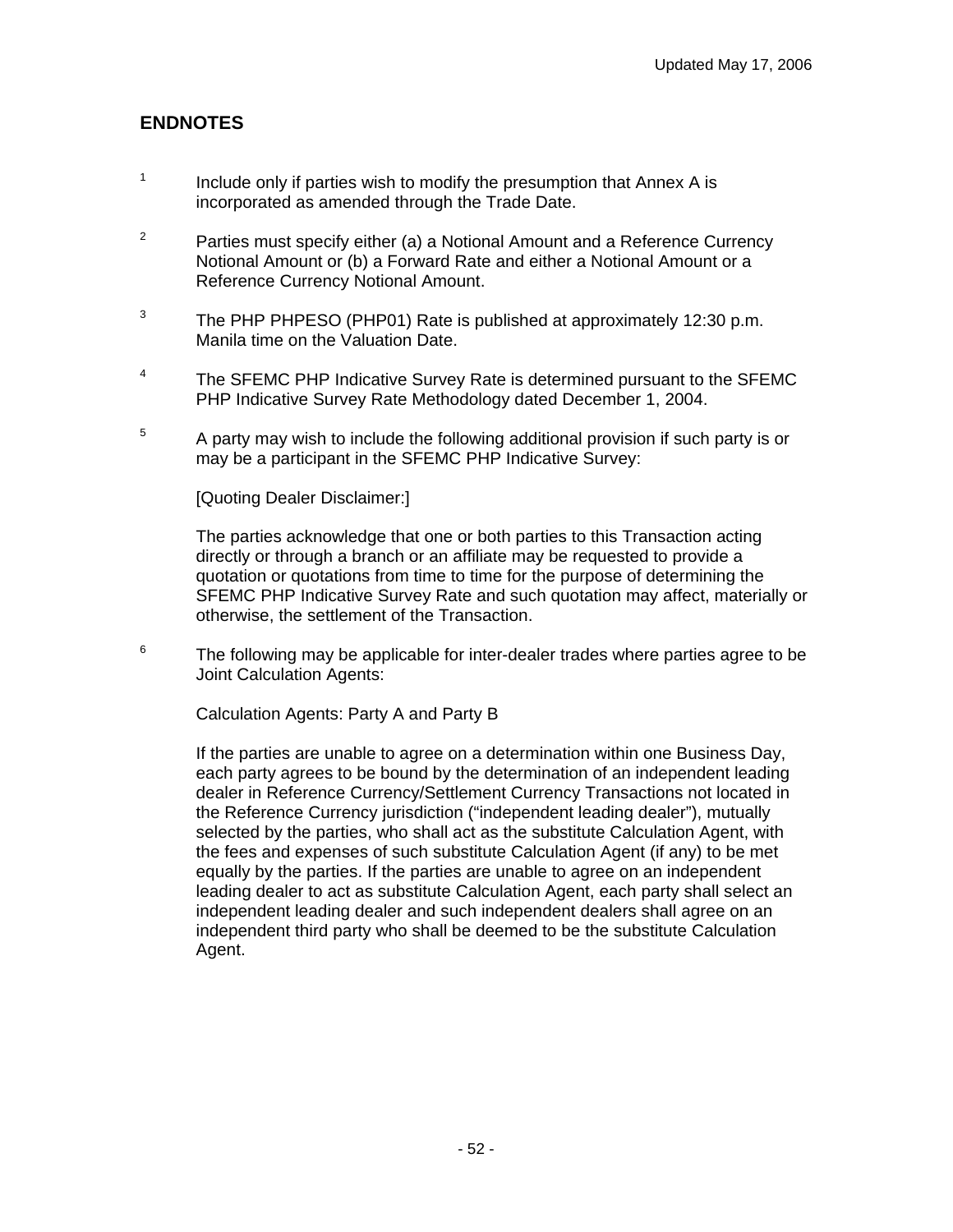## ENDNOTES

[1] Include only if parties wish to modify the presumption that Annex A is incorporated as amended through the Trade Date.

[2] Parties must specify either (a) a Notional Amount and a Reference Currency Notional Amount or (b) a Forward Rate and either a Notional Amount or a Reference Currency Notional Amount.

[3] The PHP PHPESO (PHP01) Rate is published at approximately 12:30 p.m. Manila time on the Valuation Date.

[4] The SFEMC PHP Indicative Survey Rate is determined pursuant to the SFEMC PHP Indicative Survey Rate Methodology dated December 1, 2004.

[5] A party may wish to include the following additional provision if such party is or may be a participant in the SFEMC PHP Indicative Survey:

[Quoting Dealer Disclaimer:]

The parties acknowledge that one or both parties to this Transaction acting directly or through a branch or an affiliate may be requested to provide a quotation or quotations from time to time for the purpose of determining the SFEMC PHP Indicative Survey Rate and such quotation may affect, materially or otherwise, the settlement of the Transaction.

[6] The following may be applicable for inter-dealer trades where parties agree to be Joint Calculation Agents:

Calculation Agents: Party A and Party B

If the parties are unable to agree on a determination within one Business Day, each party agrees to be bound by the determination of an independent leading dealer in Reference Currency/Settlement Currency Transactions not located in the Reference Currency jurisdiction ("independent leading dealer"), mutually selected by the parties, who shall act as the substitute Calculation Agent, with the fees and expenses of such substitute Calculation Agent (if any) to be met equally by the parties. If the parties are unable to agree on an independent leading dealer to act as substitute Calculation Agent, each party shall select an independent leading dealer and such independent dealers shall agree on an independent third party who shall be deemed to be the substitute Calculation Agent.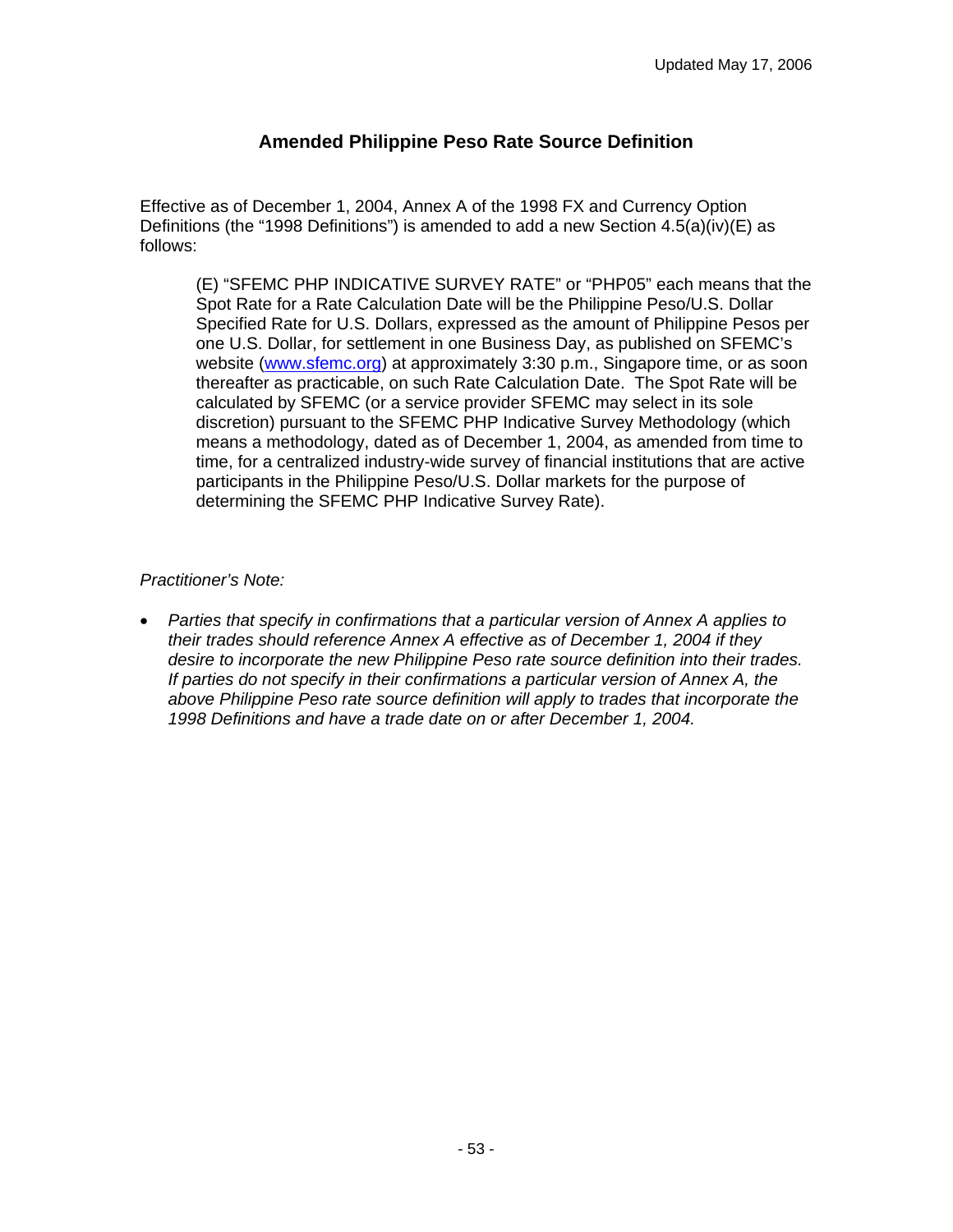Updated May 17, 2006

## Amended Philippine Peso Rate Source Definition

Effective as of December 1, 2004, Annex A of the 1998 FX and Currency Option Definitions (the "1998 Definitions") is amended to add a new Section 4.5(a)(iv)(E) as follows:

> (E) "SFEMC PHP INDICATIVE SURVEY RATE" or "PHP05" each means that the Spot Rate for a Rate Calculation Date will be the Philippine Peso/U.S. Dollar Specified Rate for U.S. Dollars, expressed as the amount of Philippine Pesos per one U.S. Dollar, for settlement in one Business Day, as published on SFEMC's website (www.sfemc.org) at approximately 3:30 p.m., Singapore time, or as soon thereafter as practicable, on such Rate Calculation Date. The Spot Rate will be calculated by SFEMC (or a service provider SFEMC may select in its sole discretion) pursuant to the SFEMC PHP Indicative Survey Methodology (which means a methodology, dated as of December 1, 2004, as amended from time to time, for a centralized industry-wide survey of financial institutions that are active participants in the Philippine Peso/U.S. Dollar markets for the purpose of determining the SFEMC PHP Indicative Survey Rate).

*Practitioner's Note:*

- *Parties that specify in confirmations that a particular version of Annex A applies to their trades should reference Annex A effective as of December 1, 2004 if they desire to incorporate the new Philippine Peso rate source definition into their trades. If parties do not specify in their confirmations a particular version of Annex A, the above Philippine Peso rate source definition will apply to trades that incorporate the 1998 Definitions and have a trade date on or after December 1, 2004.*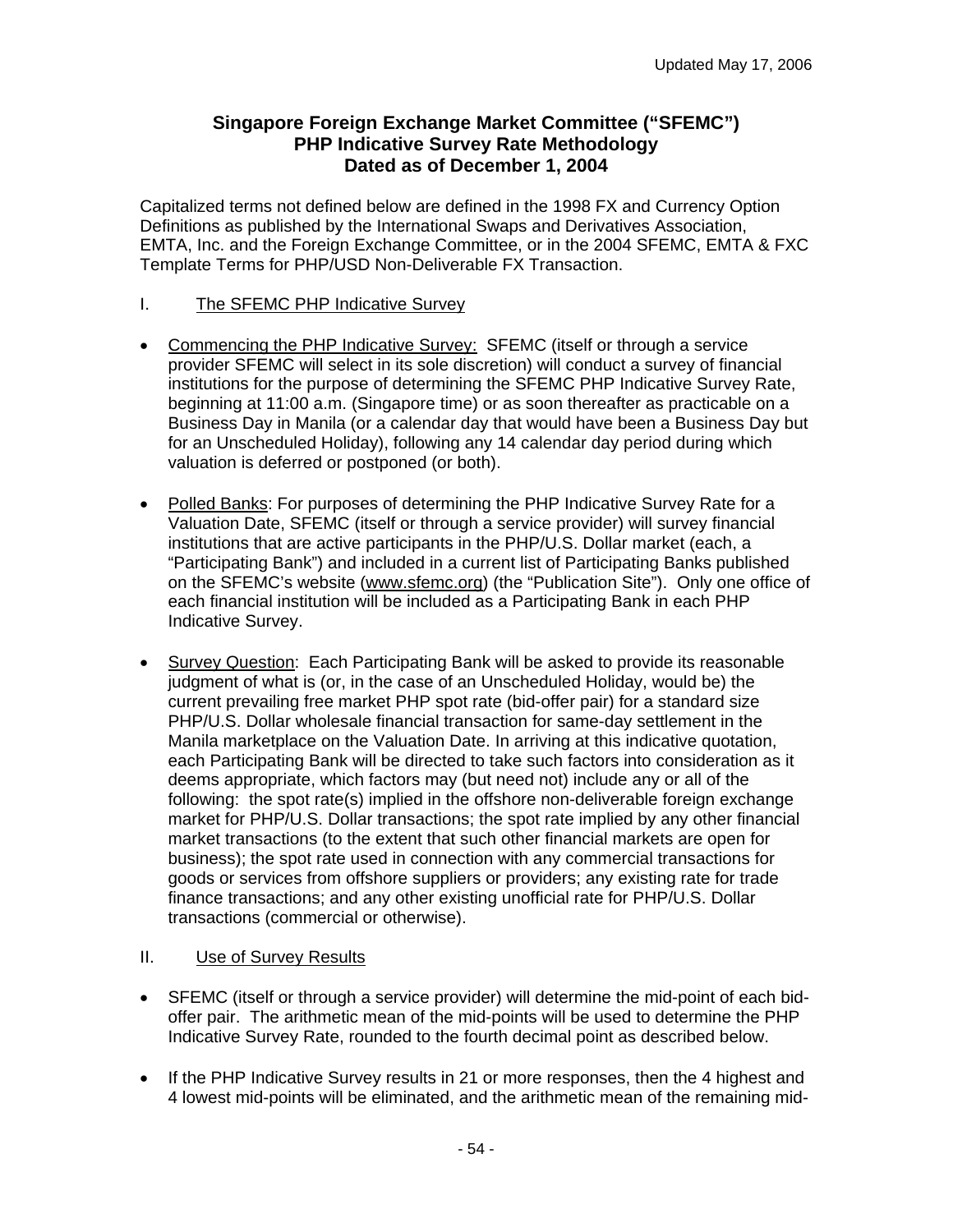Updated May 17, 2006

## Singapore Foreign Exchange Market Committee ("SFEMC") PHP Indicative Survey Rate Methodology Dated as of December 1, 2004

Capitalized terms not defined below are defined in the 1998 FX and Currency Option Definitions as published by the International Swaps and Derivatives Association, EMTA, Inc. and the Foreign Exchange Committee, or in the 2004 SFEMC, EMTA & FXC Template Terms for PHP/USD Non-Deliverable FX Transaction.

### I. The SFEMC PHP Indicative Survey

- Commencing the PHP Indicative Survey: SFEMC (itself or through a service provider SFEMC will select in its sole discretion) will conduct a survey of financial institutions for the purpose of determining the SFEMC PHP Indicative Survey Rate, beginning at 11:00 a.m. (Singapore time) or as soon thereafter as practicable on a Business Day in Manila (or a calendar day that would have been a Business Day but for an Unscheduled Holiday), following any 14 calendar day period during which valuation is deferred or postponed (or both).

- Polled Banks: For purposes of determining the PHP Indicative Survey Rate for a Valuation Date, SFEMC (itself or through a service provider) will survey financial institutions that are active participants in the PHP/U.S. Dollar market (each, a "Participating Bank") and included in a current list of Participating Banks published on the SFEMC's website (www.sfemc.org) (the "Publication Site"). Only one office of each financial institution will be included as a Participating Bank in each PHP Indicative Survey.

- Survey Question: Each Participating Bank will be asked to provide its reasonable judgment of what is (or, in the case of an Unscheduled Holiday, would be) the current prevailing free market PHP spot rate (bid-offer pair) for a standard size PHP/U.S. Dollar wholesale financial transaction for same-day settlement in the Manila marketplace on the Valuation Date. In arriving at this indicative quotation, each Participating Bank will be directed to take such factors into consideration as it deems appropriate, which factors may (but need not) include any or all of the following: the spot rate(s) implied in the offshore non-deliverable foreign exchange market for PHP/U.S. Dollar transactions; the spot rate implied by any other financial market transactions (to the extent that such other financial markets are open for business); the spot rate used in connection with any commercial transactions for goods or services from offshore suppliers or providers; any existing rate for trade finance transactions; and any other existing unofficial rate for PHP/U.S. Dollar transactions (commercial or otherwise).

### II. Use of Survey Results

- SFEMC (itself or through a service provider) will determine the mid-point of each bid-offer pair. The arithmetic mean of the mid-points will be used to determine the PHP Indicative Survey Rate, rounded to the fourth decimal point as described below.

- If the PHP Indicative Survey results in 21 or more responses, then the 4 highest and 4 lowest mid-points will be eliminated, and the arithmetic mean of the remaining mid-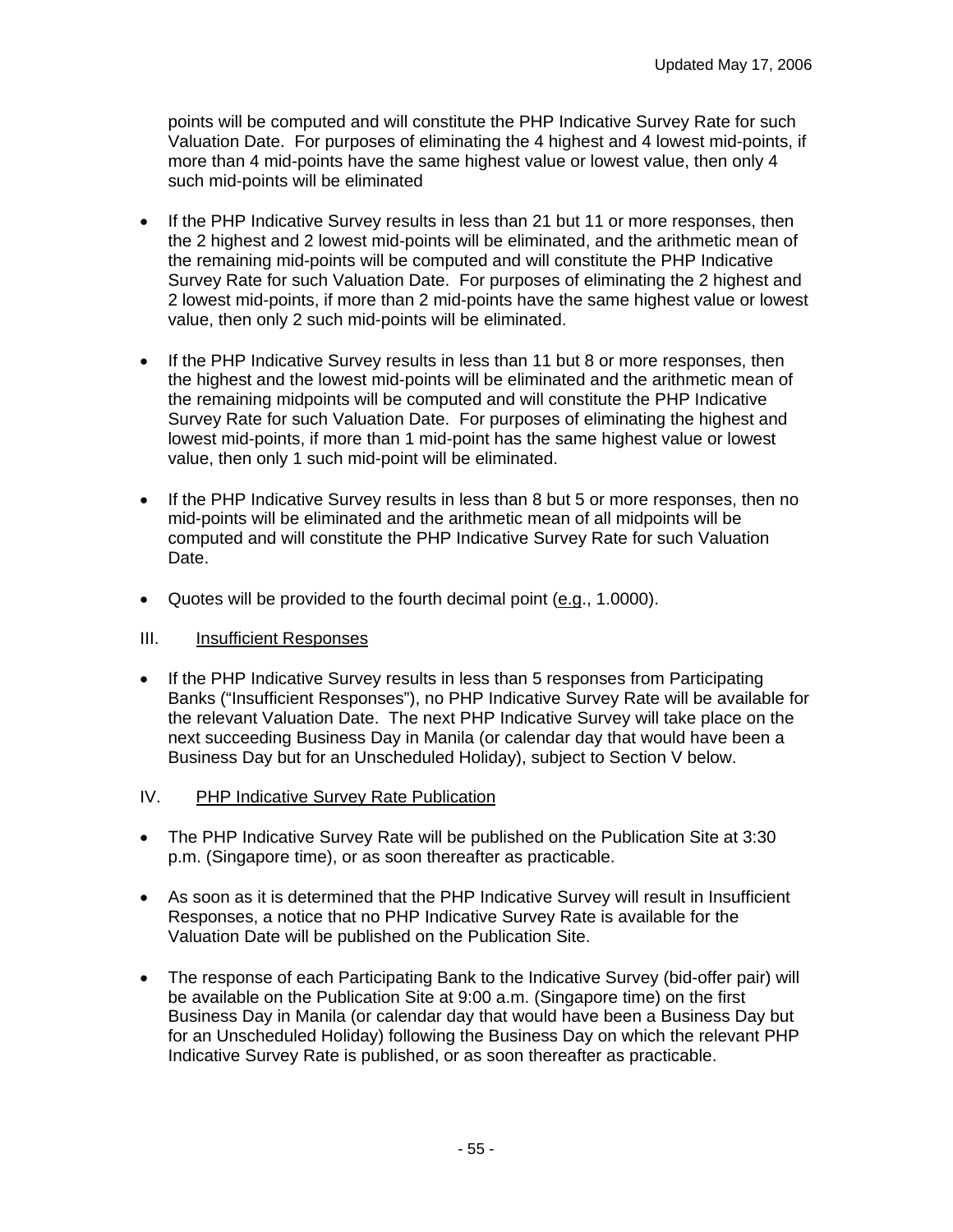points will be computed and will constitute the PHP Indicative Survey Rate for such Valuation Date. For purposes of eliminating the 4 highest and 4 lowest mid-points, if more than 4 mid-points have the same highest value or lowest value, then only 4 such mid-points will be eliminated

- If the PHP Indicative Survey results in less than 21 but 11 or more responses, then the 2 highest and 2 lowest mid-points will be eliminated, and the arithmetic mean of the remaining mid-points will be computed and will constitute the PHP Indicative Survey Rate for such Valuation Date. For purposes of eliminating the 2 highest and 2 lowest mid-points, if more than 2 mid-points have the same highest value or lowest value, then only 2 such mid-points will be eliminated.

- If the PHP Indicative Survey results in less than 11 but 8 or more responses, then the highest and the lowest mid-points will be eliminated and the arithmetic mean of the remaining midpoints will be computed and will constitute the PHP Indicative Survey Rate for such Valuation Date. For purposes of eliminating the highest and lowest mid-points, if more than 1 mid-point has the same highest value or lowest value, then only 1 such mid-point will be eliminated.

- If the PHP Indicative Survey results in less than 8 but 5 or more responses, then no mid-points will be eliminated and the arithmetic mean of all midpoints will be computed and will constitute the PHP Indicative Survey Rate for such Valuation Date.

- Quotes will be provided to the fourth decimal point (e.g., 1.0000).

## III. Insufficient Responses

- If the PHP Indicative Survey results in less than 5 responses from Participating Banks ("Insufficient Responses"), no PHP Indicative Survey Rate will be available for the relevant Valuation Date. The next PHP Indicative Survey will take place on the next succeeding Business Day in Manila (or calendar day that would have been a Business Day but for an Unscheduled Holiday), subject to Section V below.

## IV. PHP Indicative Survey Rate Publication

- The PHP Indicative Survey Rate will be published on the Publication Site at 3:30 p.m. (Singapore time), or as soon thereafter as practicable.

- As soon as it is determined that the PHP Indicative Survey will result in Insufficient Responses, a notice that no PHP Indicative Survey Rate is available for the Valuation Date will be published on the Publication Site.

- The response of each Participating Bank to the Indicative Survey (bid-offer pair) will be available on the Publication Site at 9:00 a.m. (Singapore time) on the first Business Day in Manila (or calendar day that would have been a Business Day but for an Unscheduled Holiday) following the Business Day on which the relevant PHP Indicative Survey Rate is published, or as soon thereafter as practicable.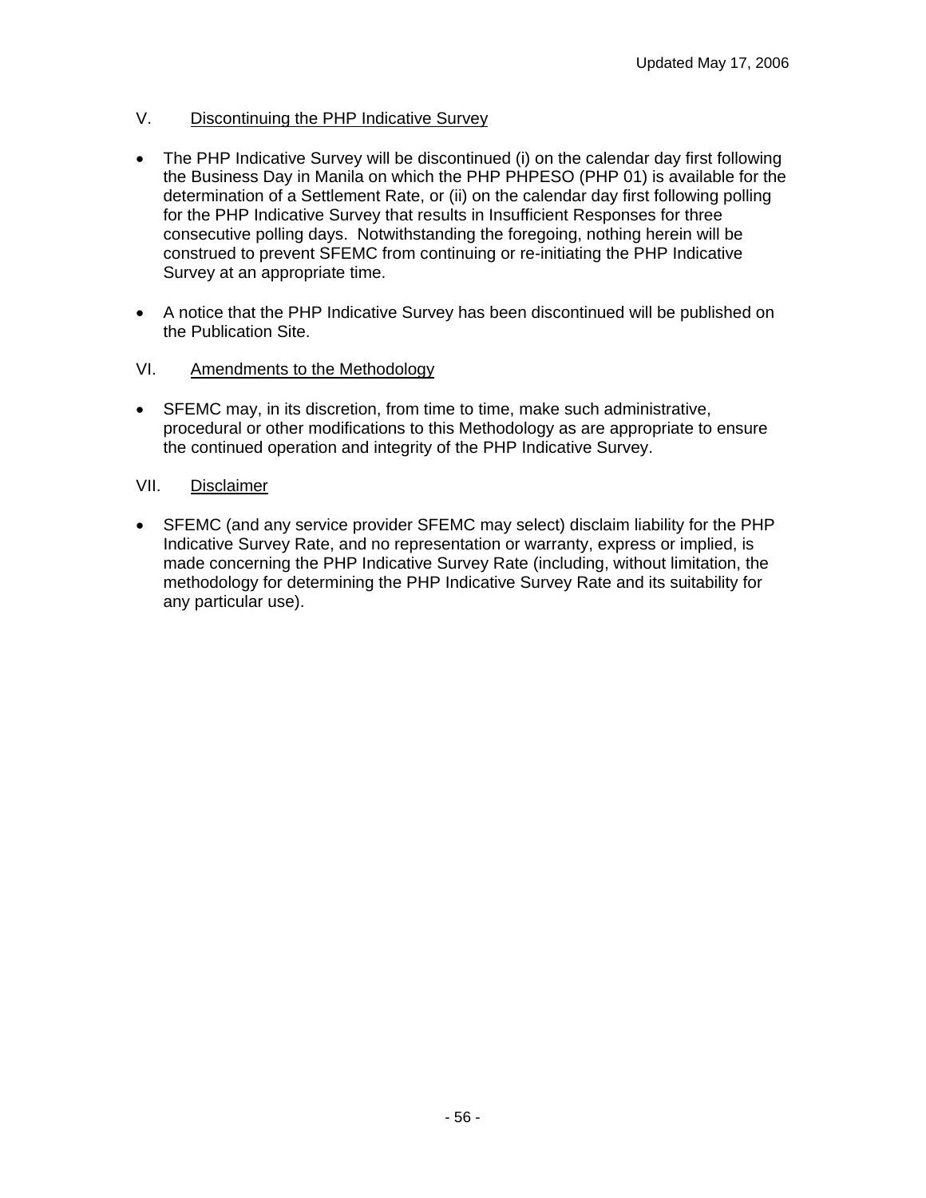## V. Discontinuing the PHP Indicative Survey

- The PHP Indicative Survey will be discontinued (i) on the calendar day first following the Business Day in Manila on which the PHP PHPESO (PHP 01) is available for the determination of a Settlement Rate, or (ii) on the calendar day first following polling for the PHP Indicative Survey that results in Insufficient Responses for three consecutive polling days. Notwithstanding the foregoing, nothing herein will be construed to prevent SFEMC from continuing or re-initiating the PHP Indicative Survey at an appropriate time.

- A notice that the PHP Indicative Survey has been discontinued will be published on the Publication Site.

## VI. Amendments to the Methodology

- SFEMC may, in its discretion, from time to time, make such administrative, procedural or other modifications to this Methodology as are appropriate to ensure the continued operation and integrity of the PHP Indicative Survey.

## VII. Disclaimer

- SFEMC (and any service provider SFEMC may select) disclaim liability for the PHP Indicative Survey Rate, and no representation or warranty, express or implied, is made concerning the PHP Indicative Survey Rate (including, without limitation, the methodology for determining the PHP Indicative Survey Rate and its suitability for any particular use).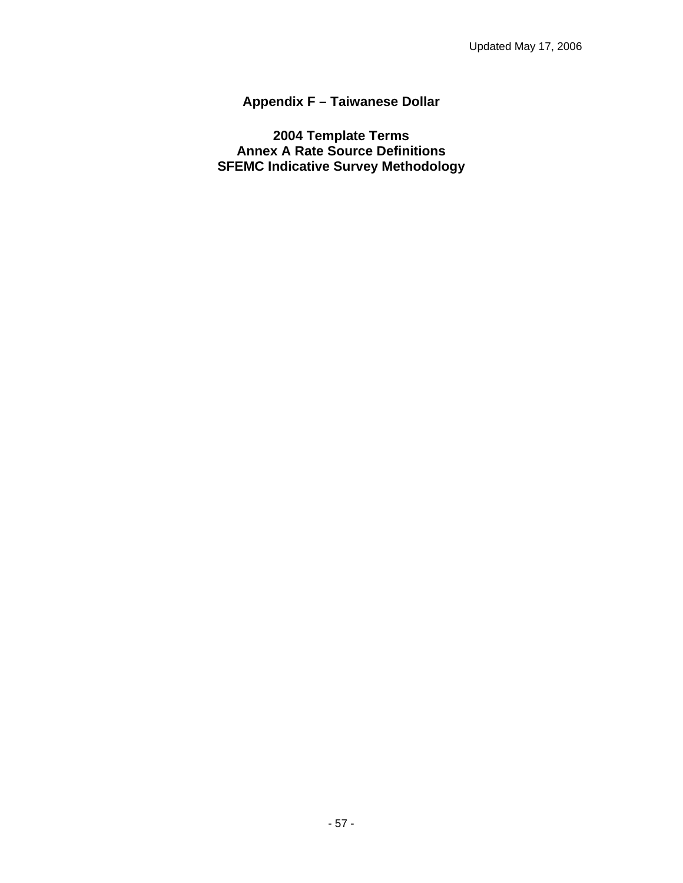# Appendix F – Taiwanese Dollar

## 2004 Template Terms
## Annex A Rate Source Definitions
## SFEMC Indicative Survey Methodology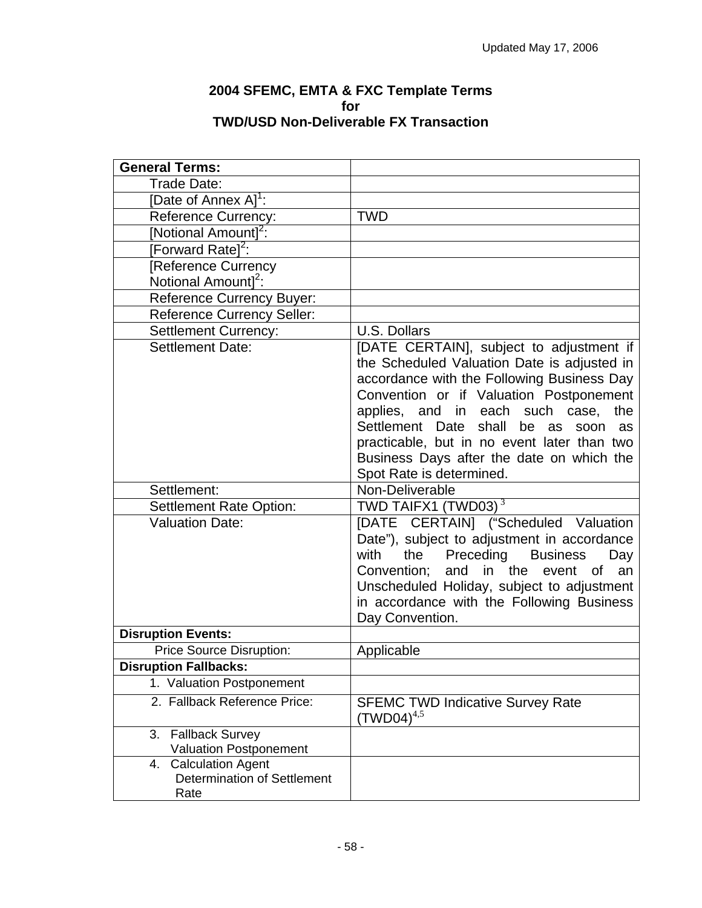Updated May 17, 2006

**2004 SFEMC, EMTA & FXC Template Terms**
**for**
**TWD/USD Non-Deliverable FX Transaction**

| **General Terms:** | |
|---|---|
| Trade Date: | |
| [Date of Annex A][1]: | |
| Reference Currency: | TWD |
| [Notional Amount][2]: | |
| [Forward Rate][2]: | |
| [Reference Currency Notional Amount][2]: | |
| Reference Currency Buyer: | |
| Reference Currency Seller: | |
| Settlement Currency: | U.S. Dollars |
| Settlement Date: | [DATE CERTAIN], subject to adjustment if the Scheduled Valuation Date is adjusted in accordance with the Following Business Day Convention or if Valuation Postponement applies, and in each such case, the Settlement Date shall be as soon as practicable, but in no event later than two Business Days after the date on which the Spot Rate is determined. |
| Settlement: | Non-Deliverable |
| Settlement Rate Option: | TWD TAIFX1 (TWD03) [3] |
| Valuation Date: | [DATE CERTAIN] ("Scheduled Valuation Date"), subject to adjustment in accordance with the Preceding Business Day Convention; and in the event of an Unscheduled Holiday, subject to adjustment in accordance with the Following Business Day Convention. |
| **Disruption Events:** | |
| Price Source Disruption: | Applicable |
| **Disruption Fallbacks:** | |
| 1. Valuation Postponement | |
| 2. Fallback Reference Price: | SFEMC TWD Indicative Survey Rate (TWD04)[4,5] |
| 3. Fallback Survey Valuation Postponement | |
| 4. Calculation Agent Determination of Settlement Rate | |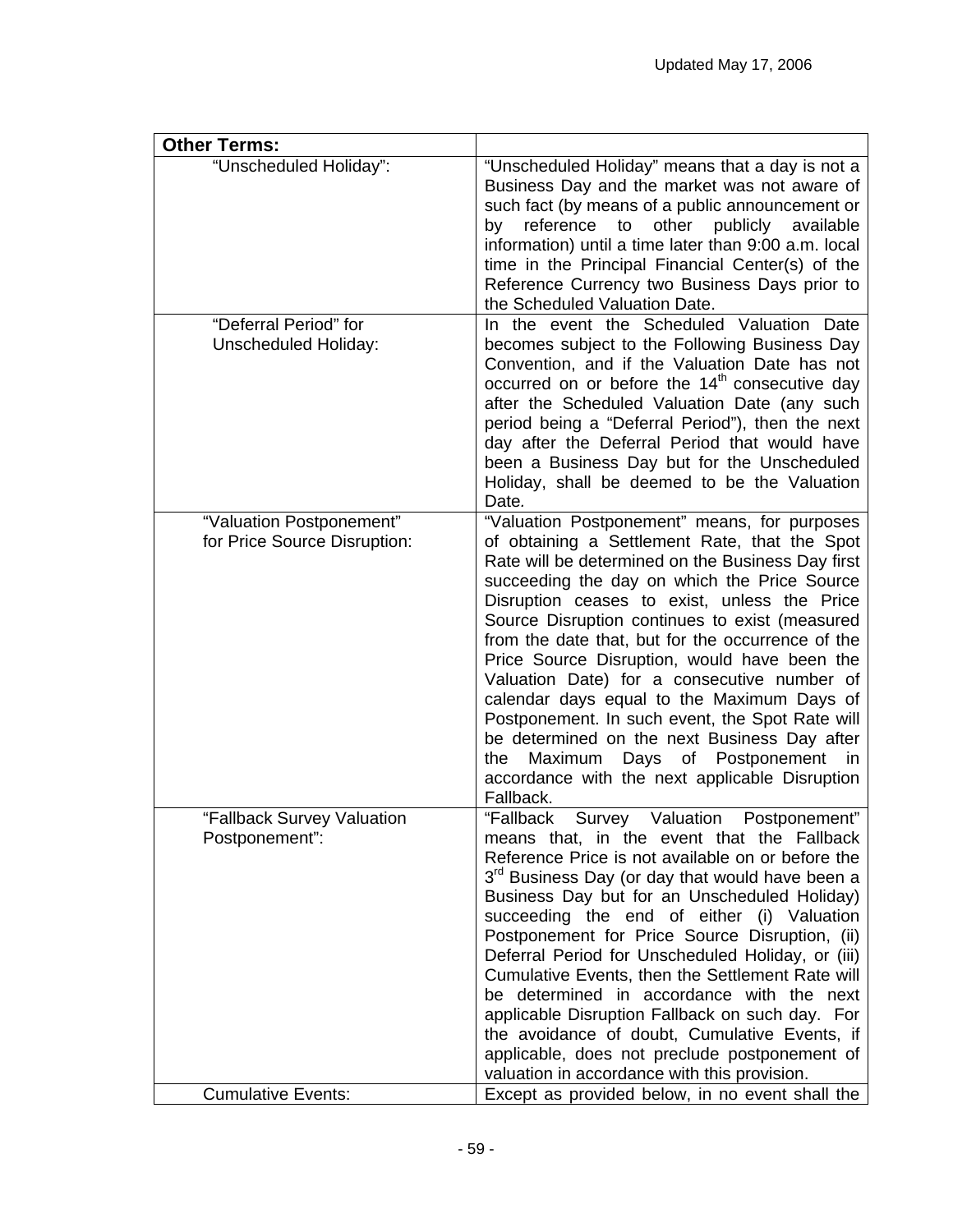| **Other Terms:** | |
|---|---|
| "Unscheduled Holiday": | "Unscheduled Holiday" means that a day is not a Business Day and the market was not aware of such fact (by means of a public announcement or by reference to other publicly available information) until a time later than 9:00 a.m. local time in the Principal Financial Center(s) of the Reference Currency two Business Days prior to the Scheduled Valuation Date. |
| "Deferral Period" for Unscheduled Holiday: | In the event the Scheduled Valuation Date becomes subject to the Following Business Day Convention, and if the Valuation Date has not occurred on or before the 14th consecutive day after the Scheduled Valuation Date (any such period being a "Deferral Period"), then the next day after the Deferral Period that would have been a Business Day but for the Unscheduled Holiday, shall be deemed to be the Valuation Date. |
| "Valuation Postponement" for Price Source Disruption: | "Valuation Postponement" means, for purposes of obtaining a Settlement Rate, that the Spot Rate will be determined on the Business Day first succeeding the day on which the Price Source Disruption ceases to exist, unless the Price Source Disruption continues to exist (measured from the date that, but for the occurrence of the Price Source Disruption, would have been the Valuation Date) for a consecutive number of calendar days equal to the Maximum Days of Postponement. In such event, the Spot Rate will be determined on the next Business Day after the Maximum Days of Postponement in accordance with the next applicable Disruption Fallback. |
| "Fallback Survey Valuation Postponement": | "Fallback Survey Valuation Postponement" means that, in the event that the Fallback Reference Price is not available on or before the 3rd Business Day (or day that would have been a Business Day but for an Unscheduled Holiday) succeeding the end of either (i) Valuation Postponement for Price Source Disruption, (ii) Deferral Period for Unscheduled Holiday, or (iii) Cumulative Events, then the Settlement Rate will be determined in accordance with the next applicable Disruption Fallback on such day. For the avoidance of doubt, Cumulative Events, if applicable, does not preclude postponement of valuation in accordance with this provision. |
| Cumulative Events: | Except as provided below, in no event shall the |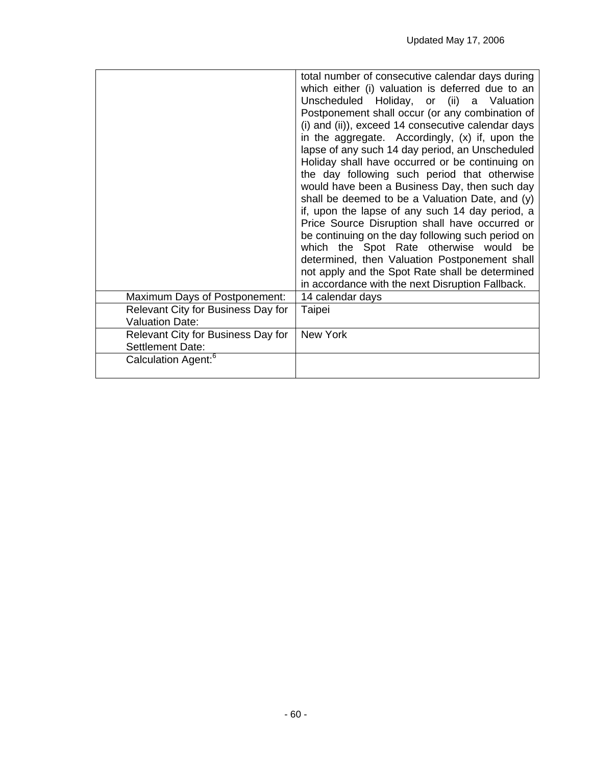| | |
|---|---|
| | total number of consecutive calendar days during which either (i) valuation is deferred due to an Unscheduled Holiday, or (ii) a Valuation Postponement shall occur (or any combination of (i) and (ii)), exceed 14 consecutive calendar days in the aggregate. Accordingly, (x) if, upon the lapse of any such 14 day period, an Unscheduled Holiday shall have occurred or be continuing on the day following such period that otherwise would have been a Business Day, then such day shall be deemed to be a Valuation Date, and (y) if, upon the lapse of any such 14 day period, a Price Source Disruption shall have occurred or be continuing on the day following such period on which the Spot Rate otherwise would be determined, then Valuation Postponement shall not apply and the Spot Rate shall be determined in accordance with the next Disruption Fallback. |
| Maximum Days of Postponement: | 14 calendar days |
| Relevant City for Business Day for Valuation Date: | Taipei |
| Relevant City for Business Day for Settlement Date: | New York |
| Calculation Agent:[6] | |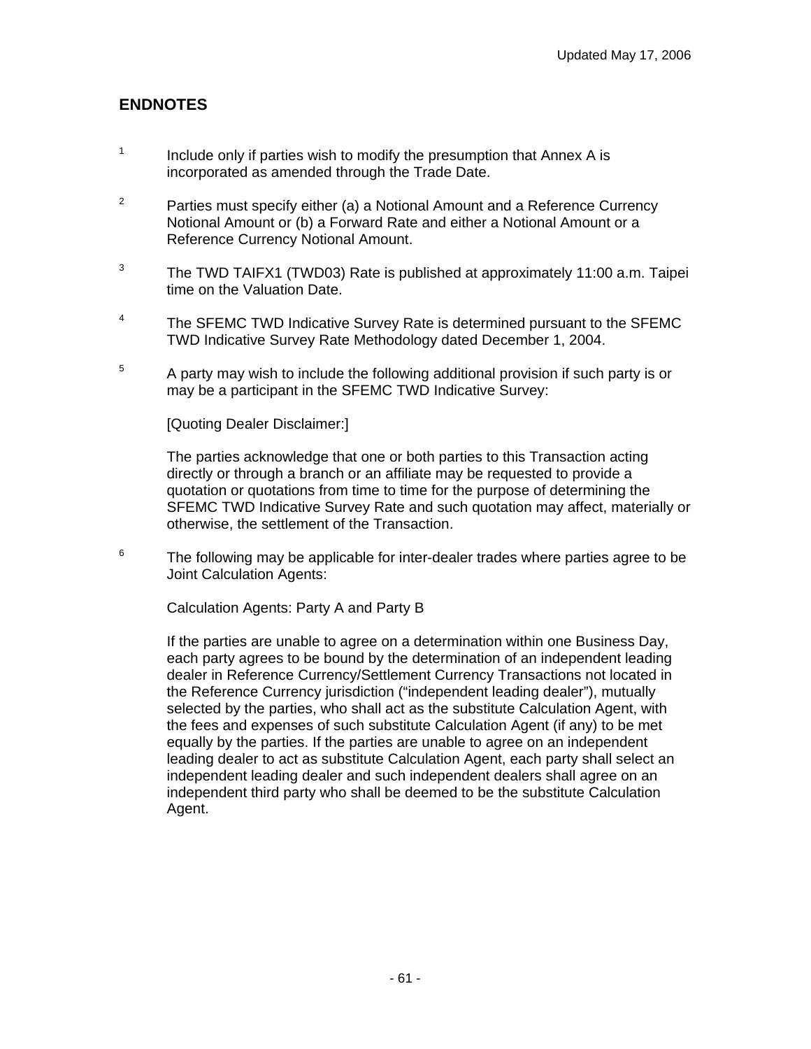## ENDNOTES

[1] Include only if parties wish to modify the presumption that Annex A is incorporated as amended through the Trade Date.

[2] Parties must specify either (a) a Notional Amount and a Reference Currency Notional Amount or (b) a Forward Rate and either a Notional Amount or a Reference Currency Notional Amount.

[3] The TWD TAIFX1 (TWD03) Rate is published at approximately 11:00 a.m. Taipei time on the Valuation Date.

[4] The SFEMC TWD Indicative Survey Rate is determined pursuant to the SFEMC TWD Indicative Survey Rate Methodology dated December 1, 2004.

[5] A party may wish to include the following additional provision if such party is or may be a participant in the SFEMC TWD Indicative Survey:

[Quoting Dealer Disclaimer:]

The parties acknowledge that one or both parties to this Transaction acting directly or through a branch or an affiliate may be requested to provide a quotation or quotations from time to time for the purpose of determining the SFEMC TWD Indicative Survey Rate and such quotation may affect, materially or otherwise, the settlement of the Transaction.

[6] The following may be applicable for inter-dealer trades where parties agree to be Joint Calculation Agents:

Calculation Agents: Party A and Party B

If the parties are unable to agree on a determination within one Business Day, each party agrees to be bound by the determination of an independent leading dealer in Reference Currency/Settlement Currency Transactions not located in the Reference Currency jurisdiction ("independent leading dealer"), mutually selected by the parties, who shall act as the substitute Calculation Agent, with the fees and expenses of such substitute Calculation Agent (if any) to be met equally by the parties. If the parties are unable to agree on an independent leading dealer to act as substitute Calculation Agent, each party shall select an independent leading dealer and such independent dealers shall agree on an independent third party who shall be deemed to be the substitute Calculation Agent.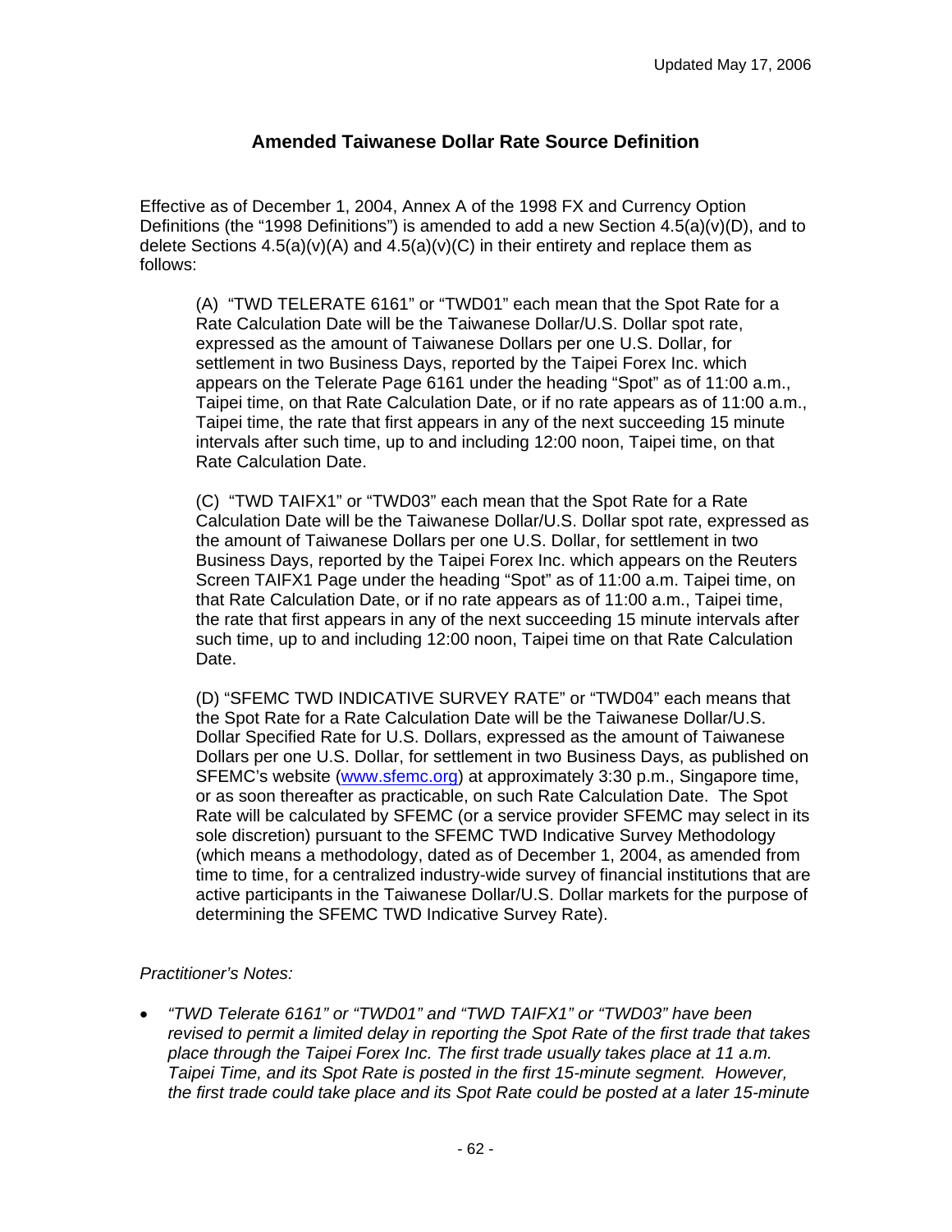Updated May 17, 2006

## Amended Taiwanese Dollar Rate Source Definition

Effective as of December 1, 2004, Annex A of the 1998 FX and Currency Option Definitions (the "1998 Definitions") is amended to add a new Section 4.5(a)(v)(D), and to delete Sections 4.5(a)(v)(A) and 4.5(a)(v)(C) in their entirety and replace them as follows:

> (A) "TWD TELERATE 6161" or "TWD01" each mean that the Spot Rate for a Rate Calculation Date will be the Taiwanese Dollar/U.S. Dollar spot rate, expressed as the amount of Taiwanese Dollars per one U.S. Dollar, for settlement in two Business Days, reported by the Taipei Forex Inc. which appears on the Telerate Page 6161 under the heading "Spot" as of 11:00 a.m., Taipei time, on that Rate Calculation Date, or if no rate appears as of 11:00 a.m., Taipei time, the rate that first appears in any of the next succeeding 15 minute intervals after such time, up to and including 12:00 noon, Taipei time, on that Rate Calculation Date.
>
> (C) "TWD TAIFX1" or "TWD03" each mean that the Spot Rate for a Rate Calculation Date will be the Taiwanese Dollar/U.S. Dollar spot rate, expressed as the amount of Taiwanese Dollars per one U.S. Dollar, for settlement in two Business Days, reported by the Taipei Forex Inc. which appears on the Reuters Screen TAIFX1 Page under the heading "Spot" as of 11:00 a.m. Taipei time, on that Rate Calculation Date, or if no rate appears as of 11:00 a.m., Taipei time, the rate that first appears in any of the next succeeding 15 minute intervals after such time, up to and including 12:00 noon, Taipei time on that Rate Calculation Date.
>
> (D) "SFEMC TWD INDICATIVE SURVEY RATE" or "TWD04" each means that the Spot Rate for a Rate Calculation Date will be the Taiwanese Dollar/U.S. Dollar Specified Rate for U.S. Dollars, expressed as the amount of Taiwanese Dollars per one U.S. Dollar, for settlement in two Business Days, as published on SFEMC's website (www.sfemc.org) at approximately 3:30 p.m., Singapore time, or as soon thereafter as practicable, on such Rate Calculation Date. The Spot Rate will be calculated by SFEMC (or a service provider SFEMC may select in its sole discretion) pursuant to the SFEMC TWD Indicative Survey Methodology (which means a methodology, dated as of December 1, 2004, as amended from time to time, for a centralized industry-wide survey of financial institutions that are active participants in the Taiwanese Dollar/U.S. Dollar markets for the purpose of determining the SFEMC TWD Indicative Survey Rate).

*Practitioner's Notes:*

- *"TWD Telerate 6161" or "TWD01" and "TWD TAIFX1" or "TWD03" have been revised to permit a limited delay in reporting the Spot Rate of the first trade that takes place through the Taipei Forex Inc. The first trade usually takes place at 11 a.m. Taipei Time, and its Spot Rate is posted in the first 15-minute segment. However, the first trade could take place and its Spot Rate could be posted at a later 15-minute*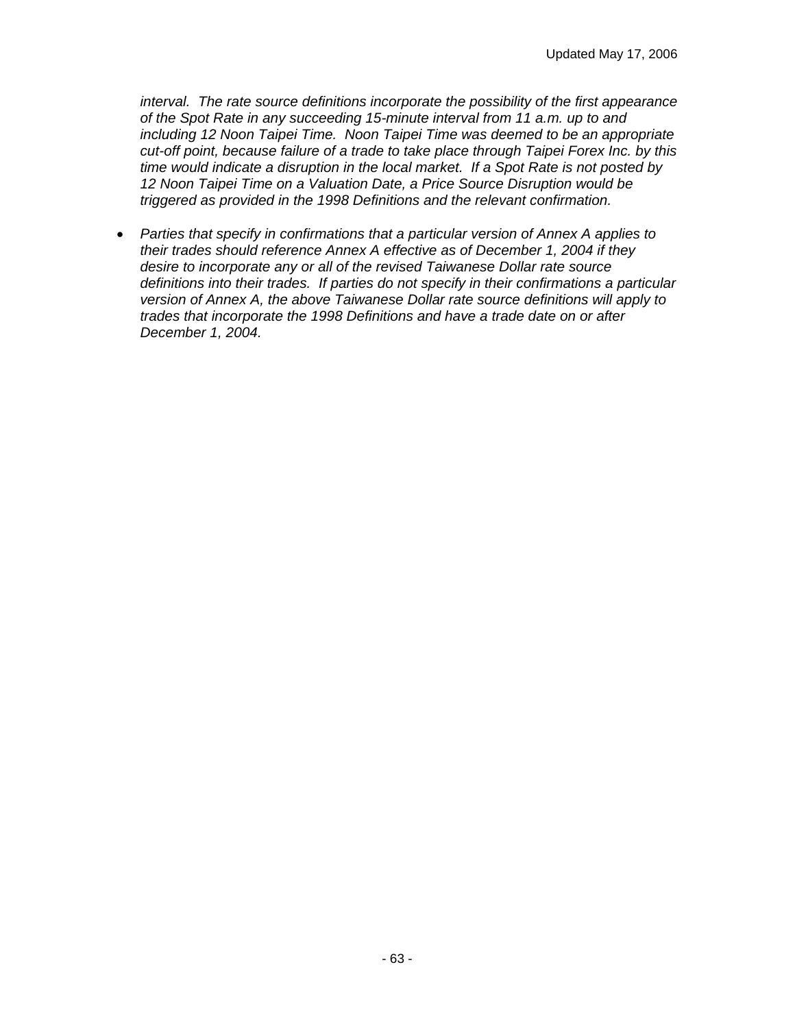*interval. The rate source definitions incorporate the possibility of the first appearance of the Spot Rate in any succeeding 15-minute interval from 11 a.m. up to and including 12 Noon Taipei Time. Noon Taipei Time was deemed to be an appropriate cut-off point, because failure of a trade to take place through Taipei Forex Inc. by this time would indicate a disruption in the local market. If a Spot Rate is not posted by 12 Noon Taipei Time on a Valuation Date, a Price Source Disruption would be triggered as provided in the 1998 Definitions and the relevant confirmation.*

- *Parties that specify in confirmations that a particular version of Annex A applies to their trades should reference Annex A effective as of December 1, 2004 if they desire to incorporate any or all of the revised Taiwanese Dollar rate source definitions into their trades. If parties do not specify in their confirmations a particular version of Annex A, the above Taiwanese Dollar rate source definitions will apply to trades that incorporate the 1998 Definitions and have a trade date on or after December 1, 2004.*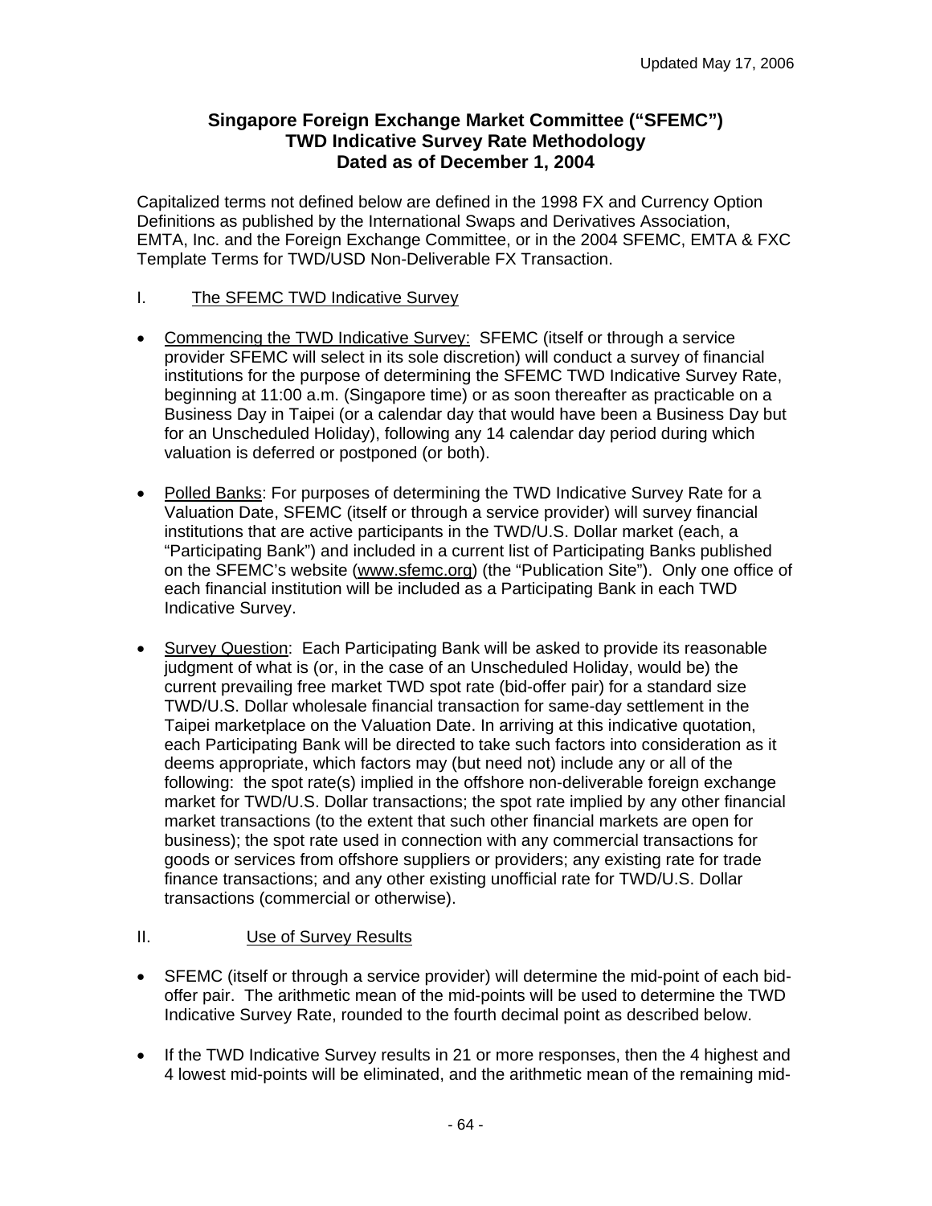Updated May 17, 2006

# Singapore Foreign Exchange Market Committee ("SFEMC") TWD Indicative Survey Rate Methodology Dated as of December 1, 2004

Capitalized terms not defined below are defined in the 1998 FX and Currency Option Definitions as published by the International Swaps and Derivatives Association, EMTA, Inc. and the Foreign Exchange Committee, or in the 2004 SFEMC, EMTA & FXC Template Terms for TWD/USD Non-Deliverable FX Transaction.

## I. The SFEMC TWD Indicative Survey

- Commencing the TWD Indicative Survey: SFEMC (itself or through a service provider SFEMC will select in its sole discretion) will conduct a survey of financial institutions for the purpose of determining the SFEMC TWD Indicative Survey Rate, beginning at 11:00 a.m. (Singapore time) or as soon thereafter as practicable on a Business Day in Taipei (or a calendar day that would have been a Business Day but for an Unscheduled Holiday), following any 14 calendar day period during which valuation is deferred or postponed (or both).

- Polled Banks: For purposes of determining the TWD Indicative Survey Rate for a Valuation Date, SFEMC (itself or through a service provider) will survey financial institutions that are active participants in the TWD/U.S. Dollar market (each, a "Participating Bank") and included in a current list of Participating Banks published on the SFEMC's website (www.sfemc.org) (the "Publication Site"). Only one office of each financial institution will be included as a Participating Bank in each TWD Indicative Survey.

- Survey Question: Each Participating Bank will be asked to provide its reasonable judgment of what is (or, in the case of an Unscheduled Holiday, would be) the current prevailing free market TWD spot rate (bid-offer pair) for a standard size TWD/U.S. Dollar wholesale financial transaction for same-day settlement in the Taipei marketplace on the Valuation Date. In arriving at this indicative quotation, each Participating Bank will be directed to take such factors into consideration as it deems appropriate, which factors may (but need not) include any or all of the following: the spot rate(s) implied in the offshore non-deliverable foreign exchange market for TWD/U.S. Dollar transactions; the spot rate implied by any other financial market transactions (to the extent that such other financial markets are open for business); the spot rate used in connection with any commercial transactions for goods or services from offshore suppliers or providers; any existing rate for trade finance transactions; and any other existing unofficial rate for TWD/U.S. Dollar transactions (commercial or otherwise).

## II. Use of Survey Results

- SFEMC (itself or through a service provider) will determine the mid-point of each bid-offer pair. The arithmetic mean of the mid-points will be used to determine the TWD Indicative Survey Rate, rounded to the fourth decimal point as described below.

- If the TWD Indicative Survey results in 21 or more responses, then the 4 highest and 4 lowest mid-points will be eliminated, and the arithmetic mean of the remaining mid-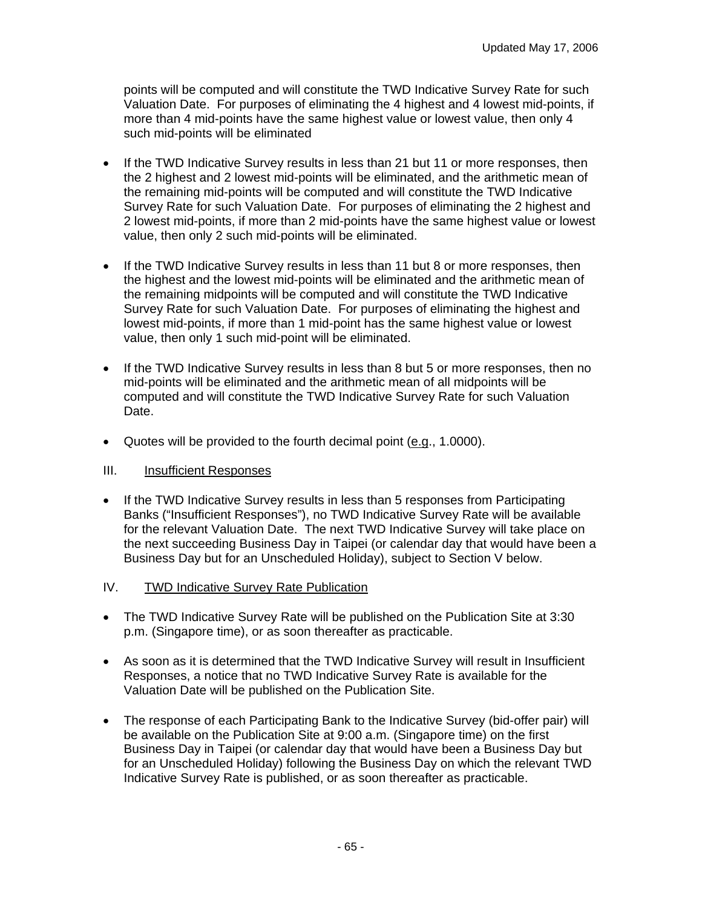points will be computed and will constitute the TWD Indicative Survey Rate for such Valuation Date. For purposes of eliminating the 4 highest and 4 lowest mid-points, if more than 4 mid-points have the same highest value or lowest value, then only 4 such mid-points will be eliminated

- If the TWD Indicative Survey results in less than 21 but 11 or more responses, then the 2 highest and 2 lowest mid-points will be eliminated, and the arithmetic mean of the remaining mid-points will be computed and will constitute the TWD Indicative Survey Rate for such Valuation Date. For purposes of eliminating the 2 highest and 2 lowest mid-points, if more than 2 mid-points have the same highest value or lowest value, then only 2 such mid-points will be eliminated.

- If the TWD Indicative Survey results in less than 11 but 8 or more responses, then the highest and the lowest mid-points will be eliminated and the arithmetic mean of the remaining midpoints will be computed and will constitute the TWD Indicative Survey Rate for such Valuation Date. For purposes of eliminating the highest and lowest mid-points, if more than 1 mid-point has the same highest value or lowest value, then only 1 such mid-point will be eliminated.

- If the TWD Indicative Survey results in less than 8 but 5 or more responses, then no mid-points will be eliminated and the arithmetic mean of all midpoints will be computed and will constitute the TWD Indicative Survey Rate for such Valuation Date.

- Quotes will be provided to the fourth decimal point (e.g., 1.0000).

## III. Insufficient Responses

- If the TWD Indicative Survey results in less than 5 responses from Participating Banks ("Insufficient Responses"), no TWD Indicative Survey Rate will be available for the relevant Valuation Date. The next TWD Indicative Survey will take place on the next succeeding Business Day in Taipei (or calendar day that would have been a Business Day but for an Unscheduled Holiday), subject to Section V below.

## IV. TWD Indicative Survey Rate Publication

- The TWD Indicative Survey Rate will be published on the Publication Site at 3:30 p.m. (Singapore time), or as soon thereafter as practicable.

- As soon as it is determined that the TWD Indicative Survey will result in Insufficient Responses, a notice that no TWD Indicative Survey Rate is available for the Valuation Date will be published on the Publication Site.

- The response of each Participating Bank to the Indicative Survey (bid-offer pair) will be available on the Publication Site at 9:00 a.m. (Singapore time) on the first Business Day in Taipei (or calendar day that would have been a Business Day but for an Unscheduled Holiday) following the Business Day on which the relevant TWD Indicative Survey Rate is published, or as soon thereafter as practicable.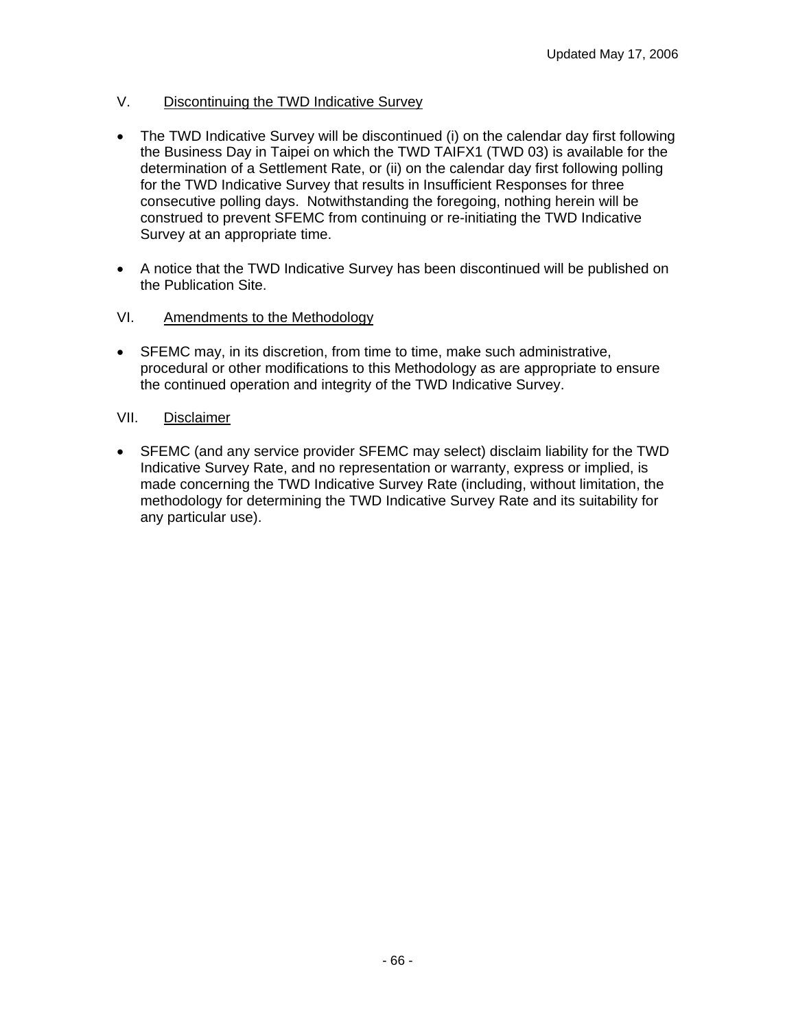## V. <u>Discontinuing the TWD Indicative Survey</u>

- The TWD Indicative Survey will be discontinued (i) on the calendar day first following the Business Day in Taipei on which the TWD TAIFX1 (TWD 03) is available for the determination of a Settlement Rate, or (ii) on the calendar day first following polling for the TWD Indicative Survey that results in Insufficient Responses for three consecutive polling days. Notwithstanding the foregoing, nothing herein will be construed to prevent SFEMC from continuing or re-initiating the TWD Indicative Survey at an appropriate time.

- A notice that the TWD Indicative Survey has been discontinued will be published on the Publication Site.

## VI. <u>Amendments to the Methodology</u>

- SFEMC may, in its discretion, from time to time, make such administrative, procedural or other modifications to this Methodology as are appropriate to ensure the continued operation and integrity of the TWD Indicative Survey.

## VII. <u>Disclaimer</u>

- SFEMC (and any service provider SFEMC may select) disclaim liability for the TWD Indicative Survey Rate, and no representation or warranty, express or implied, is made concerning the TWD Indicative Survey Rate (including, without limitation, the methodology for determining the TWD Indicative Survey Rate and its suitability for any particular use).